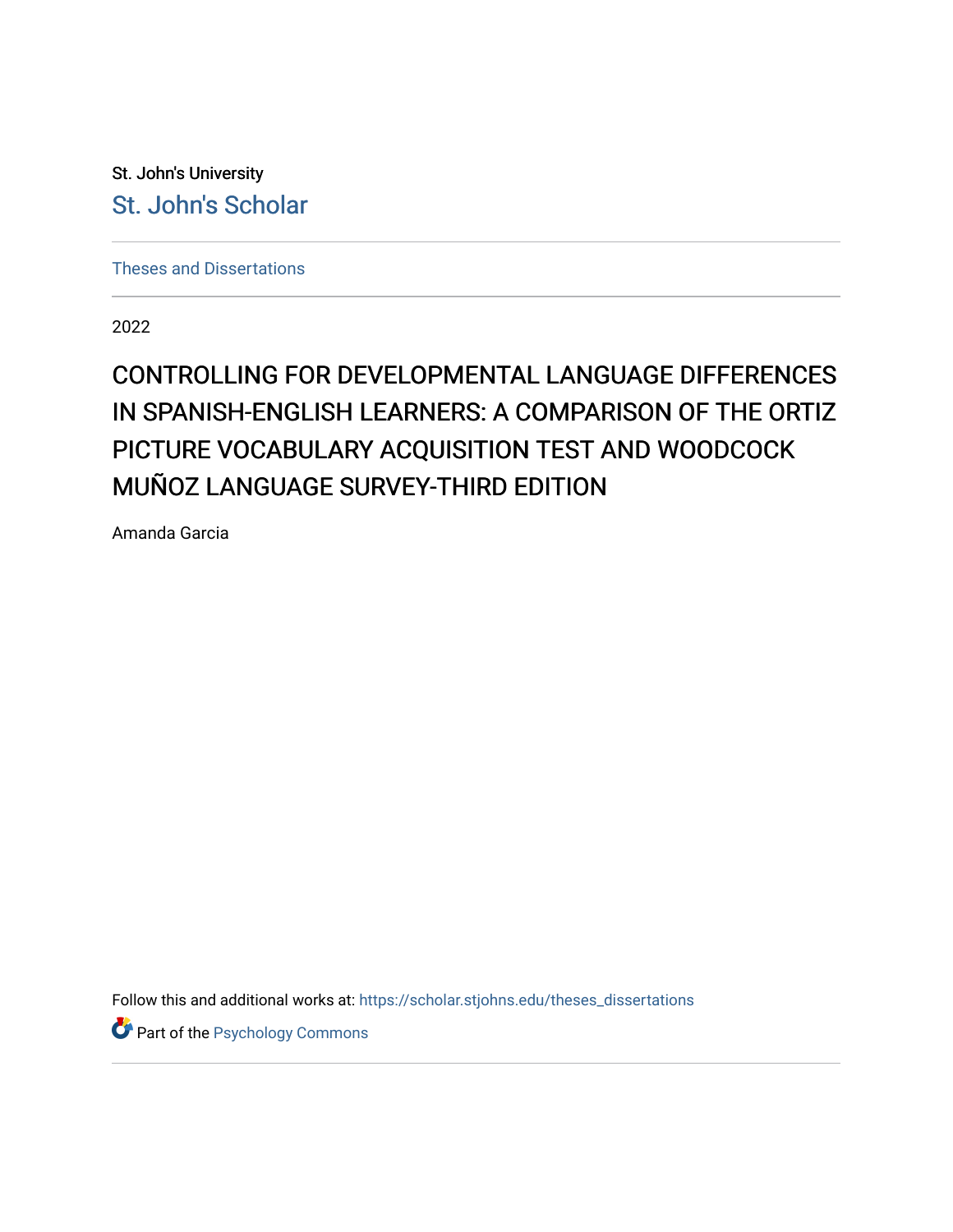St. John's University

St. John's Scholar

Theses and Dissertations

2022

# CONTROLLING FOR DEVELOPMENTAL LANGUAGE DIFFERENCES IN SPANISH-ENGLISH LEARNERS: A COMPARISON OF THE ORTIZ PICTURE VOCABULARY ACQUISITION TEST AND WOODCOCK MUÑOZ LANGUAGE SURVEY-THIRD EDITION

Amanda Garcia

Follow this and additional works at: https://scholar.stjohns.edu/theses_dissertations

Part of the Psychology Commons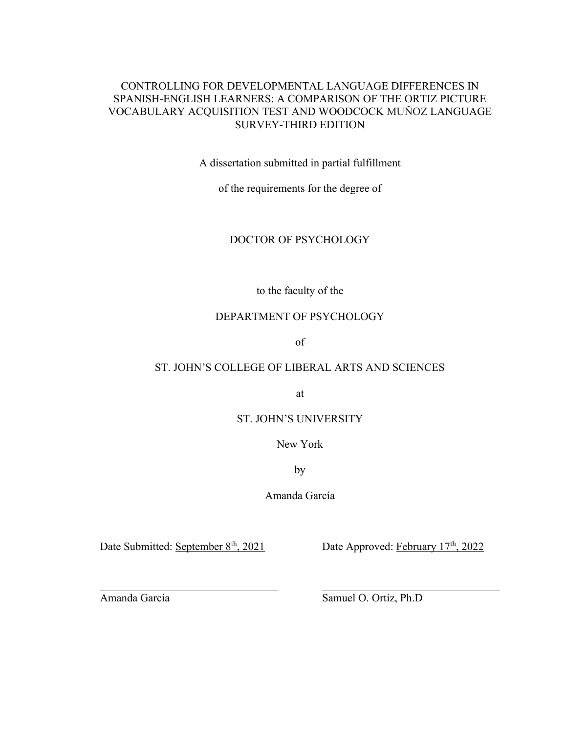# CONTROLLING FOR DEVELOPMENTAL LANGUAGE DIFFERENCES IN SPANISH-ENGLISH LEARNERS: A COMPARISON OF THE ORTIZ PICTURE VOCABULARY ACQUISITION TEST AND WOODCOCK MUÑOZ LANGUAGE SURVEY-THIRD EDITION

A dissertation submitted in partial fulfillment

of the requirements for the degree of

DOCTOR OF PSYCHOLOGY

to the faculty of the

DEPARTMENT OF PSYCHOLOGY

of

ST. JOHN'S COLLEGE OF LIBERAL ARTS AND SCIENCES

at

ST. JOHN'S UNIVERSITY

New York

by

Amanda García

Date Submitted: September 8th, 2021

Date Approved: February 17th, 2022

\_\_\_\_\_\_\_\_\_\_\_\_\_\_\_\_\_\_\_\_\_\_\_\_\_\_\_\_\_\_
Amanda García

\_\_\_\_\_\_\_\_\_\_\_\_\_\_\_\_\_\_\_\_\_\_\_\_\_\_\_\_\_\_
Samuel O. Ortiz, Ph.D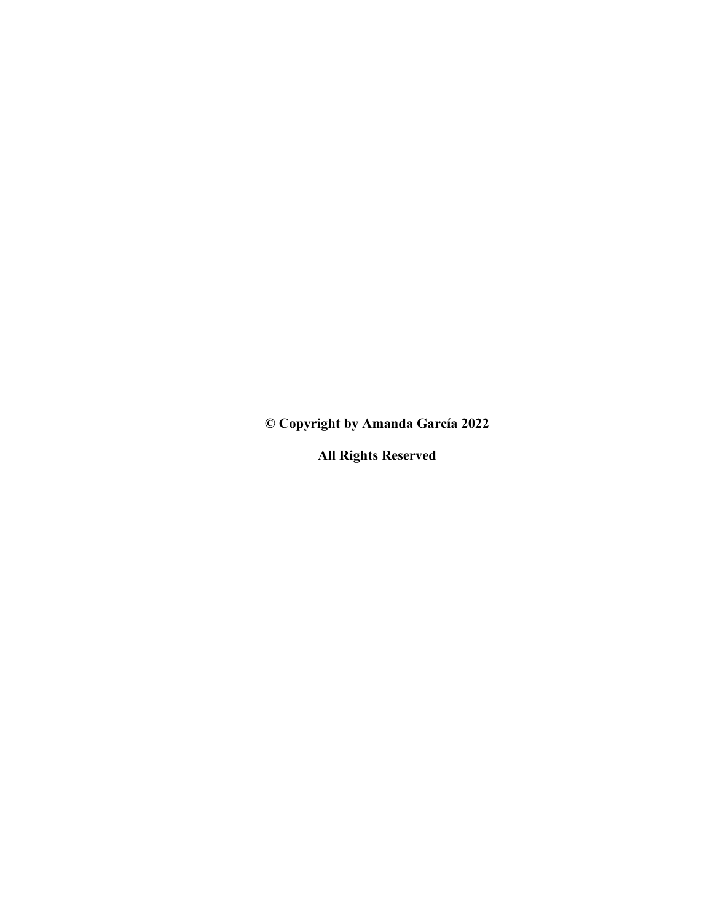**© Copyright by Amanda García 2022**

**All Rights Reserved**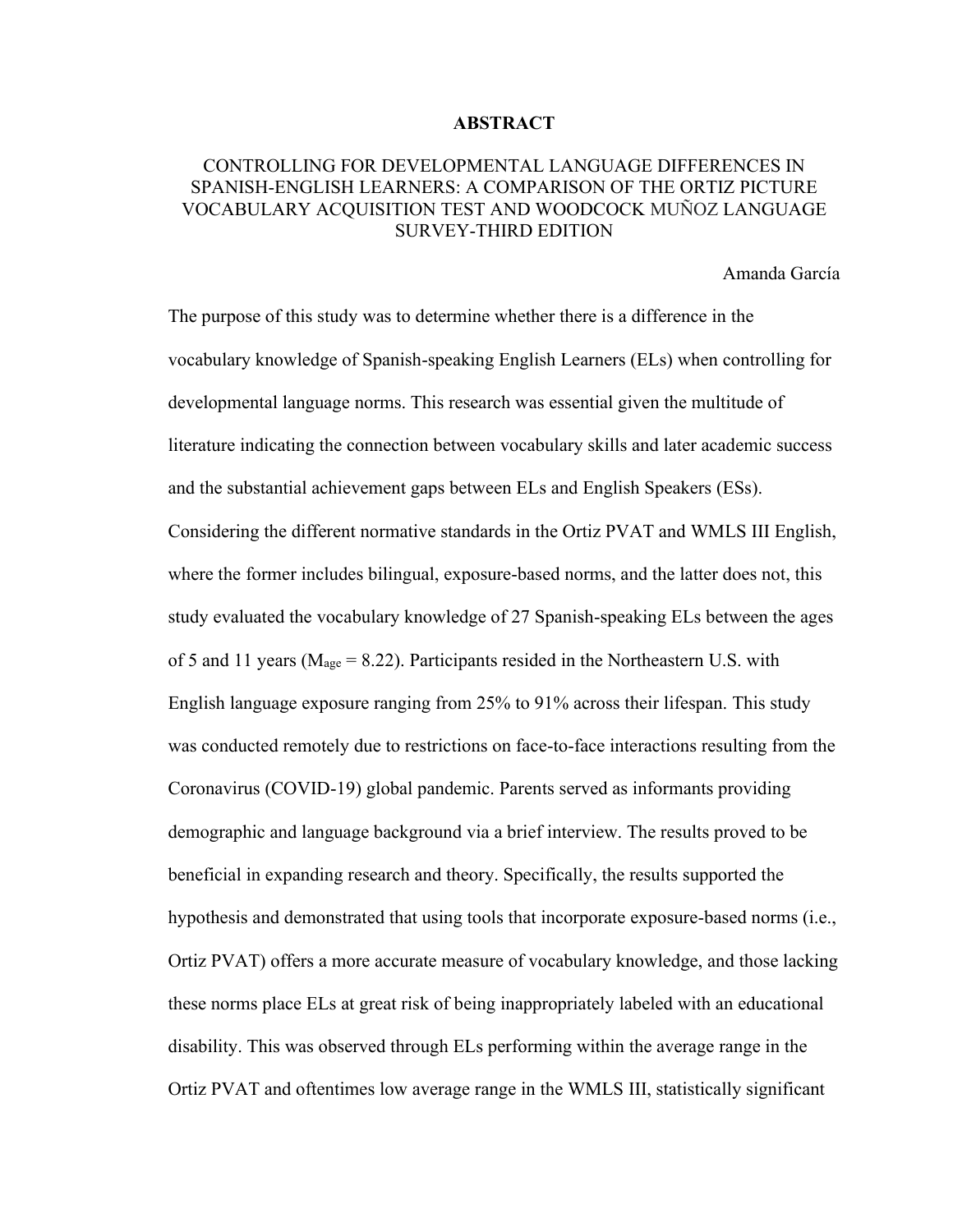# ABSTRACT

## CONTROLLING FOR DEVELOPMENTAL LANGUAGE DIFFERENCES IN SPANISH-ENGLISH LEARNERS: A COMPARISON OF THE ORTIZ PICTURE VOCABULARY ACQUISITION TEST AND WOODCOCK MUÑOZ LANGUAGE SURVEY-THIRD EDITION

Amanda García

The purpose of this study was to determine whether there is a difference in the vocabulary knowledge of Spanish-speaking English Learners (ELs) when controlling for developmental language norms. This research was essential given the multitude of literature indicating the connection between vocabulary skills and later academic success and the substantial achievement gaps between ELs and English Speakers (ESs). Considering the different normative standards in the Ortiz PVAT and WMLS III English, where the former includes bilingual, exposure-based norms, and the latter does not, this study evaluated the vocabulary knowledge of 27 Spanish-speaking ELs between the ages of 5 and 11 years ($M_{age} = 8.22$). Participants resided in the Northeastern U.S. with English language exposure ranging from 25% to 91% across their lifespan. This study was conducted remotely due to restrictions on face-to-face interactions resulting from the Coronavirus (COVID-19) global pandemic. Parents served as informants providing demographic and language background via a brief interview. The results proved to be beneficial in expanding research and theory. Specifically, the results supported the hypothesis and demonstrated that using tools that incorporate exposure-based norms (i.e., Ortiz PVAT) offers a more accurate measure of vocabulary knowledge, and those lacking these norms place ELs at great risk of being inappropriately labeled with an educational disability. This was observed through ELs performing within the average range in the Ortiz PVAT and oftentimes low average range in the WMLS III, statistically significant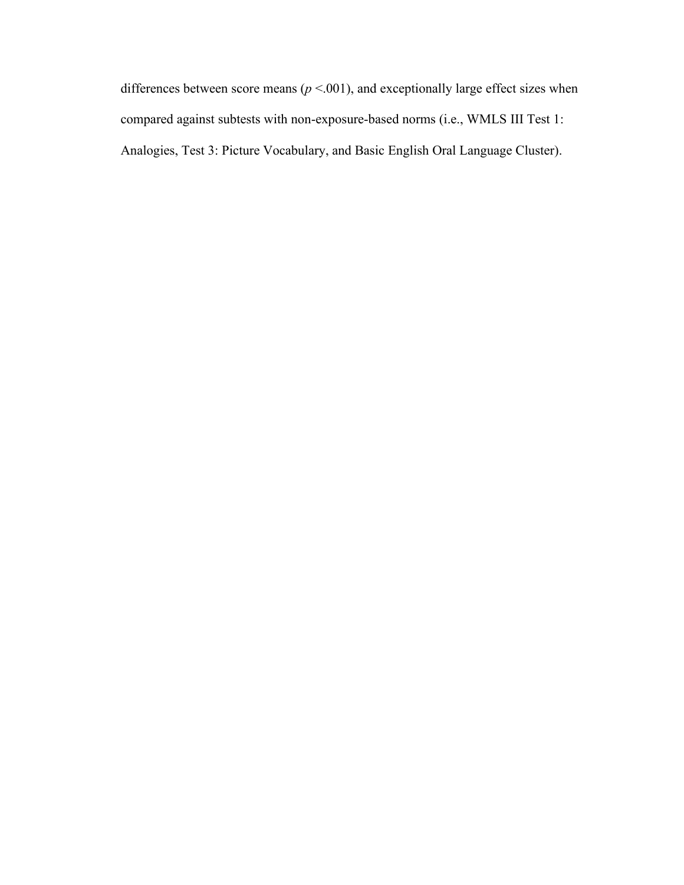differences between score means ($p$ <.001), and exceptionally large effect sizes when compared against subtests with non-exposure-based norms (i.e., WMLS III Test 1: Analogies, Test 3: Picture Vocabulary, and Basic English Oral Language Cluster).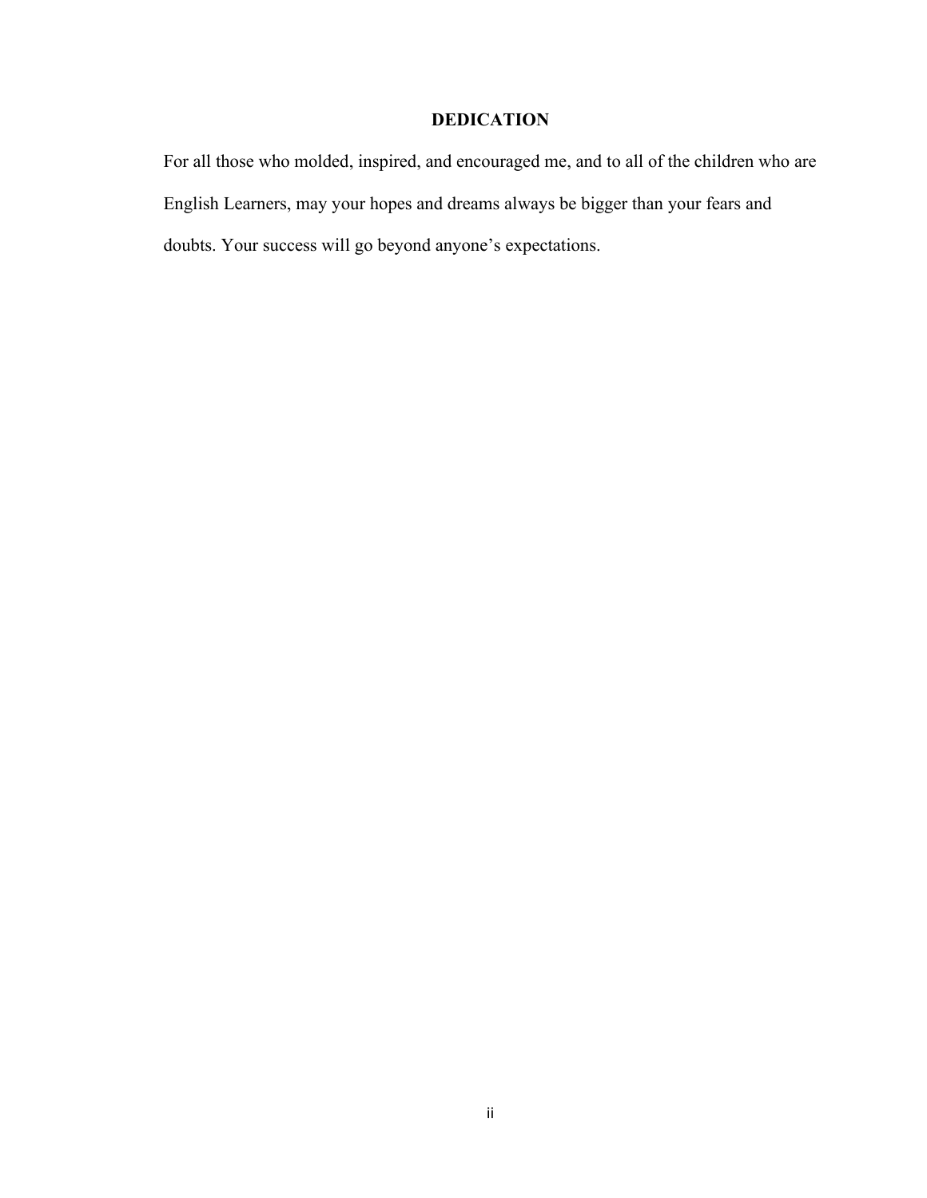## DEDICATION

For all those who molded, inspired, and encouraged me, and to all of the children who are English Learners, may your hopes and dreams always be bigger than your fears and doubts. Your success will go beyond anyone's expectations.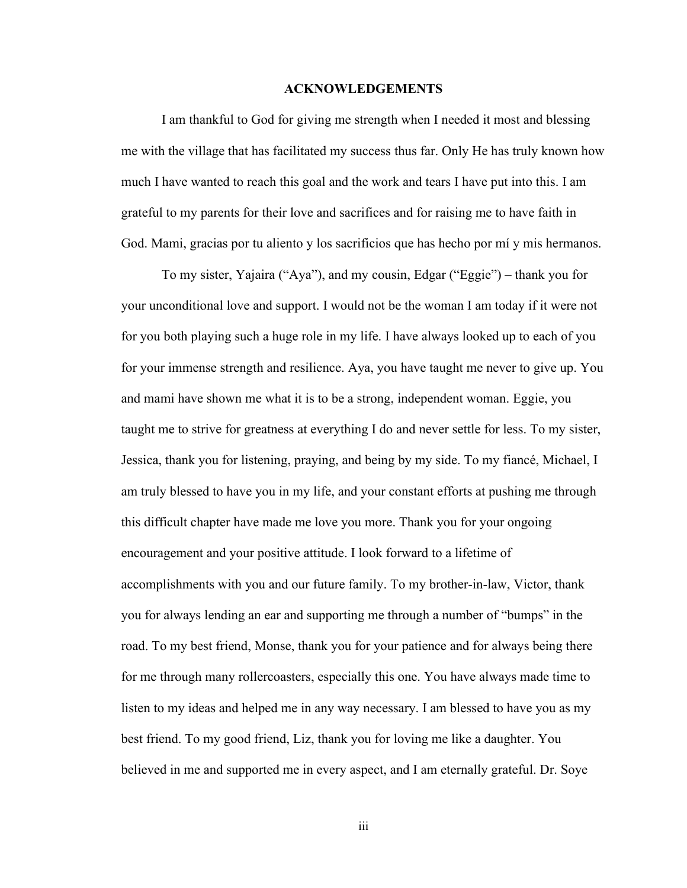# ACKNOWLEDGEMENTS

I am thankful to God for giving me strength when I needed it most and blessing me with the village that has facilitated my success thus far. Only He has truly known how much I have wanted to reach this goal and the work and tears I have put into this. I am grateful to my parents for their love and sacrifices and for raising me to have faith in God. Mami, gracias por tu aliento y los sacrificios que has hecho por mí y mis hermanos.

To my sister, Yajaira ("Aya"), and my cousin, Edgar ("Eggie") – thank you for your unconditional love and support. I would not be the woman I am today if it were not for you both playing such a huge role in my life. I have always looked up to each of you for your immense strength and resilience. Aya, you have taught me never to give up. You and mami have shown me what it is to be a strong, independent woman. Eggie, you taught me to strive for greatness at everything I do and never settle for less. To my sister, Jessica, thank you for listening, praying, and being by my side. To my fiancé, Michael, I am truly blessed to have you in my life, and your constant efforts at pushing me through this difficult chapter have made me love you more. Thank you for your ongoing encouragement and your positive attitude. I look forward to a lifetime of accomplishments with you and our future family. To my brother-in-law, Victor, thank you for always lending an ear and supporting me through a number of "bumps" in the road. To my best friend, Monse, thank you for your patience and for always being there for me through many rollercoasters, especially this one. You have always made time to listen to my ideas and helped me in any way necessary. I am blessed to have you as my best friend. To my good friend, Liz, thank you for loving me like a daughter. You believed in me and supported me in every aspect, and I am eternally grateful. Dr. Soye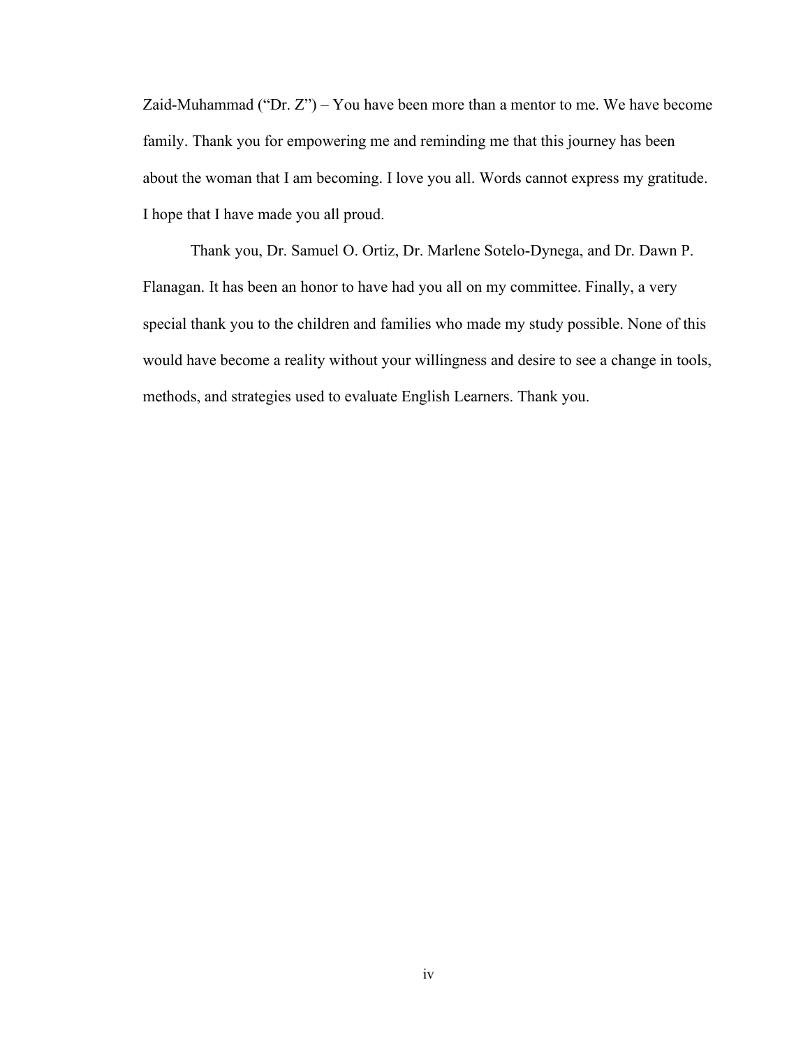Zaid-Muhammad ("Dr. Z") – You have been more than a mentor to me. We have become family. Thank you for empowering me and reminding me that this journey has been about the woman that I am becoming. I love you all. Words cannot express my gratitude. I hope that I have made you all proud.

Thank you, Dr. Samuel O. Ortiz, Dr. Marlene Sotelo-Dynega, and Dr. Dawn P. Flanagan. It has been an honor to have had you all on my committee. Finally, a very special thank you to the children and families who made my study possible. None of this would have become a reality without your willingness and desire to see a change in tools, methods, and strategies used to evaluate English Learners. Thank you.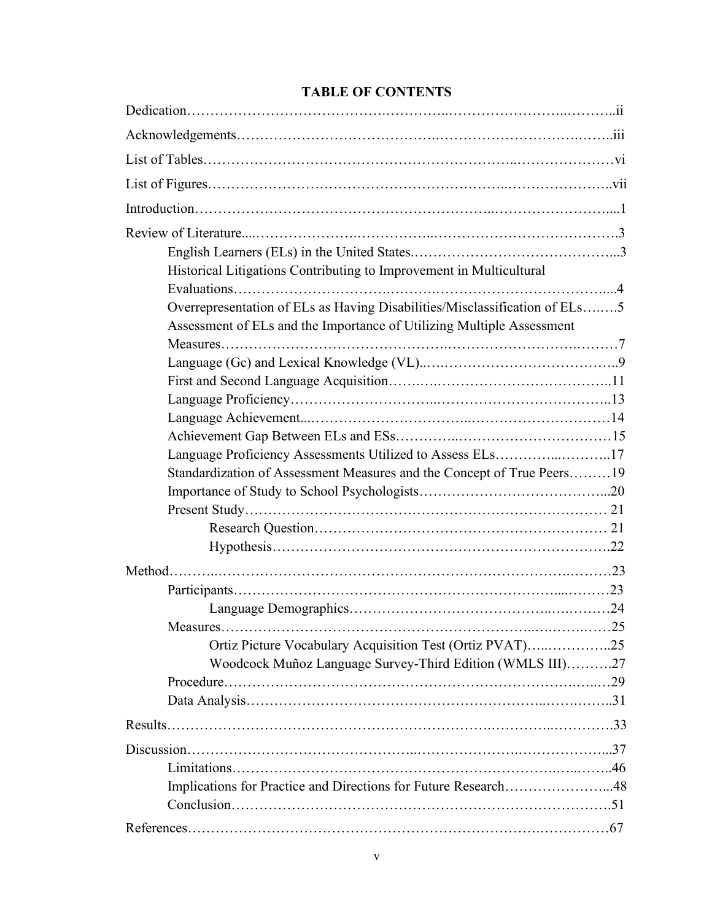# TABLE OF CONTENTS

Dedication……………………………………………………………………………………ii

Acknowledgements…………………………………………………………………………iii

List of Tables…………………………………………………………………………………vi

List of Figures………………………………………………………………………………vii

Introduction……………………………………………………………………………………1

Review of Literature……………………………………………………………………………3

- English Learners (ELs) in the United States……………………………………………3
- Historical Litigations Contributing to Improvement in Multicultural Evaluations……………………………………………………………………………………4
- Overrepresentation of ELs as Having Disabilities/Misclassification of ELs………5
- Assessment of ELs and the Importance of Utilizing Multiple Assessment Measures……………………………………………………………………………………7
- Language (Gc) and Lexical Knowledge (VL)……………………………………………9
- First and Second Language Acquisition…………………………………………………11
- Language Proficiency…………………………………………………………………………13
- Language Achievement………………………………………………………………………14
- Achievement Gap Between ELs and ESs…………………………………………………15
- Language Proficiency Assessments Utilized to Assess ELs……………………………17
- Standardization of Assessment Measures and the Concept of True Peers………19
- Importance of Study to School Psychologists…………………………………………20
- Present Study……………………………………………………………………………………21
  - Research Question………………………………………………………………………21
  - Hypothesis………………………………………………………………………………22

Method…………………………………………………………………………………………23

- Participants……………………………………………………………………………………23
  - Language Demographics………………………………………………………………24
- Measures………………………………………………………………………………………25
  - Ortiz Picture Vocabulary Acquisition Test (Ortiz PVAT)…………………………25
  - Woodcock Muñoz Language Survey-Third Edition (WMLS III)………………27
- Procedure……………………………………………………………………………………29
- Data Analysis…………………………………………………………………………………31

Results…………………………………………………………………………………………33

Discussion……………………………………………………………………………………37

- Limitations……………………………………………………………………………………46
- Implications for Practice and Directions for Future Research……………………48
- Conclusion……………………………………………………………………………………51

References……………………………………………………………………………………67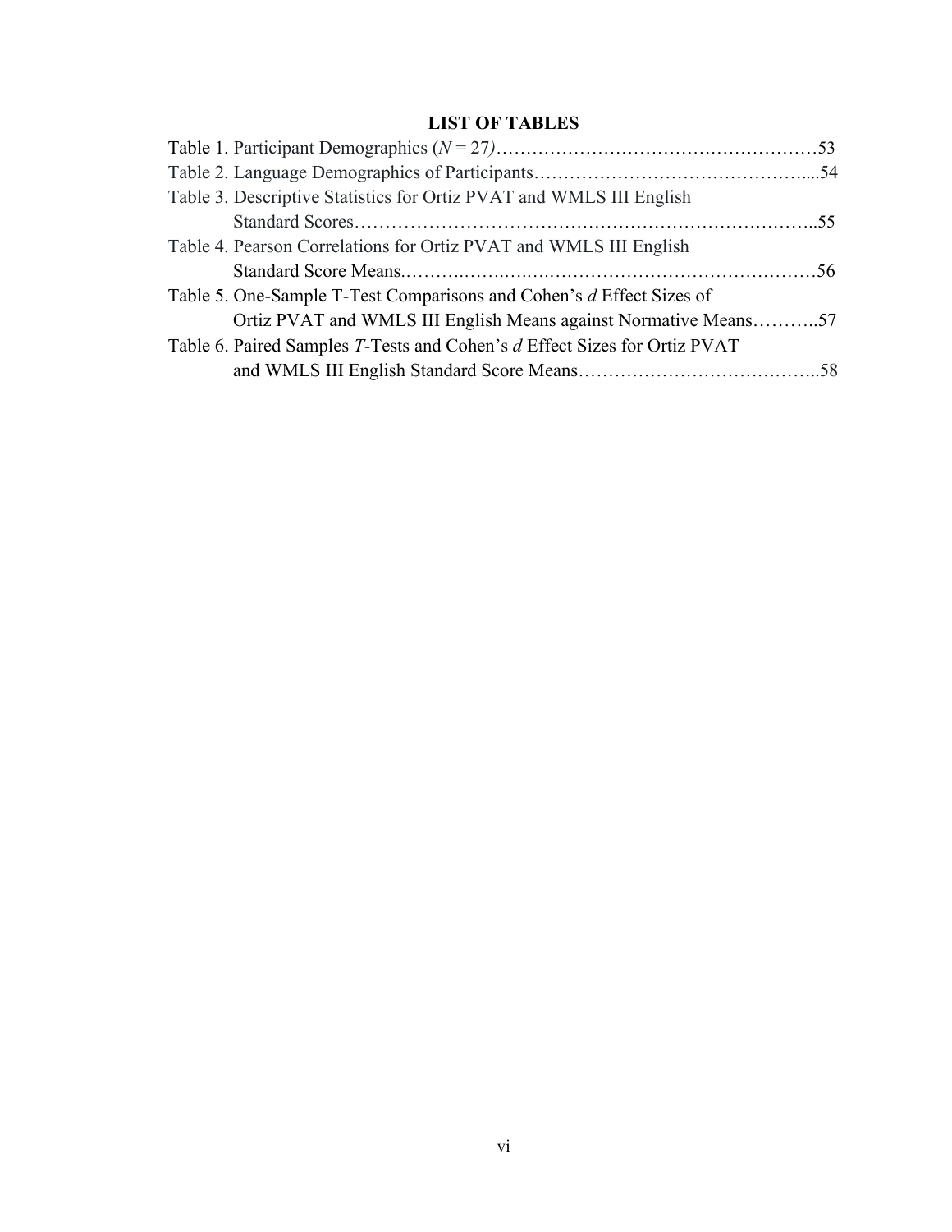# LIST OF TABLES

Table 1. Participant Demographics (*N* = 27)……………………………………………53

Table 2. Language Demographics of Participants………………………………………....54

Table 3. Descriptive Statistics for Ortiz PVAT and WMLS III English Standard Scores…………………………………………………………………..55

Table 4. Pearson Correlations for Ortiz PVAT and WMLS III English Standard Score Means.………………………………………………………………56

Table 5. One-Sample T-Test Comparisons and Cohen's *d* Effect Sizes of Ortiz PVAT and WMLS III English Means against Normative Means………..57

Table 6. Paired Samples *T*-Tests and Cohen's *d* Effect Sizes for Ortiz PVAT and WMLS III English Standard Score Means…………………………………..58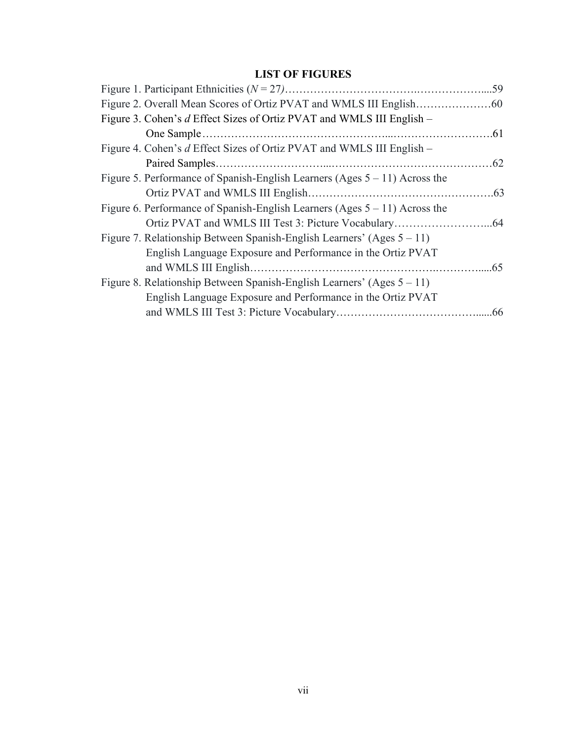## LIST OF FIGURES

Figure 1. Participant Ethnicities ($N = 27$)……………………………….………………....59

Figure 2. Overall Mean Scores of Ortiz PVAT and WMLS III English…………………60

Figure 3. Cohen's *d* Effect Sizes of Ortiz PVAT and WMLS III English – One Sample…………………….…………………...……………………….61

Figure 4. Cohen's *d* Effect Sizes of Ortiz PVAT and WMLS III English – Paired Samples………………………...………………………………………62

Figure 5. Performance of Spanish-English Learners (Ages 5 – 11) Across the Ortiz PVAT and WMLS III English…………………………………………….63

Figure 6. Performance of Spanish-English Learners (Ages 5 – 11) Across the Ortiz PVAT and WMLS III Test 3: Picture Vocabulary……………………...64

Figure 7. Relationship Between Spanish-English Learners' (Ages 5 – 11) English Language Exposure and Performance in the Ortiz PVAT and WMLS III English…………………………………………….………......65

Figure 8. Relationship Between Spanish-English Learners' (Ages 5 – 11) English Language Exposure and Performance in the Ortiz PVAT and WMLS III Test 3: Picture Vocabulary…………………………………......66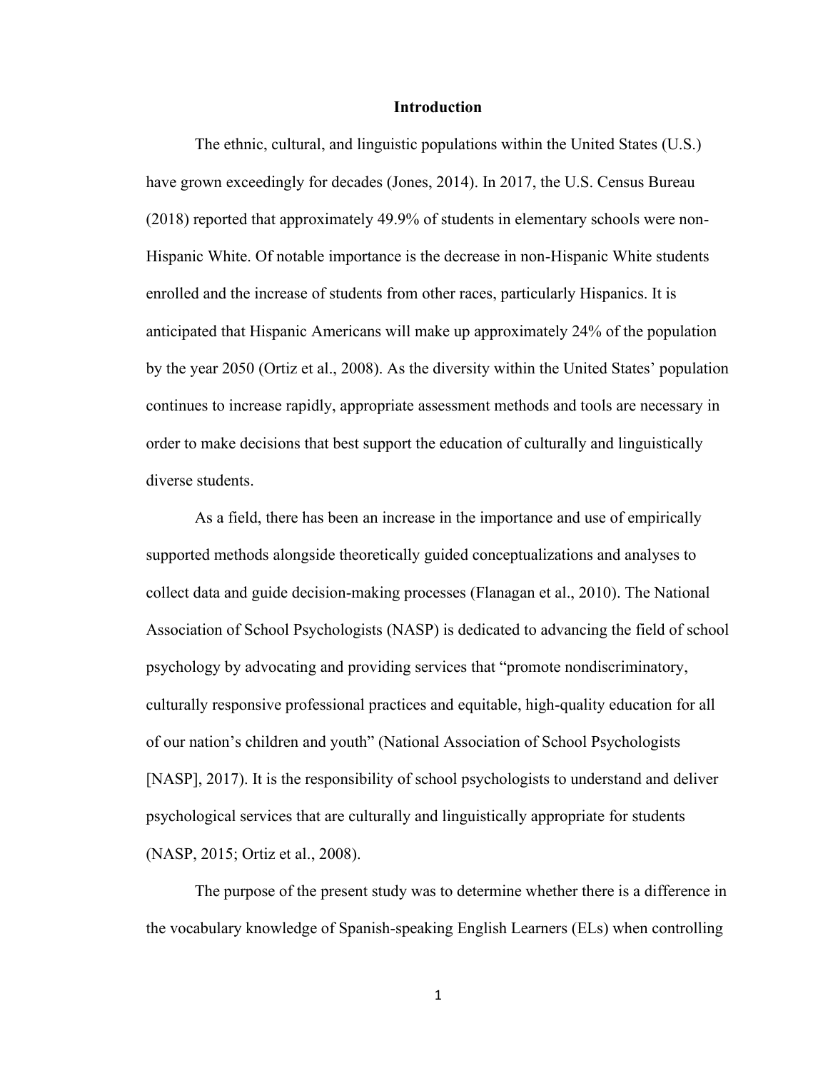# Introduction

The ethnic, cultural, and linguistic populations within the United States (U.S.) have grown exceedingly for decades (Jones, 2014). In 2017, the U.S. Census Bureau (2018) reported that approximately 49.9% of students in elementary schools were non-Hispanic White. Of notable importance is the decrease in non-Hispanic White students enrolled and the increase of students from other races, particularly Hispanics. It is anticipated that Hispanic Americans will make up approximately 24% of the population by the year 2050 (Ortiz et al., 2008). As the diversity within the United States' population continues to increase rapidly, appropriate assessment methods and tools are necessary in order to make decisions that best support the education of culturally and linguistically diverse students.

As a field, there has been an increase in the importance and use of empirically supported methods alongside theoretically guided conceptualizations and analyses to collect data and guide decision-making processes (Flanagan et al., 2010). The National Association of School Psychologists (NASP) is dedicated to advancing the field of school psychology by advocating and providing services that "promote nondiscriminatory, culturally responsive professional practices and equitable, high-quality education for all of our nation's children and youth" (National Association of School Psychologists [NASP], 2017). It is the responsibility of school psychologists to understand and deliver psychological services that are culturally and linguistically appropriate for students (NASP, 2015; Ortiz et al., 2008).

The purpose of the present study was to determine whether there is a difference in the vocabulary knowledge of Spanish-speaking English Learners (ELs) when controlling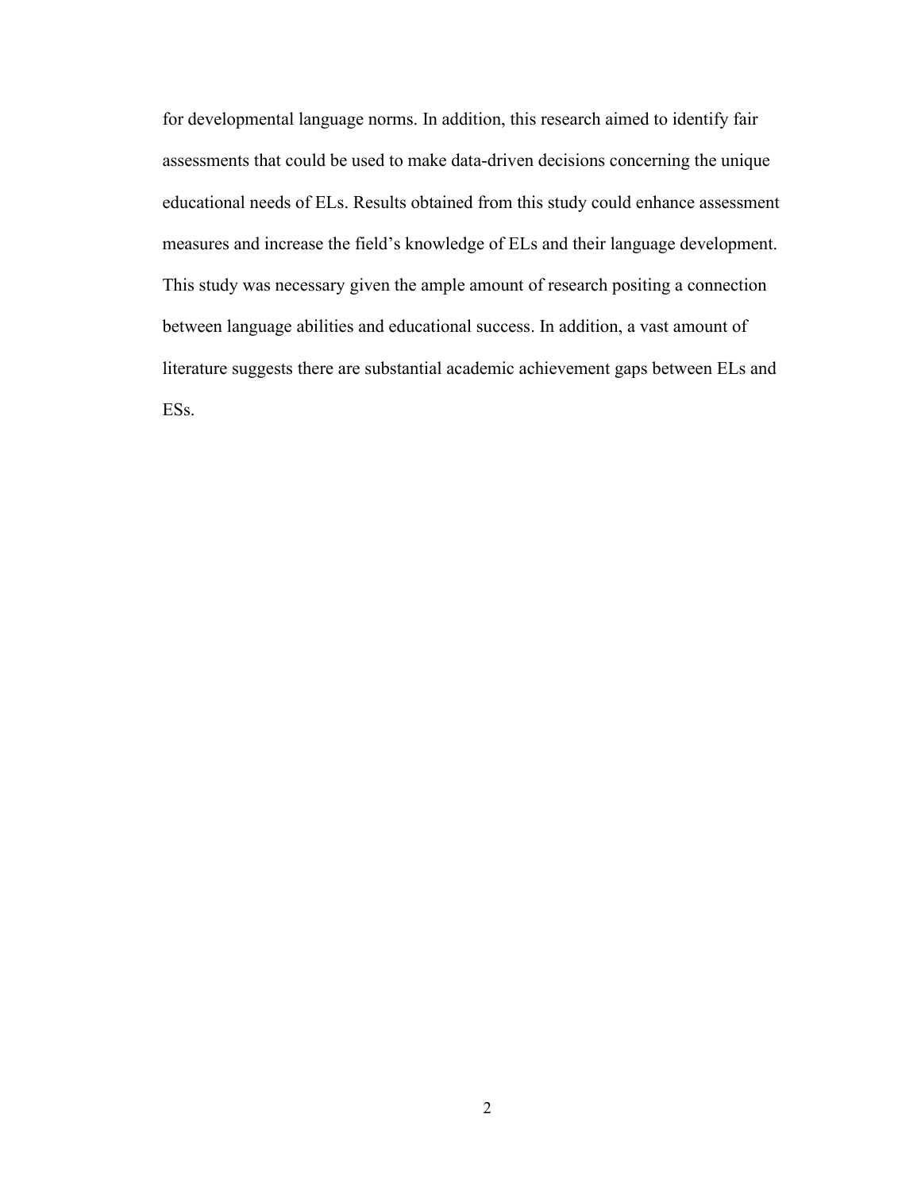for developmental language norms. In addition, this research aimed to identify fair assessments that could be used to make data-driven decisions concerning the unique educational needs of ELs. Results obtained from this study could enhance assessment measures and increase the field's knowledge of ELs and their language development. This study was necessary given the ample amount of research positing a connection between language abilities and educational success. In addition, a vast amount of literature suggests there are substantial academic achievement gaps between ELs and ESs.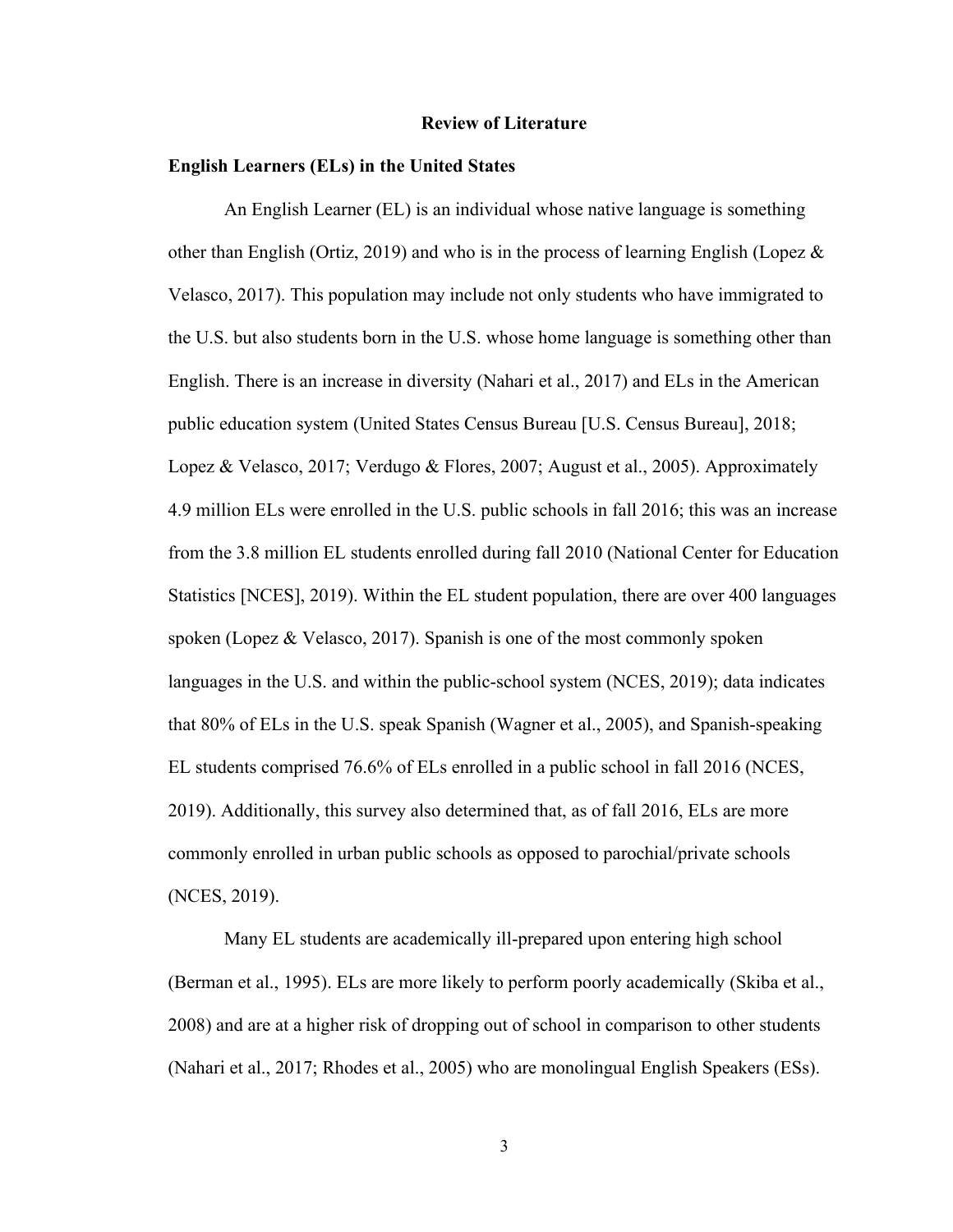# Review of Literature

## English Learners (ELs) in the United States

An English Learner (EL) is an individual whose native language is something other than English (Ortiz, 2019) and who is in the process of learning English (Lopez & Velasco, 2017). This population may include not only students who have immigrated to the U.S. but also students born in the U.S. whose home language is something other than English. There is an increase in diversity (Nahari et al., 2017) and ELs in the American public education system (United States Census Bureau [U.S. Census Bureau], 2018; Lopez & Velasco, 2017; Verdugo & Flores, 2007; August et al., 2005). Approximately 4.9 million ELs were enrolled in the U.S. public schools in fall 2016; this was an increase from the 3.8 million EL students enrolled during fall 2010 (National Center for Education Statistics [NCES], 2019). Within the EL student population, there are over 400 languages spoken (Lopez & Velasco, 2017). Spanish is one of the most commonly spoken languages in the U.S. and within the public-school system (NCES, 2019); data indicates that 80% of ELs in the U.S. speak Spanish (Wagner et al., 2005), and Spanish-speaking EL students comprised 76.6% of ELs enrolled in a public school in fall 2016 (NCES, 2019). Additionally, this survey also determined that, as of fall 2016, ELs are more commonly enrolled in urban public schools as opposed to parochial/private schools (NCES, 2019).

Many EL students are academically ill-prepared upon entering high school (Berman et al., 1995). ELs are more likely to perform poorly academically (Skiba et al., 2008) and are at a higher risk of dropping out of school in comparison to other students (Nahari et al., 2017; Rhodes et al., 2005) who are monolingual English Speakers (ESs).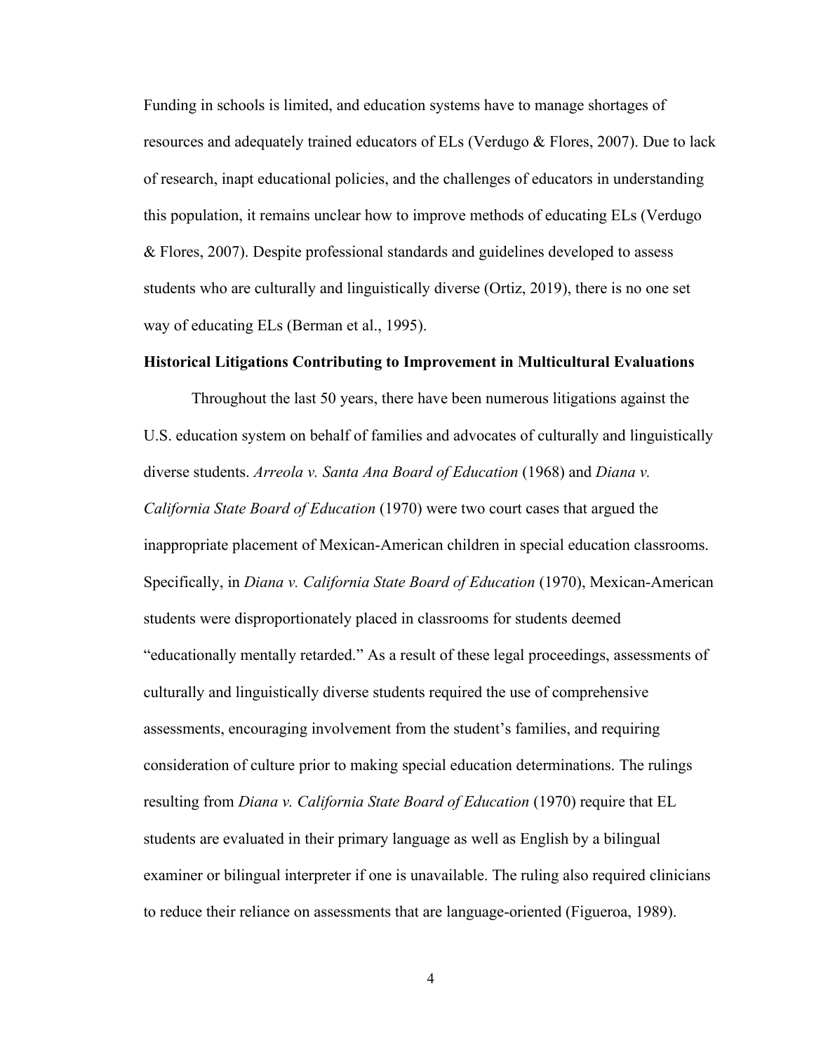Funding in schools is limited, and education systems have to manage shortages of resources and adequately trained educators of ELs (Verdugo & Flores, 2007). Due to lack of research, inapt educational policies, and the challenges of educators in understanding this population, it remains unclear how to improve methods of educating ELs (Verdugo & Flores, 2007). Despite professional standards and guidelines developed to assess students who are culturally and linguistically diverse (Ortiz, 2019), there is no one set way of educating ELs (Berman et al., 1995).

**Historical Litigations Contributing to Improvement in Multicultural Evaluations**

Throughout the last 50 years, there have been numerous litigations against the U.S. education system on behalf of families and advocates of culturally and linguistically diverse students. *Arreola v. Santa Ana Board of Education* (1968) and *Diana v. California State Board of Education* (1970) were two court cases that argued the inappropriate placement of Mexican-American children in special education classrooms. Specifically, in *Diana v. California State Board of Education* (1970), Mexican-American students were disproportionately placed in classrooms for students deemed "educationally mentally retarded." As a result of these legal proceedings, assessments of culturally and linguistically diverse students required the use of comprehensive assessments, encouraging involvement from the student's families, and requiring consideration of culture prior to making special education determinations. The rulings resulting from *Diana v. California State Board of Education* (1970) require that EL students are evaluated in their primary language as well as English by a bilingual examiner or bilingual interpreter if one is unavailable. The ruling also required clinicians to reduce their reliance on assessments that are language-oriented (Figueroa, 1989).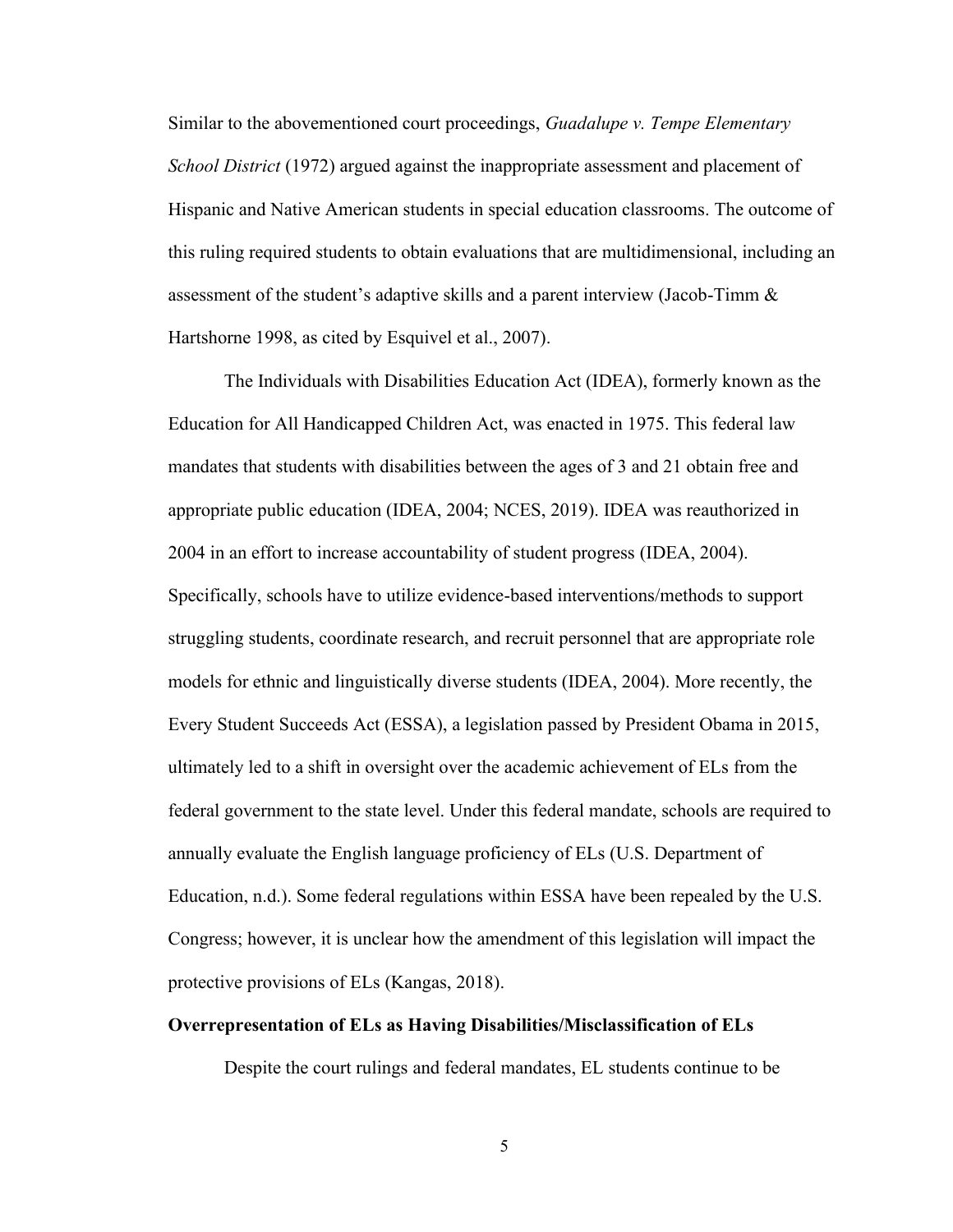Similar to the abovementioned court proceedings, *Guadalupe v. Tempe Elementary School District* (1972) argued against the inappropriate assessment and placement of Hispanic and Native American students in special education classrooms. The outcome of this ruling required students to obtain evaluations that are multidimensional, including an assessment of the student's adaptive skills and a parent interview (Jacob-Timm & Hartshorne 1998, as cited by Esquivel et al., 2007).

The Individuals with Disabilities Education Act (IDEA), formerly known as the Education for All Handicapped Children Act, was enacted in 1975. This federal law mandates that students with disabilities between the ages of 3 and 21 obtain free and appropriate public education (IDEA, 2004; NCES, 2019). IDEA was reauthorized in 2004 in an effort to increase accountability of student progress (IDEA, 2004). Specifically, schools have to utilize evidence-based interventions/methods to support struggling students, coordinate research, and recruit personnel that are appropriate role models for ethnic and linguistically diverse students (IDEA, 2004). More recently, the Every Student Succeeds Act (ESSA), a legislation passed by President Obama in 2015, ultimately led to a shift in oversight over the academic achievement of ELs from the federal government to the state level. Under this federal mandate, schools are required to annually evaluate the English language proficiency of ELs (U.S. Department of Education, n.d.). Some federal regulations within ESSA have been repealed by the U.S. Congress; however, it is unclear how the amendment of this legislation will impact the protective provisions of ELs (Kangas, 2018).

**Overrepresentation of ELs as Having Disabilities/Misclassification of ELs**

Despite the court rulings and federal mandates, EL students continue to be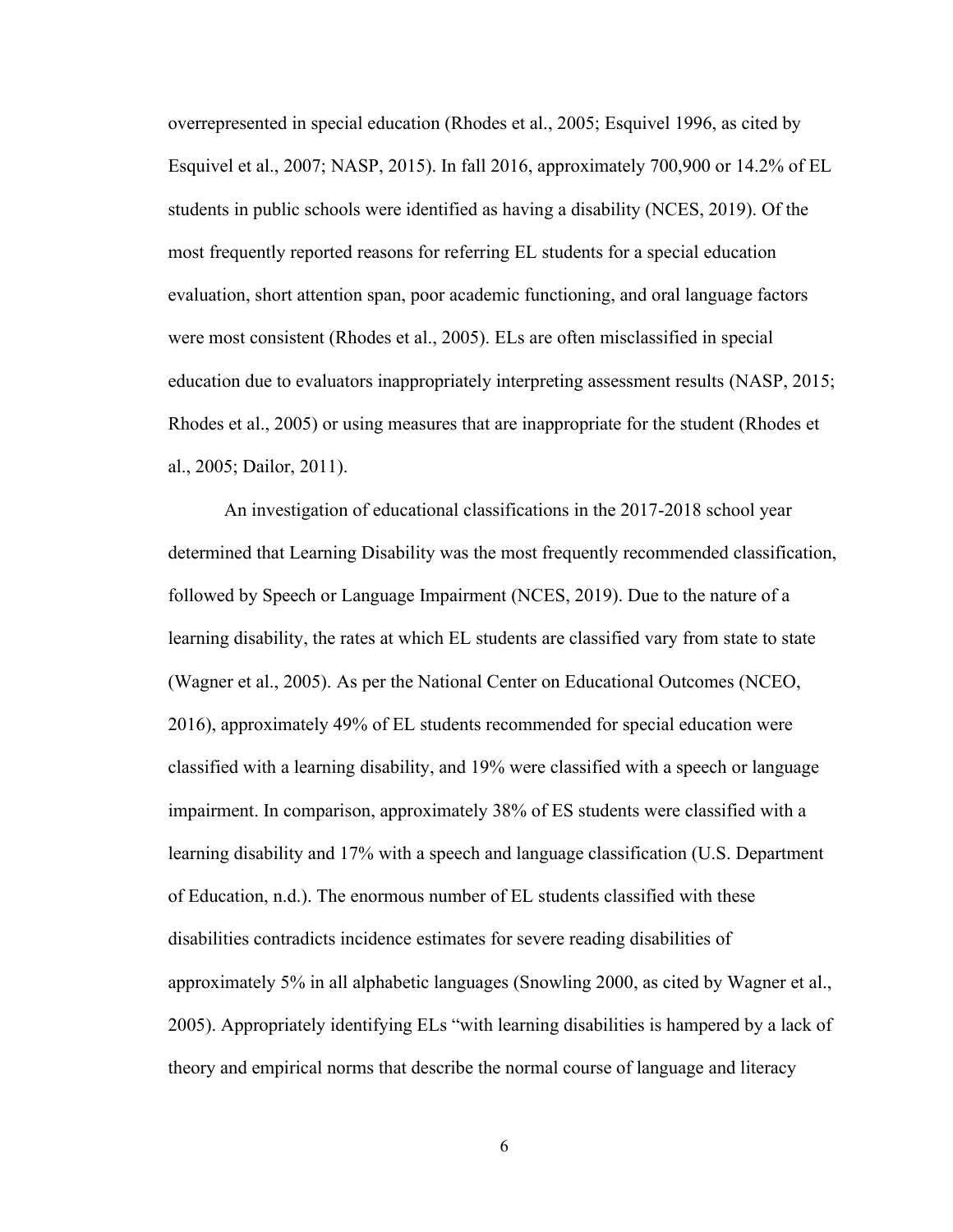overrepresented in special education (Rhodes et al., 2005; Esquivel 1996, as cited by Esquivel et al., 2007; NASP, 2015). In fall 2016, approximately 700,900 or 14.2% of EL students in public schools were identified as having a disability (NCES, 2019). Of the most frequently reported reasons for referring EL students for a special education evaluation, short attention span, poor academic functioning, and oral language factors were most consistent (Rhodes et al., 2005). ELs are often misclassified in special education due to evaluators inappropriately interpreting assessment results (NASP, 2015; Rhodes et al., 2005) or using measures that are inappropriate for the student (Rhodes et al., 2005; Dailor, 2011).

An investigation of educational classifications in the 2017-2018 school year determined that Learning Disability was the most frequently recommended classification, followed by Speech or Language Impairment (NCES, 2019). Due to the nature of a learning disability, the rates at which EL students are classified vary from state to state (Wagner et al., 2005). As per the National Center on Educational Outcomes (NCEO, 2016), approximately 49% of EL students recommended for special education were classified with a learning disability, and 19% were classified with a speech or language impairment. In comparison, approximately 38% of ES students were classified with a learning disability and 17% with a speech and language classification (U.S. Department of Education, n.d.). The enormous number of EL students classified with these disabilities contradicts incidence estimates for severe reading disabilities of approximately 5% in all alphabetic languages (Snowling 2000, as cited by Wagner et al., 2005). Appropriately identifying ELs "with learning disabilities is hampered by a lack of theory and empirical norms that describe the normal course of language and literacy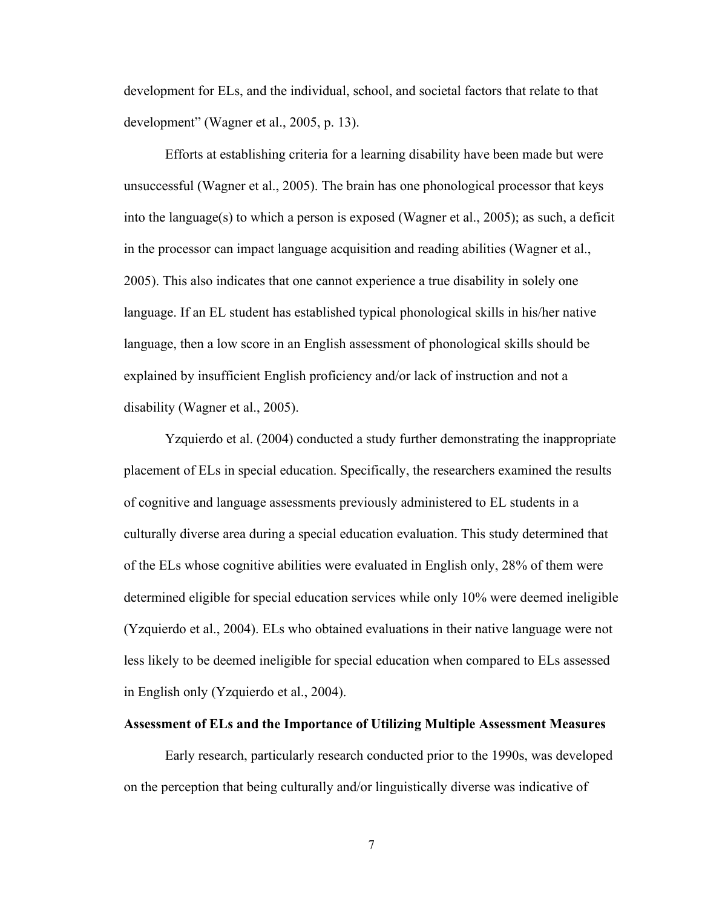development for ELs, and the individual, school, and societal factors that relate to that development" (Wagner et al., 2005, p. 13).

Efforts at establishing criteria for a learning disability have been made but were unsuccessful (Wagner et al., 2005). The brain has one phonological processor that keys into the language(s) to which a person is exposed (Wagner et al., 2005); as such, a deficit in the processor can impact language acquisition and reading abilities (Wagner et al., 2005). This also indicates that one cannot experience a true disability in solely one language. If an EL student has established typical phonological skills in his/her native language, then a low score in an English assessment of phonological skills should be explained by insufficient English proficiency and/or lack of instruction and not a disability (Wagner et al., 2005).

Yzquierdo et al. (2004) conducted a study further demonstrating the inappropriate placement of ELs in special education. Specifically, the researchers examined the results of cognitive and language assessments previously administered to EL students in a culturally diverse area during a special education evaluation. This study determined that of the ELs whose cognitive abilities were evaluated in English only, 28% of them were determined eligible for special education services while only 10% were deemed ineligible (Yzquierdo et al., 2004). ELs who obtained evaluations in their native language were not less likely to be deemed ineligible for special education when compared to ELs assessed in English only (Yzquierdo et al., 2004).

**Assessment of ELs and the Importance of Utilizing Multiple Assessment Measures**

Early research, particularly research conducted prior to the 1990s, was developed on the perception that being culturally and/or linguistically diverse was indicative of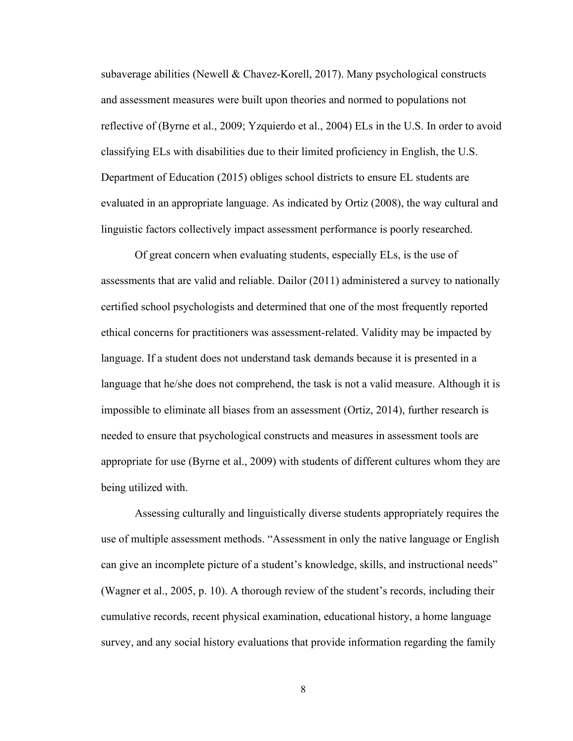subaverage abilities (Newell & Chavez-Korell, 2017). Many psychological constructs and assessment measures were built upon theories and normed to populations not reflective of (Byrne et al., 2009; Yzquierdo et al., 2004) ELs in the U.S. In order to avoid classifying ELs with disabilities due to their limited proficiency in English, the U.S. Department of Education (2015) obliges school districts to ensure EL students are evaluated in an appropriate language. As indicated by Ortiz (2008), the way cultural and linguistic factors collectively impact assessment performance is poorly researched.

Of great concern when evaluating students, especially ELs, is the use of assessments that are valid and reliable. Dailor (2011) administered a survey to nationally certified school psychologists and determined that one of the most frequently reported ethical concerns for practitioners was assessment-related. Validity may be impacted by language. If a student does not understand task demands because it is presented in a language that he/she does not comprehend, the task is not a valid measure. Although it is impossible to eliminate all biases from an assessment (Ortiz, 2014), further research is needed to ensure that psychological constructs and measures in assessment tools are appropriate for use (Byrne et al., 2009) with students of different cultures whom they are being utilized with.

Assessing culturally and linguistically diverse students appropriately requires the use of multiple assessment methods. "Assessment in only the native language or English can give an incomplete picture of a student's knowledge, skills, and instructional needs" (Wagner et al., 2005, p. 10). A thorough review of the student's records, including their cumulative records, recent physical examination, educational history, a home language survey, and any social history evaluations that provide information regarding the family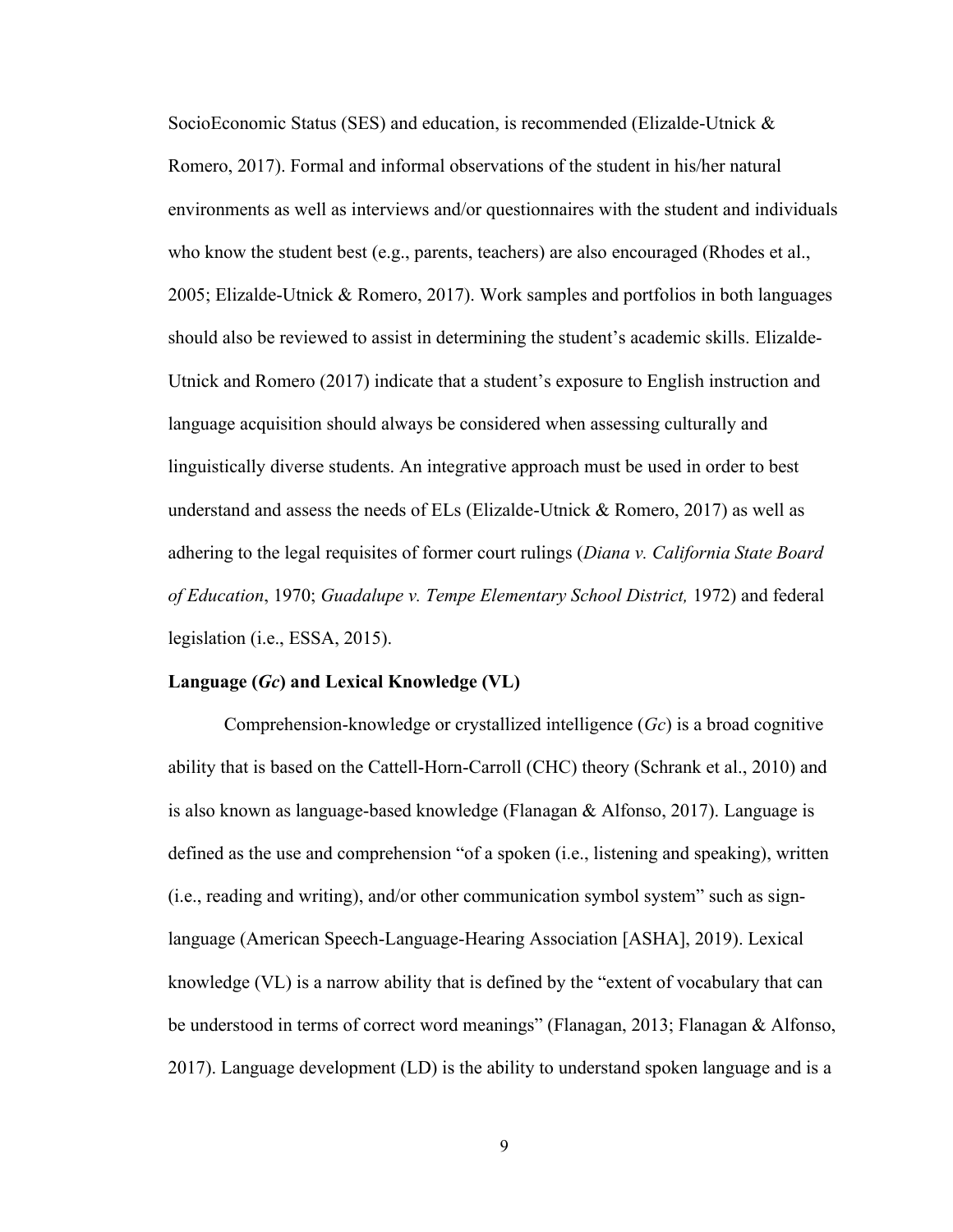SocioEconomic Status (SES) and education, is recommended (Elizalde-Utnick & Romero, 2017). Formal and informal observations of the student in his/her natural environments as well as interviews and/or questionnaires with the student and individuals who know the student best (e.g., parents, teachers) are also encouraged (Rhodes et al., 2005; Elizalde-Utnick & Romero, 2017). Work samples and portfolios in both languages should also be reviewed to assist in determining the student's academic skills. Elizalde-Utnick and Romero (2017) indicate that a student's exposure to English instruction and language acquisition should always be considered when assessing culturally and linguistically diverse students. An integrative approach must be used in order to best understand and assess the needs of ELs (Elizalde-Utnick & Romero, 2017) as well as adhering to the legal requisites of former court rulings (*Diana v. California State Board of Education*, 1970; *Guadalupe v. Tempe Elementary School District,* 1972) and federal legislation (i.e., ESSA, 2015).

**Language (*Gc*) and Lexical Knowledge (VL)**

Comprehension-knowledge or crystallized intelligence (*Gc*) is a broad cognitive ability that is based on the Cattell-Horn-Carroll (CHC) theory (Schrank et al., 2010) and is also known as language-based knowledge (Flanagan & Alfonso, 2017). Language is defined as the use and comprehension "of a spoken (i.e., listening and speaking), written (i.e., reading and writing), and/or other communication symbol system" such as sign-language (American Speech-Language-Hearing Association [ASHA], 2019). Lexical knowledge (VL) is a narrow ability that is defined by the "extent of vocabulary that can be understood in terms of correct word meanings" (Flanagan, 2013; Flanagan & Alfonso, 2017). Language development (LD) is the ability to understand spoken language and is a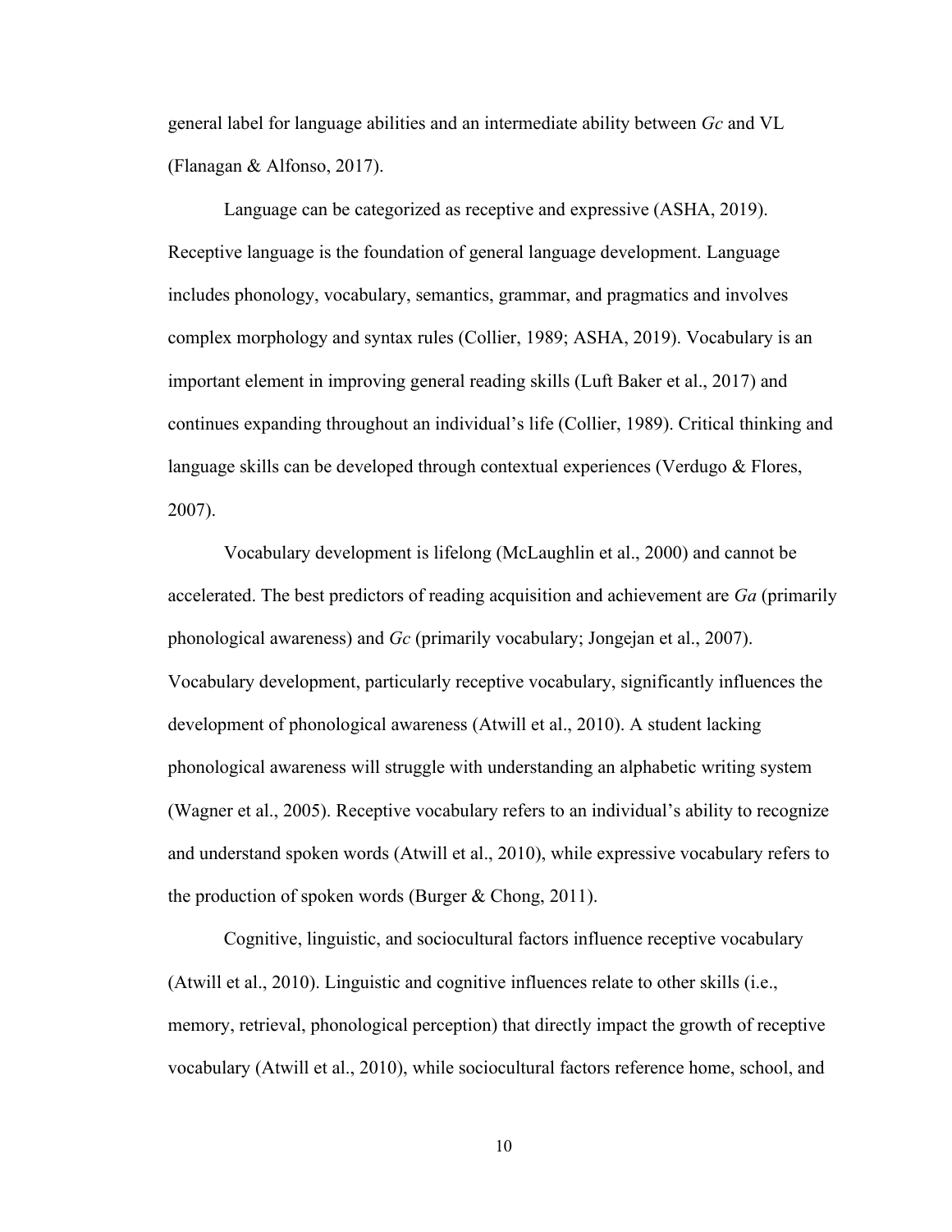general label for language abilities and an intermediate ability between *Gc* and VL (Flanagan & Alfonso, 2017).

Language can be categorized as receptive and expressive (ASHA, 2019). Receptive language is the foundation of general language development. Language includes phonology, vocabulary, semantics, grammar, and pragmatics and involves complex morphology and syntax rules (Collier, 1989; ASHA, 2019). Vocabulary is an important element in improving general reading skills (Luft Baker et al., 2017) and continues expanding throughout an individual's life (Collier, 1989). Critical thinking and language skills can be developed through contextual experiences (Verdugo & Flores, 2007).

Vocabulary development is lifelong (McLaughlin et al., 2000) and cannot be accelerated. The best predictors of reading acquisition and achievement are *Ga* (primarily phonological awareness) and *Gc* (primarily vocabulary; Jongejan et al., 2007). Vocabulary development, particularly receptive vocabulary, significantly influences the development of phonological awareness (Atwill et al., 2010). A student lacking phonological awareness will struggle with understanding an alphabetic writing system (Wagner et al., 2005). Receptive vocabulary refers to an individual's ability to recognize and understand spoken words (Atwill et al., 2010), while expressive vocabulary refers to the production of spoken words (Burger & Chong, 2011).

Cognitive, linguistic, and sociocultural factors influence receptive vocabulary (Atwill et al., 2010). Linguistic and cognitive influences relate to other skills (i.e., memory, retrieval, phonological perception) that directly impact the growth of receptive vocabulary (Atwill et al., 2010), while sociocultural factors reference home, school, and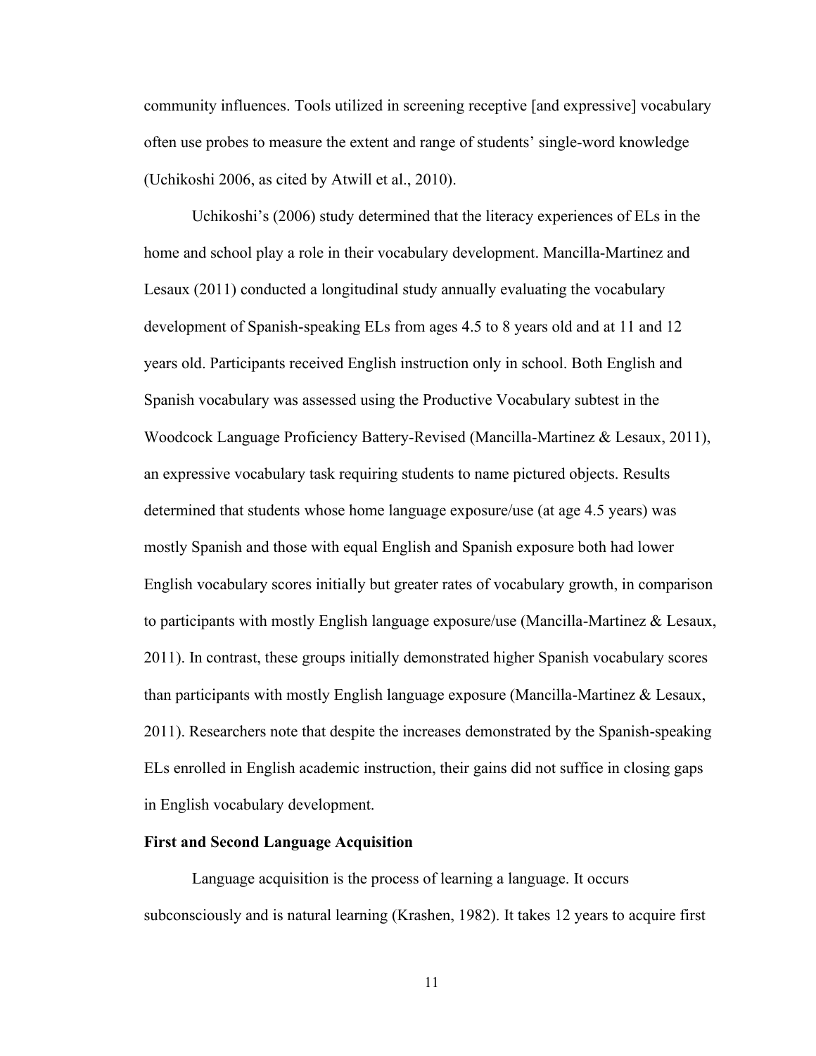community influences. Tools utilized in screening receptive [and expressive] vocabulary often use probes to measure the extent and range of students' single-word knowledge (Uchikoshi 2006, as cited by Atwill et al., 2010).

Uchikoshi's (2006) study determined that the literacy experiences of ELs in the home and school play a role in their vocabulary development. Mancilla-Martinez and Lesaux (2011) conducted a longitudinal study annually evaluating the vocabulary development of Spanish-speaking ELs from ages 4.5 to 8 years old and at 11 and 12 years old. Participants received English instruction only in school. Both English and Spanish vocabulary was assessed using the Productive Vocabulary subtest in the Woodcock Language Proficiency Battery-Revised (Mancilla-Martinez & Lesaux, 2011), an expressive vocabulary task requiring students to name pictured objects. Results determined that students whose home language exposure/use (at age 4.5 years) was mostly Spanish and those with equal English and Spanish exposure both had lower English vocabulary scores initially but greater rates of vocabulary growth, in comparison to participants with mostly English language exposure/use (Mancilla-Martinez & Lesaux, 2011). In contrast, these groups initially demonstrated higher Spanish vocabulary scores than participants with mostly English language exposure (Mancilla-Martinez & Lesaux, 2011). Researchers note that despite the increases demonstrated by the Spanish-speaking ELs enrolled in English academic instruction, their gains did not suffice in closing gaps in English vocabulary development.

**First and Second Language Acquisition**

Language acquisition is the process of learning a language. It occurs subconsciously and is natural learning (Krashen, 1982). It takes 12 years to acquire first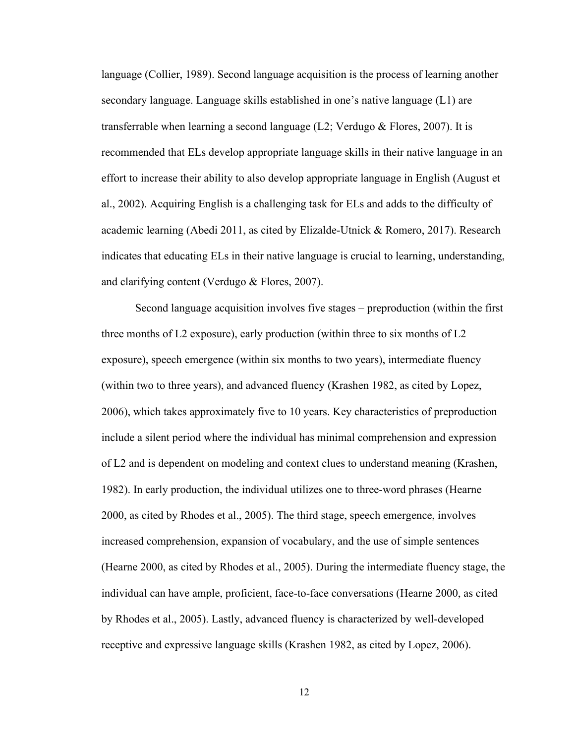language (Collier, 1989). Second language acquisition is the process of learning another secondary language. Language skills established in one's native language (L1) are transferrable when learning a second language (L2; Verdugo & Flores, 2007). It is recommended that ELs develop appropriate language skills in their native language in an effort to increase their ability to also develop appropriate language in English (August et al., 2002). Acquiring English is a challenging task for ELs and adds to the difficulty of academic learning (Abedi 2011, as cited by Elizalde-Utnick & Romero, 2017). Research indicates that educating ELs in their native language is crucial to learning, understanding, and clarifying content (Verdugo & Flores, 2007).

Second language acquisition involves five stages – preproduction (within the first three months of L2 exposure), early production (within three to six months of L2 exposure), speech emergence (within six months to two years), intermediate fluency (within two to three years), and advanced fluency (Krashen 1982, as cited by Lopez, 2006), which takes approximately five to 10 years. Key characteristics of preproduction include a silent period where the individual has minimal comprehension and expression of L2 and is dependent on modeling and context clues to understand meaning (Krashen, 1982). In early production, the individual utilizes one to three-word phrases (Hearne 2000, as cited by Rhodes et al., 2005). The third stage, speech emergence, involves increased comprehension, expansion of vocabulary, and the use of simple sentences (Hearne 2000, as cited by Rhodes et al., 2005). During the intermediate fluency stage, the individual can have ample, proficient, face-to-face conversations (Hearne 2000, as cited by Rhodes et al., 2005). Lastly, advanced fluency is characterized by well-developed receptive and expressive language skills (Krashen 1982, as cited by Lopez, 2006).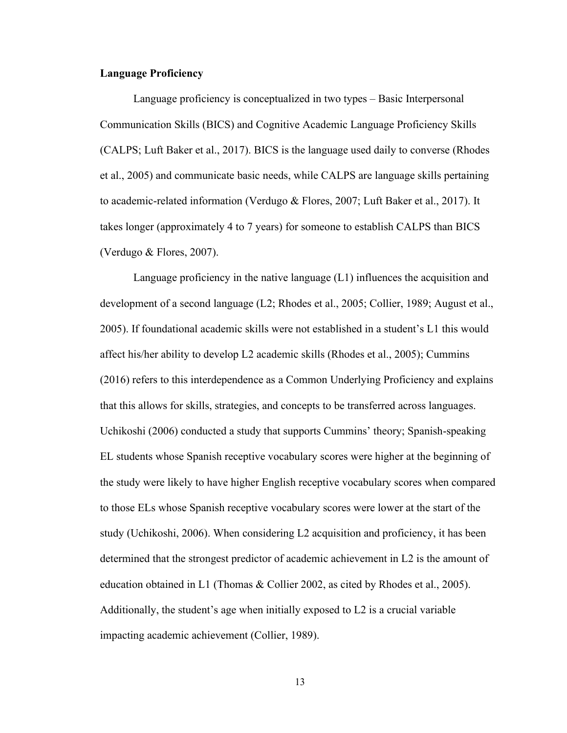**Language Proficiency**

Language proficiency is conceptualized in two types – Basic Interpersonal Communication Skills (BICS) and Cognitive Academic Language Proficiency Skills (CALPS; Luft Baker et al., 2017). BICS is the language used daily to converse (Rhodes et al., 2005) and communicate basic needs, while CALPS are language skills pertaining to academic-related information (Verdugo & Flores, 2007; Luft Baker et al., 2017). It takes longer (approximately 4 to 7 years) for someone to establish CALPS than BICS (Verdugo & Flores, 2007).

Language proficiency in the native language (L1) influences the acquisition and development of a second language (L2; Rhodes et al., 2005; Collier, 1989; August et al., 2005). If foundational academic skills were not established in a student's L1 this would affect his/her ability to develop L2 academic skills (Rhodes et al., 2005); Cummins (2016) refers to this interdependence as a Common Underlying Proficiency and explains that this allows for skills, strategies, and concepts to be transferred across languages. Uchikoshi (2006) conducted a study that supports Cummins' theory; Spanish-speaking EL students whose Spanish receptive vocabulary scores were higher at the beginning of the study were likely to have higher English receptive vocabulary scores when compared to those ELs whose Spanish receptive vocabulary scores were lower at the start of the study (Uchikoshi, 2006). When considering L2 acquisition and proficiency, it has been determined that the strongest predictor of academic achievement in L2 is the amount of education obtained in L1 (Thomas & Collier 2002, as cited by Rhodes et al., 2005). Additionally, the student's age when initially exposed to L2 is a crucial variable impacting academic achievement (Collier, 1989).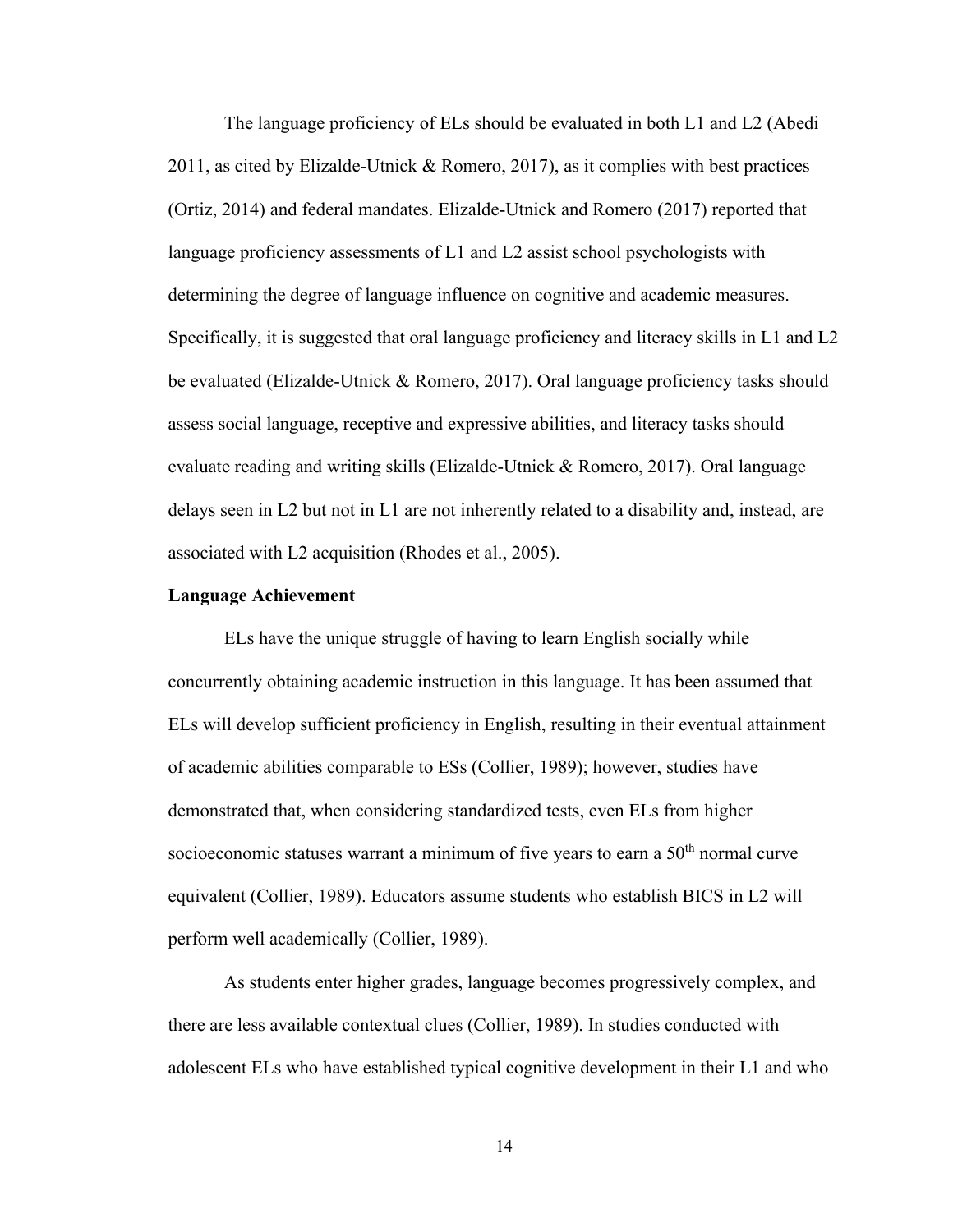The language proficiency of ELs should be evaluated in both L1 and L2 (Abedi 2011, as cited by Elizalde-Utnick & Romero, 2017), as it complies with best practices (Ortiz, 2014) and federal mandates. Elizalde-Utnick and Romero (2017) reported that language proficiency assessments of L1 and L2 assist school psychologists with determining the degree of language influence on cognitive and academic measures. Specifically, it is suggested that oral language proficiency and literacy skills in L1 and L2 be evaluated (Elizalde-Utnick & Romero, 2017). Oral language proficiency tasks should assess social language, receptive and expressive abilities, and literacy tasks should evaluate reading and writing skills (Elizalde-Utnick & Romero, 2017). Oral language delays seen in L2 but not in L1 are not inherently related to a disability and, instead, are associated with L2 acquisition (Rhodes et al., 2005).

**Language Achievement**

ELs have the unique struggle of having to learn English socially while concurrently obtaining academic instruction in this language. It has been assumed that ELs will develop sufficient proficiency in English, resulting in their eventual attainment of academic abilities comparable to ESs (Collier, 1989); however, studies have demonstrated that, when considering standardized tests, even ELs from higher socioeconomic statuses warrant a minimum of five years to earn a $50^{th}$ normal curve equivalent (Collier, 1989). Educators assume students who establish BICS in L2 will perform well academically (Collier, 1989).

As students enter higher grades, language becomes progressively complex, and there are less available contextual clues (Collier, 1989). In studies conducted with adolescent ELs who have established typical cognitive development in their L1 and who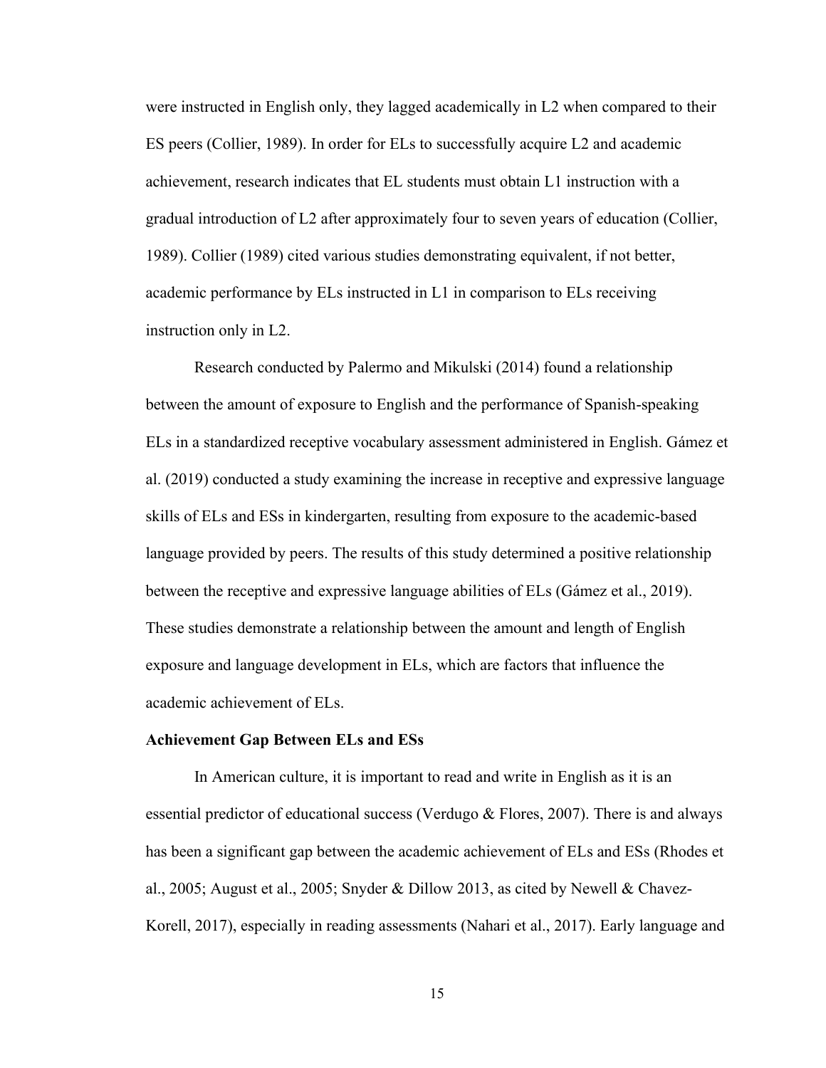were instructed in English only, they lagged academically in L2 when compared to their ES peers (Collier, 1989). In order for ELs to successfully acquire L2 and academic achievement, research indicates that EL students must obtain L1 instruction with a gradual introduction of L2 after approximately four to seven years of education (Collier, 1989). Collier (1989) cited various studies demonstrating equivalent, if not better, academic performance by ELs instructed in L1 in comparison to ELs receiving instruction only in L2.

Research conducted by Palermo and Mikulski (2014) found a relationship between the amount of exposure to English and the performance of Spanish-speaking ELs in a standardized receptive vocabulary assessment administered in English. Gámez et al. (2019) conducted a study examining the increase in receptive and expressive language skills of ELs and ESs in kindergarten, resulting from exposure to the academic-based language provided by peers. The results of this study determined a positive relationship between the receptive and expressive language abilities of ELs (Gámez et al., 2019). These studies demonstrate a relationship between the amount and length of English exposure and language development in ELs, which are factors that influence the academic achievement of ELs.

**Achievement Gap Between ELs and ESs**

In American culture, it is important to read and write in English as it is an essential predictor of educational success (Verdugo & Flores, 2007). There is and always has been a significant gap between the academic achievement of ELs and ESs (Rhodes et al., 2005; August et al., 2005; Snyder & Dillow 2013, as cited by Newell & Chavez-Korell, 2017), especially in reading assessments (Nahari et al., 2017). Early language and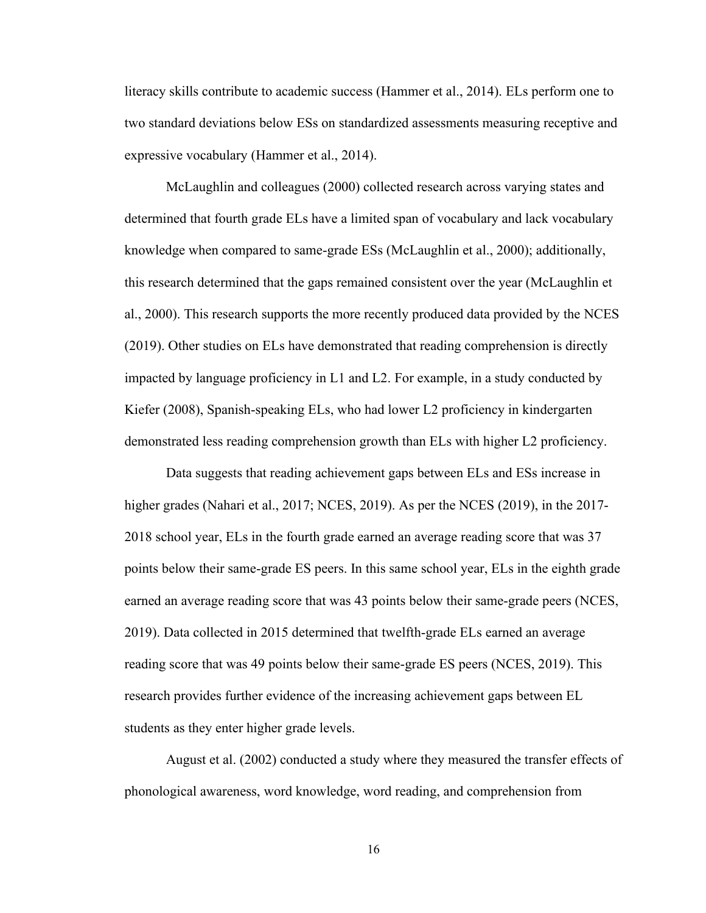literacy skills contribute to academic success (Hammer et al., 2014). ELs perform one to two standard deviations below ESs on standardized assessments measuring receptive and expressive vocabulary (Hammer et al., 2014).

McLaughlin and colleagues (2000) collected research across varying states and determined that fourth grade ELs have a limited span of vocabulary and lack vocabulary knowledge when compared to same-grade ESs (McLaughlin et al., 2000); additionally, this research determined that the gaps remained consistent over the year (McLaughlin et al., 2000). This research supports the more recently produced data provided by the NCES (2019). Other studies on ELs have demonstrated that reading comprehension is directly impacted by language proficiency in L1 and L2. For example, in a study conducted by Kiefer (2008), Spanish-speaking ELs, who had lower L2 proficiency in kindergarten demonstrated less reading comprehension growth than ELs with higher L2 proficiency.

Data suggests that reading achievement gaps between ELs and ESs increase in higher grades (Nahari et al., 2017; NCES, 2019). As per the NCES (2019), in the 2017-2018 school year, ELs in the fourth grade earned an average reading score that was 37 points below their same-grade ES peers. In this same school year, ELs in the eighth grade earned an average reading score that was 43 points below their same-grade peers (NCES, 2019). Data collected in 2015 determined that twelfth-grade ELs earned an average reading score that was 49 points below their same-grade ES peers (NCES, 2019). This research provides further evidence of the increasing achievement gaps between EL students as they enter higher grade levels.

August et al. (2002) conducted a study where they measured the transfer effects of phonological awareness, word knowledge, word reading, and comprehension from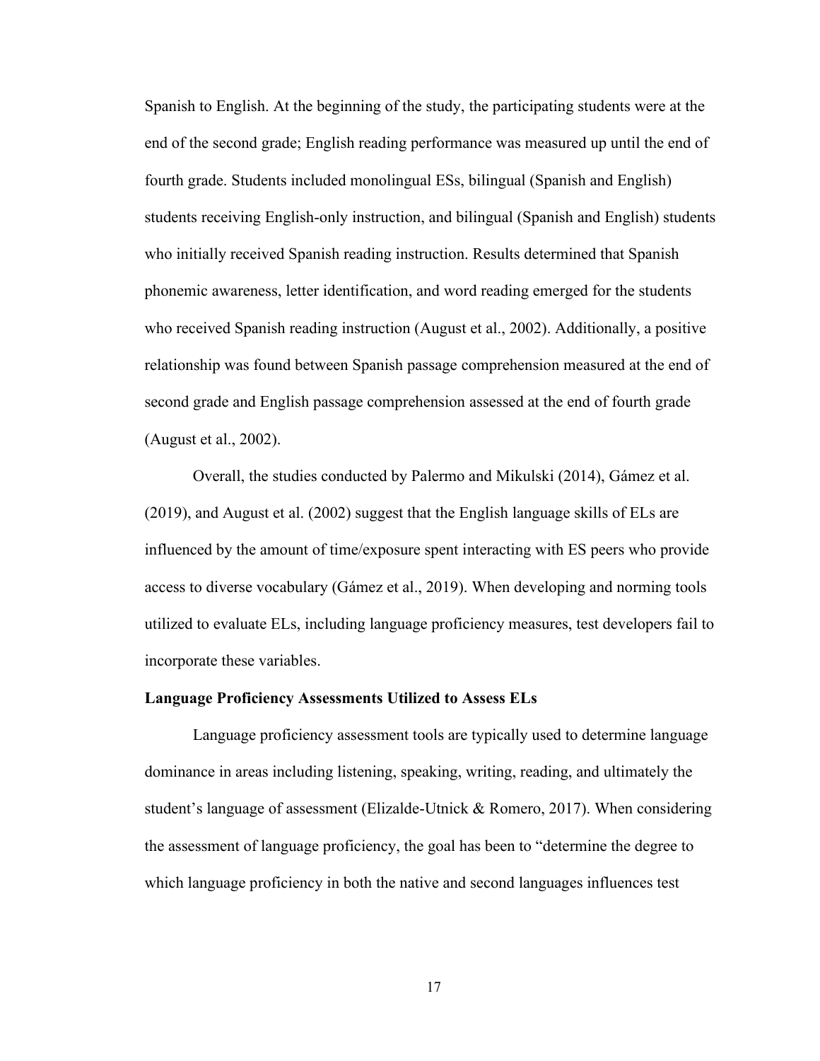Spanish to English. At the beginning of the study, the participating students were at the end of the second grade; English reading performance was measured up until the end of fourth grade. Students included monolingual ESs, bilingual (Spanish and English) students receiving English-only instruction, and bilingual (Spanish and English) students who initially received Spanish reading instruction. Results determined that Spanish phonemic awareness, letter identification, and word reading emerged for the students who received Spanish reading instruction (August et al., 2002). Additionally, a positive relationship was found between Spanish passage comprehension measured at the end of second grade and English passage comprehension assessed at the end of fourth grade (August et al., 2002).

Overall, the studies conducted by Palermo and Mikulski (2014), Gámez et al. (2019), and August et al. (2002) suggest that the English language skills of ELs are influenced by the amount of time/exposure spent interacting with ES peers who provide access to diverse vocabulary (Gámez et al., 2019). When developing and norming tools utilized to evaluate ELs, including language proficiency measures, test developers fail to incorporate these variables.

**Language Proficiency Assessments Utilized to Assess ELs**

Language proficiency assessment tools are typically used to determine language dominance in areas including listening, speaking, writing, reading, and ultimately the student's language of assessment (Elizalde-Utnick & Romero, 2017). When considering the assessment of language proficiency, the goal has been to "determine the degree to which language proficiency in both the native and second languages influences test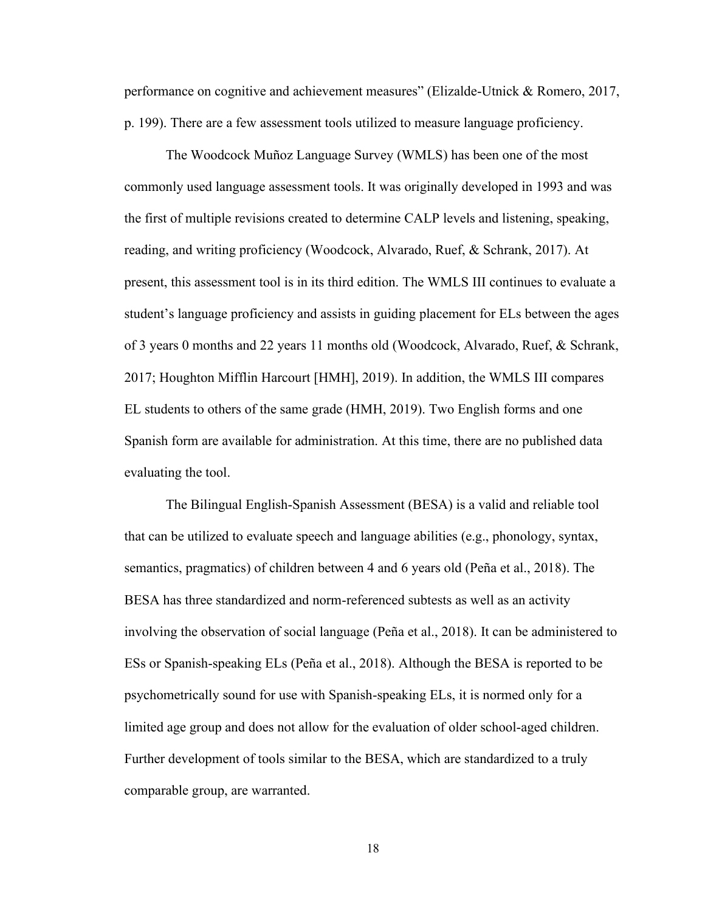performance on cognitive and achievement measures" (Elizalde-Utnick & Romero, 2017, p. 199). There are a few assessment tools utilized to measure language proficiency.

The Woodcock Muñoz Language Survey (WMLS) has been one of the most commonly used language assessment tools. It was originally developed in 1993 and was the first of multiple revisions created to determine CALP levels and listening, speaking, reading, and writing proficiency (Woodcock, Alvarado, Ruef, & Schrank, 2017). At present, this assessment tool is in its third edition. The WMLS III continues to evaluate a student's language proficiency and assists in guiding placement for ELs between the ages of 3 years 0 months and 22 years 11 months old (Woodcock, Alvarado, Ruef, & Schrank, 2017; Houghton Mifflin Harcourt [HMH], 2019). In addition, the WMLS III compares EL students to others of the same grade (HMH, 2019). Two English forms and one Spanish form are available for administration. At this time, there are no published data evaluating the tool.

The Bilingual English-Spanish Assessment (BESA) is a valid and reliable tool that can be utilized to evaluate speech and language abilities (e.g., phonology, syntax, semantics, pragmatics) of children between 4 and 6 years old (Peña et al., 2018). The BESA has three standardized and norm-referenced subtests as well as an activity involving the observation of social language (Peña et al., 2018). It can be administered to ESs or Spanish-speaking ELs (Peña et al., 2018). Although the BESA is reported to be psychometrically sound for use with Spanish-speaking ELs, it is normed only for a limited age group and does not allow for the evaluation of older school-aged children. Further development of tools similar to the BESA, which are standardized to a truly comparable group, are warranted.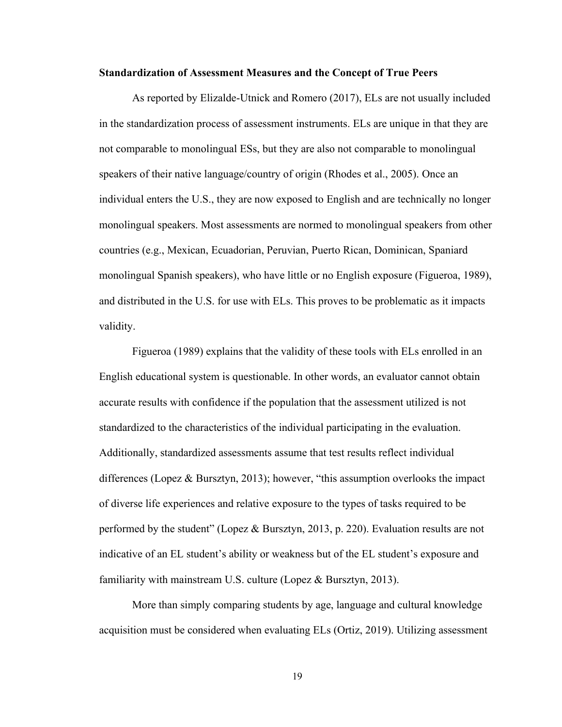**Standardization of Assessment Measures and the Concept of True Peers**

As reported by Elizalde-Utnick and Romero (2017), ELs are not usually included in the standardization process of assessment instruments. ELs are unique in that they are not comparable to monolingual ESs, but they are also not comparable to monolingual speakers of their native language/country of origin (Rhodes et al., 2005). Once an individual enters the U.S., they are now exposed to English and are technically no longer monolingual speakers. Most assessments are normed to monolingual speakers from other countries (e.g., Mexican, Ecuadorian, Peruvian, Puerto Rican, Dominican, Spaniard monolingual Spanish speakers), who have little or no English exposure (Figueroa, 1989), and distributed in the U.S. for use with ELs. This proves to be problematic as it impacts validity.

Figueroa (1989) explains that the validity of these tools with ELs enrolled in an English educational system is questionable. In other words, an evaluator cannot obtain accurate results with confidence if the population that the assessment utilized is not standardized to the characteristics of the individual participating in the evaluation. Additionally, standardized assessments assume that test results reflect individual differences (Lopez & Bursztyn, 2013); however, "this assumption overlooks the impact of diverse life experiences and relative exposure to the types of tasks required to be performed by the student" (Lopez & Bursztyn, 2013, p. 220). Evaluation results are not indicative of an EL student's ability or weakness but of the EL student's exposure and familiarity with mainstream U.S. culture (Lopez & Bursztyn, 2013).

More than simply comparing students by age, language and cultural knowledge acquisition must be considered when evaluating ELs (Ortiz, 2019). Utilizing assessment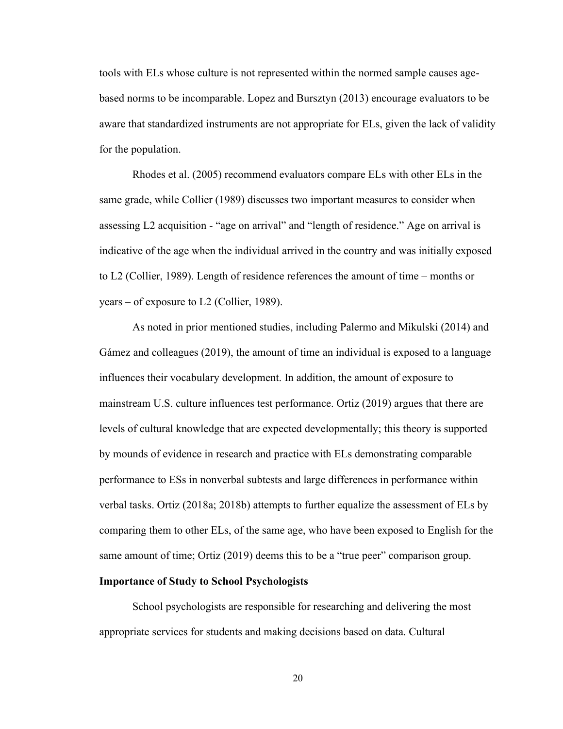tools with ELs whose culture is not represented within the normed sample causes age-based norms to be incomparable. Lopez and Bursztyn (2013) encourage evaluators to be aware that standardized instruments are not appropriate for ELs, given the lack of validity for the population.

Rhodes et al. (2005) recommend evaluators compare ELs with other ELs in the same grade, while Collier (1989) discusses two important measures to consider when assessing L2 acquisition - "age on arrival" and "length of residence." Age on arrival is indicative of the age when the individual arrived in the country and was initially exposed to L2 (Collier, 1989). Length of residence references the amount of time – months or years – of exposure to L2 (Collier, 1989).

As noted in prior mentioned studies, including Palermo and Mikulski (2014) and Gámez and colleagues (2019), the amount of time an individual is exposed to a language influences their vocabulary development. In addition, the amount of exposure to mainstream U.S. culture influences test performance. Ortiz (2019) argues that there are levels of cultural knowledge that are expected developmentally; this theory is supported by mounds of evidence in research and practice with ELs demonstrating comparable performance to ESs in nonverbal subtests and large differences in performance within verbal tasks. Ortiz (2018a; 2018b) attempts to further equalize the assessment of ELs by comparing them to other ELs, of the same age, who have been exposed to English for the same amount of time; Ortiz (2019) deems this to be a "true peer" comparison group.

**Importance of Study to School Psychologists**

School psychologists are responsible for researching and delivering the most appropriate services for students and making decisions based on data. Cultural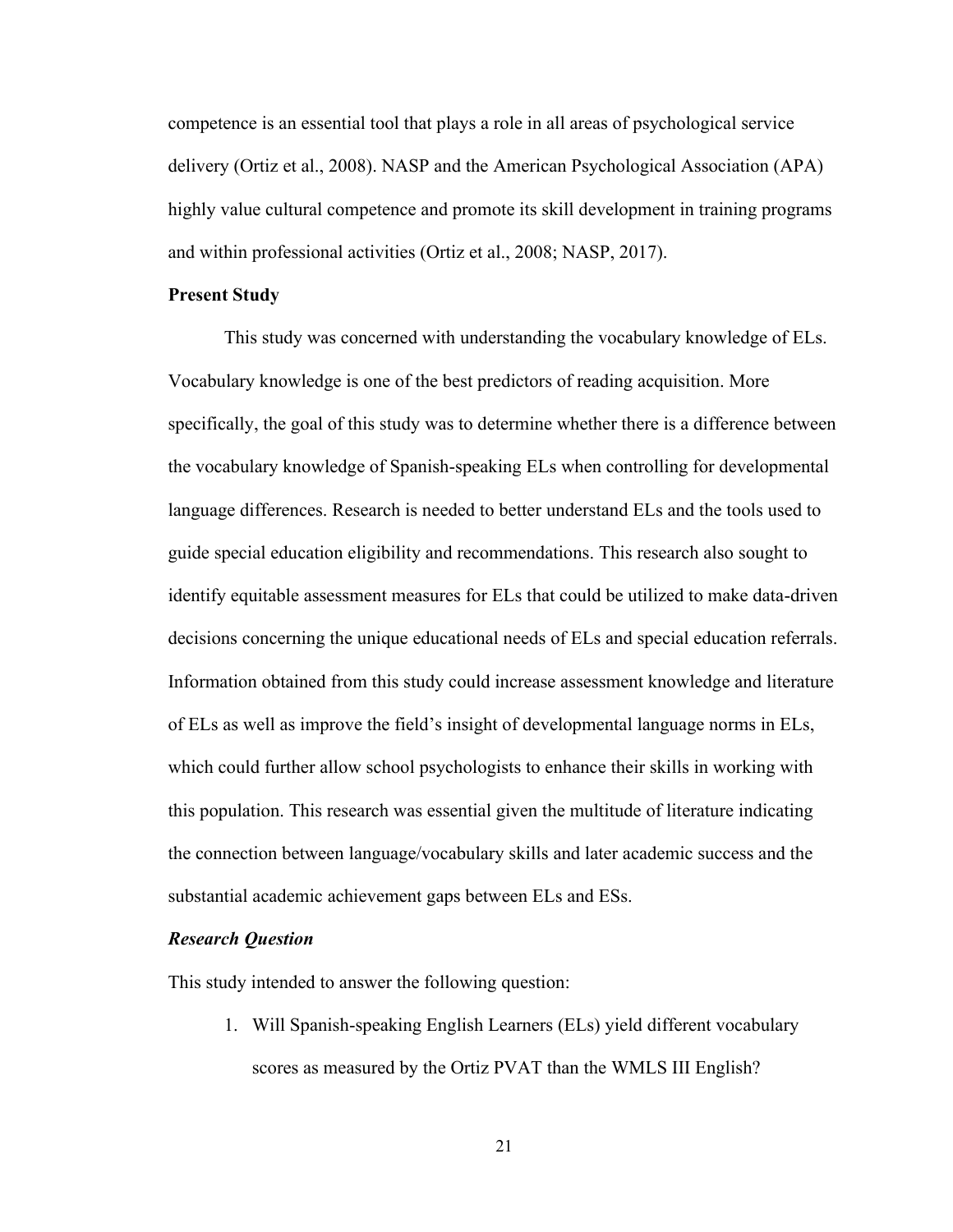competence is an essential tool that plays a role in all areas of psychological service delivery (Ortiz et al., 2008). NASP and the American Psychological Association (APA) highly value cultural competence and promote its skill development in training programs and within professional activities (Ortiz et al., 2008; NASP, 2017).

## Present Study

This study was concerned with understanding the vocabulary knowledge of ELs. Vocabulary knowledge is one of the best predictors of reading acquisition. More specifically, the goal of this study was to determine whether there is a difference between the vocabulary knowledge of Spanish-speaking ELs when controlling for developmental language differences. Research is needed to better understand ELs and the tools used to guide special education eligibility and recommendations. This research also sought to identify equitable assessment measures for ELs that could be utilized to make data-driven decisions concerning the unique educational needs of ELs and special education referrals. Information obtained from this study could increase assessment knowledge and literature of ELs as well as improve the field's insight of developmental language norms in ELs, which could further allow school psychologists to enhance their skills in working with this population. This research was essential given the multitude of literature indicating the connection between language/vocabulary skills and later academic success and the substantial academic achievement gaps between ELs and ESs.

### *Research Question*

This study intended to answer the following question:

1. Will Spanish-speaking English Learners (ELs) yield different vocabulary scores as measured by the Ortiz PVAT than the WMLS III English?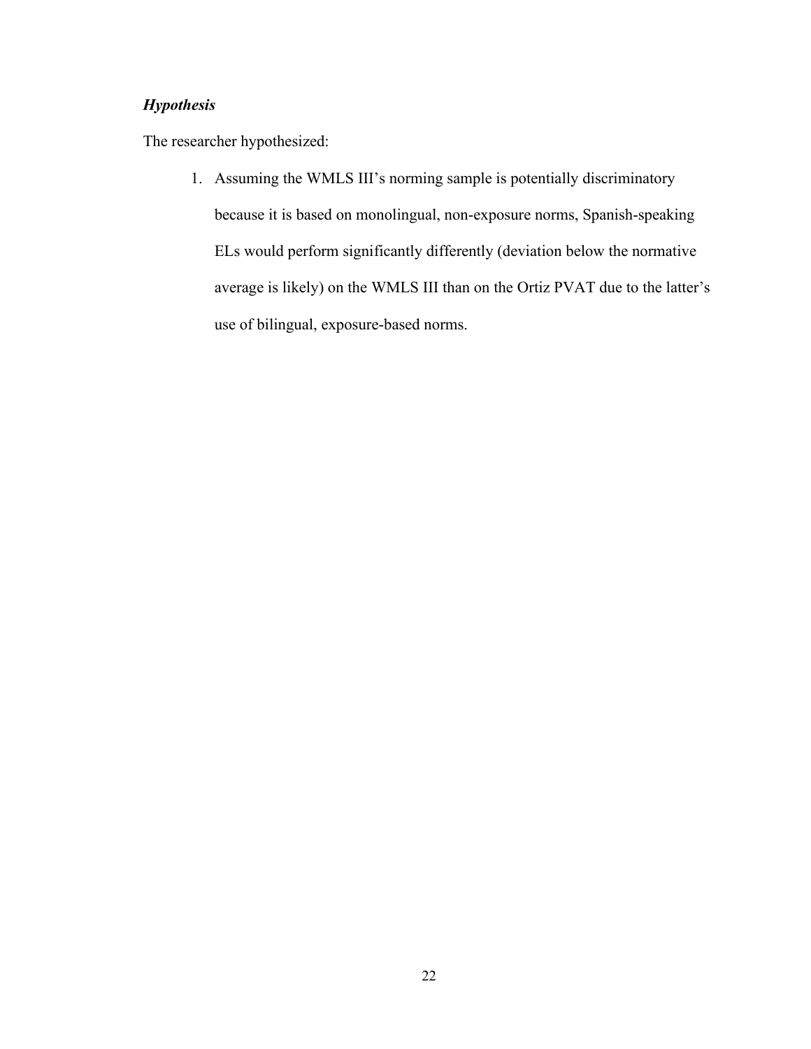### ***Hypothesis***

The researcher hypothesized:

1. Assuming the WMLS III's norming sample is potentially discriminatory because it is based on monolingual, non-exposure norms, Spanish-speaking ELs would perform significantly differently (deviation below the normative average is likely) on the WMLS III than on the Ortiz PVAT due to the latter's use of bilingual, exposure-based norms.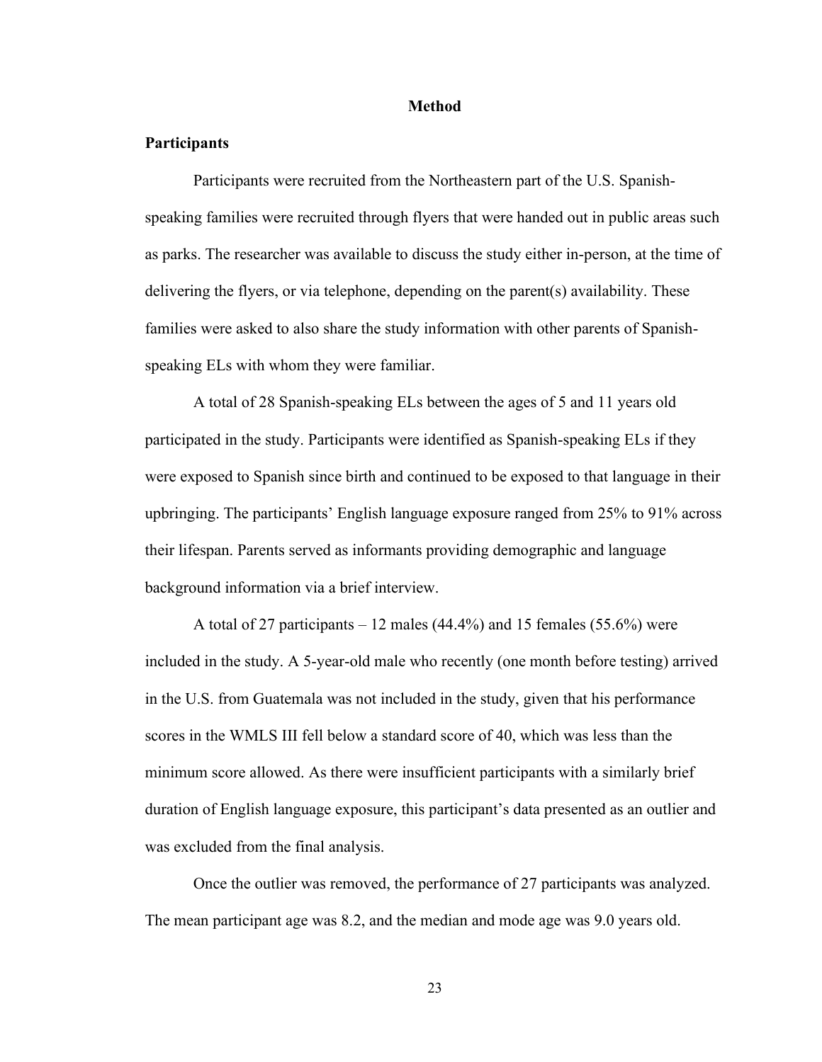# Method

## Participants

Participants were recruited from the Northeastern part of the U.S. Spanish-speaking families were recruited through flyers that were handed out in public areas such as parks. The researcher was available to discuss the study either in-person, at the time of delivering the flyers, or via telephone, depending on the parent(s) availability. These families were asked to also share the study information with other parents of Spanish-speaking ELs with whom they were familiar.

A total of 28 Spanish-speaking ELs between the ages of 5 and 11 years old participated in the study. Participants were identified as Spanish-speaking ELs if they were exposed to Spanish since birth and continued to be exposed to that language in their upbringing. The participants' English language exposure ranged from 25% to 91% across their lifespan. Parents served as informants providing demographic and language background information via a brief interview.

A total of 27 participants – 12 males (44.4%) and 15 females (55.6%) were included in the study. A 5-year-old male who recently (one month before testing) arrived in the U.S. from Guatemala was not included in the study, given that his performance scores in the WMLS III fell below a standard score of 40, which was less than the minimum score allowed. As there were insufficient participants with a similarly brief duration of English language exposure, this participant's data presented as an outlier and was excluded from the final analysis.

Once the outlier was removed, the performance of 27 participants was analyzed. The mean participant age was 8.2, and the median and mode age was 9.0 years old.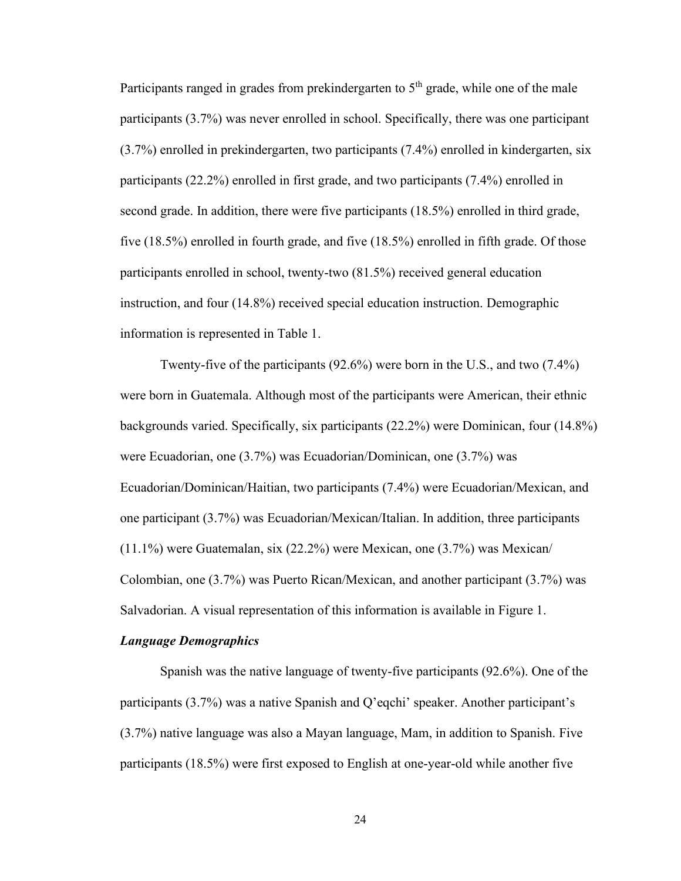Participants ranged in grades from prekindergarten to 5th grade, while one of the male participants (3.7%) was never enrolled in school. Specifically, there was one participant (3.7%) enrolled in prekindergarten, two participants (7.4%) enrolled in kindergarten, six participants (22.2%) enrolled in first grade, and two participants (7.4%) enrolled in second grade. In addition, there were five participants (18.5%) enrolled in third grade, five (18.5%) enrolled in fourth grade, and five (18.5%) enrolled in fifth grade. Of those participants enrolled in school, twenty-two (81.5%) received general education instruction, and four (14.8%) received special education instruction. Demographic information is represented in Table 1.

Twenty-five of the participants (92.6%) were born in the U.S., and two (7.4%) were born in Guatemala. Although most of the participants were American, their ethnic backgrounds varied. Specifically, six participants (22.2%) were Dominican, four (14.8%) were Ecuadorian, one (3.7%) was Ecuadorian/Dominican, one (3.7%) was Ecuadorian/Dominican/Haitian, two participants (7.4%) were Ecuadorian/Mexican, and one participant (3.7%) was Ecuadorian/Mexican/Italian. In addition, three participants (11.1%) were Guatemalan, six (22.2%) were Mexican, one (3.7%) was Mexican/ Colombian, one (3.7%) was Puerto Rican/Mexican, and another participant (3.7%) was Salvadorian. A visual representation of this information is available in Figure 1.

### *Language Demographics*

Spanish was the native language of twenty-five participants (92.6%). One of the participants (3.7%) was a native Spanish and Q'eqchi' speaker. Another participant's (3.7%) native language was also a Mayan language, Mam, in addition to Spanish. Five participants (18.5%) were first exposed to English at one-year-old while another five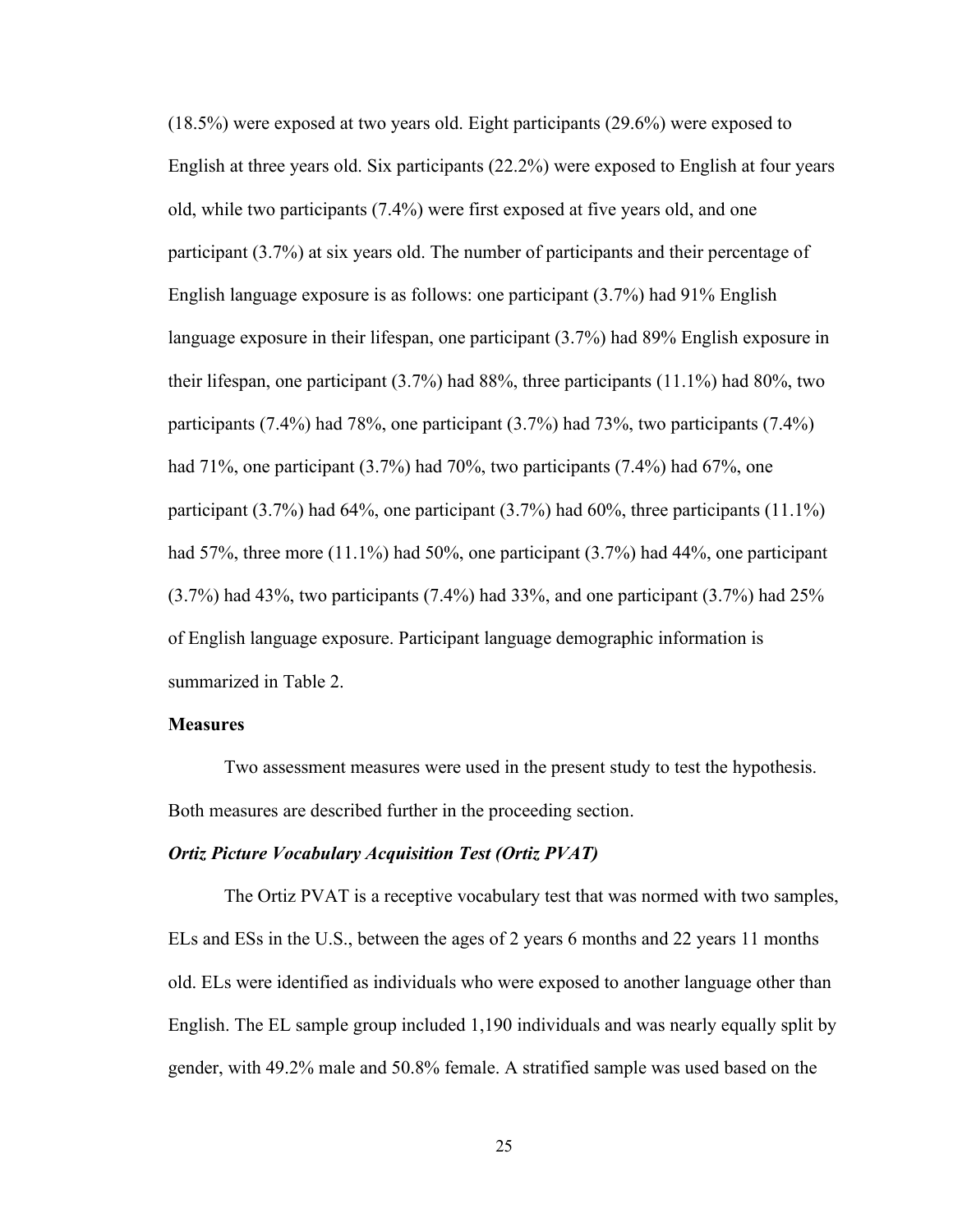(18.5%) were exposed at two years old. Eight participants (29.6%) were exposed to English at three years old. Six participants (22.2%) were exposed to English at four years old, while two participants (7.4%) were first exposed at five years old, and one participant (3.7%) at six years old. The number of participants and their percentage of English language exposure is as follows: one participant (3.7%) had 91% English language exposure in their lifespan, one participant (3.7%) had 89% English exposure in their lifespan, one participant (3.7%) had 88%, three participants (11.1%) had 80%, two participants (7.4%) had 78%, one participant (3.7%) had 73%, two participants (7.4%) had 71%, one participant (3.7%) had 70%, two participants (7.4%) had 67%, one participant (3.7%) had 64%, one participant (3.7%) had 60%, three participants (11.1%) had 57%, three more (11.1%) had 50%, one participant (3.7%) had 44%, one participant (3.7%) had 43%, two participants (7.4%) had 33%, and one participant (3.7%) had 25% of English language exposure. Participant language demographic information is summarized in Table 2.

### Measures

Two assessment measures were used in the present study to test the hypothesis. Both measures are described further in the proceeding section.

#### *Ortiz Picture Vocabulary Acquisition Test (Ortiz PVAT)*

The Ortiz PVAT is a receptive vocabulary test that was normed with two samples, ELs and ESs in the U.S., between the ages of 2 years 6 months and 22 years 11 months old. ELs were identified as individuals who were exposed to another language other than English. The EL sample group included 1,190 individuals and was nearly equally split by gender, with 49.2% male and 50.8% female. A stratified sample was used based on the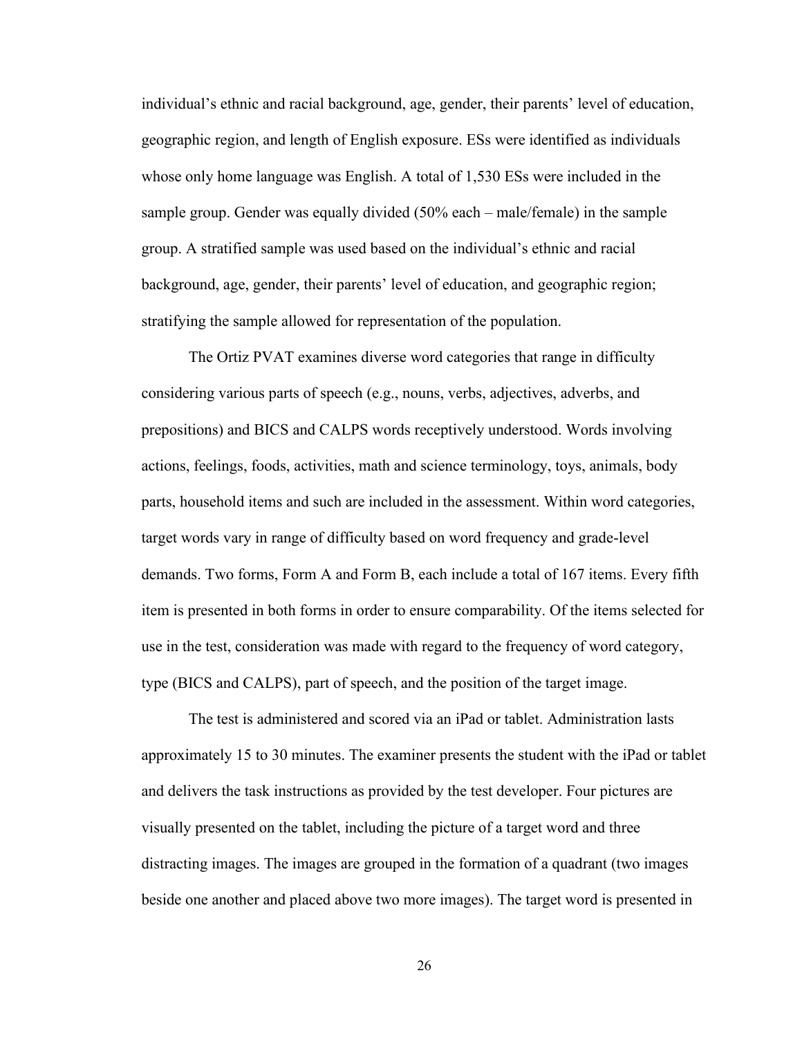individual's ethnic and racial background, age, gender, their parents' level of education, geographic region, and length of English exposure. ESs were identified as individuals whose only home language was English. A total of 1,530 ESs were included in the sample group. Gender was equally divided (50% each – male/female) in the sample group. A stratified sample was used based on the individual's ethnic and racial background, age, gender, their parents' level of education, and geographic region; stratifying the sample allowed for representation of the population.

The Ortiz PVAT examines diverse word categories that range in difficulty considering various parts of speech (e.g., nouns, verbs, adjectives, adverbs, and prepositions) and BICS and CALPS words receptively understood. Words involving actions, feelings, foods, activities, math and science terminology, toys, animals, body parts, household items and such are included in the assessment. Within word categories, target words vary in range of difficulty based on word frequency and grade-level demands. Two forms, Form A and Form B, each include a total of 167 items. Every fifth item is presented in both forms in order to ensure comparability. Of the items selected for use in the test, consideration was made with regard to the frequency of word category, type (BICS and CALPS), part of speech, and the position of the target image.

The test is administered and scored via an iPad or tablet. Administration lasts approximately 15 to 30 minutes. The examiner presents the student with the iPad or tablet and delivers the task instructions as provided by the test developer. Four pictures are visually presented on the tablet, including the picture of a target word and three distracting images. The images are grouped in the formation of a quadrant (two images beside one another and placed above two more images). The target word is presented in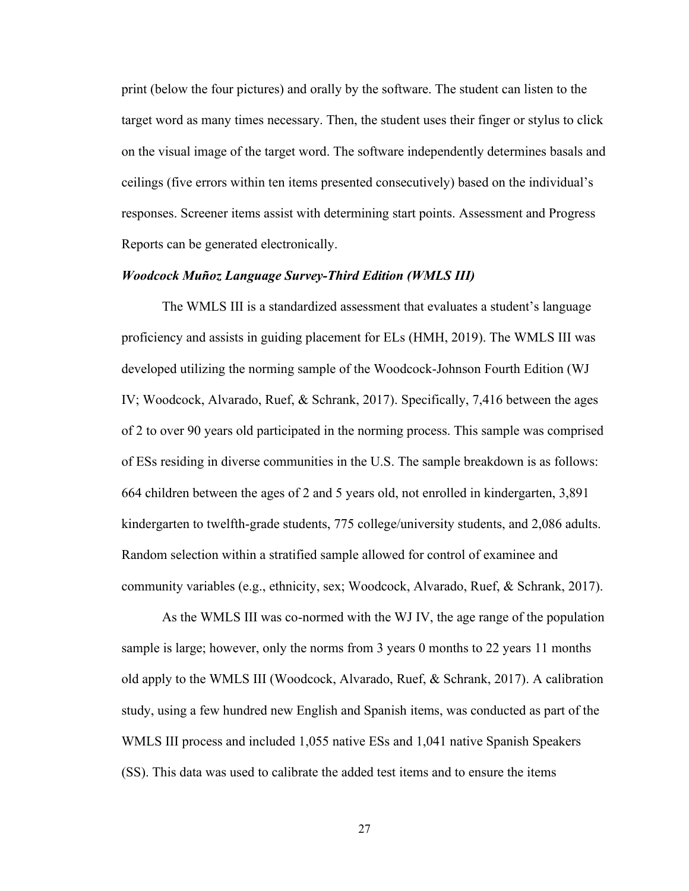print (below the four pictures) and orally by the software. The student can listen to the target word as many times necessary. Then, the student uses their finger or stylus to click on the visual image of the target word. The software independently determines basals and ceilings (five errors within ten items presented consecutively) based on the individual's responses. Screener items assist with determining start points. Assessment and Progress Reports can be generated electronically.

### *Woodcock Muñoz Language Survey-Third Edition (WMLS III)*

The WMLS III is a standardized assessment that evaluates a student's language proficiency and assists in guiding placement for ELs (HMH, 2019). The WMLS III was developed utilizing the norming sample of the Woodcock-Johnson Fourth Edition (WJ IV; Woodcock, Alvarado, Ruef, & Schrank, 2017). Specifically, 7,416 between the ages of 2 to over 90 years old participated in the norming process. This sample was comprised of ESs residing in diverse communities in the U.S. The sample breakdown is as follows: 664 children between the ages of 2 and 5 years old, not enrolled in kindergarten, 3,891 kindergarten to twelfth-grade students, 775 college/university students, and 2,086 adults. Random selection within a stratified sample allowed for control of examinee and community variables (e.g., ethnicity, sex; Woodcock, Alvarado, Ruef, & Schrank, 2017).

As the WMLS III was co-normed with the WJ IV, the age range of the population sample is large; however, only the norms from 3 years 0 months to 22 years 11 months old apply to the WMLS III (Woodcock, Alvarado, Ruef, & Schrank, 2017). A calibration study, using a few hundred new English and Spanish items, was conducted as part of the WMLS III process and included 1,055 native ESs and 1,041 native Spanish Speakers (SS). This data was used to calibrate the added test items and to ensure the items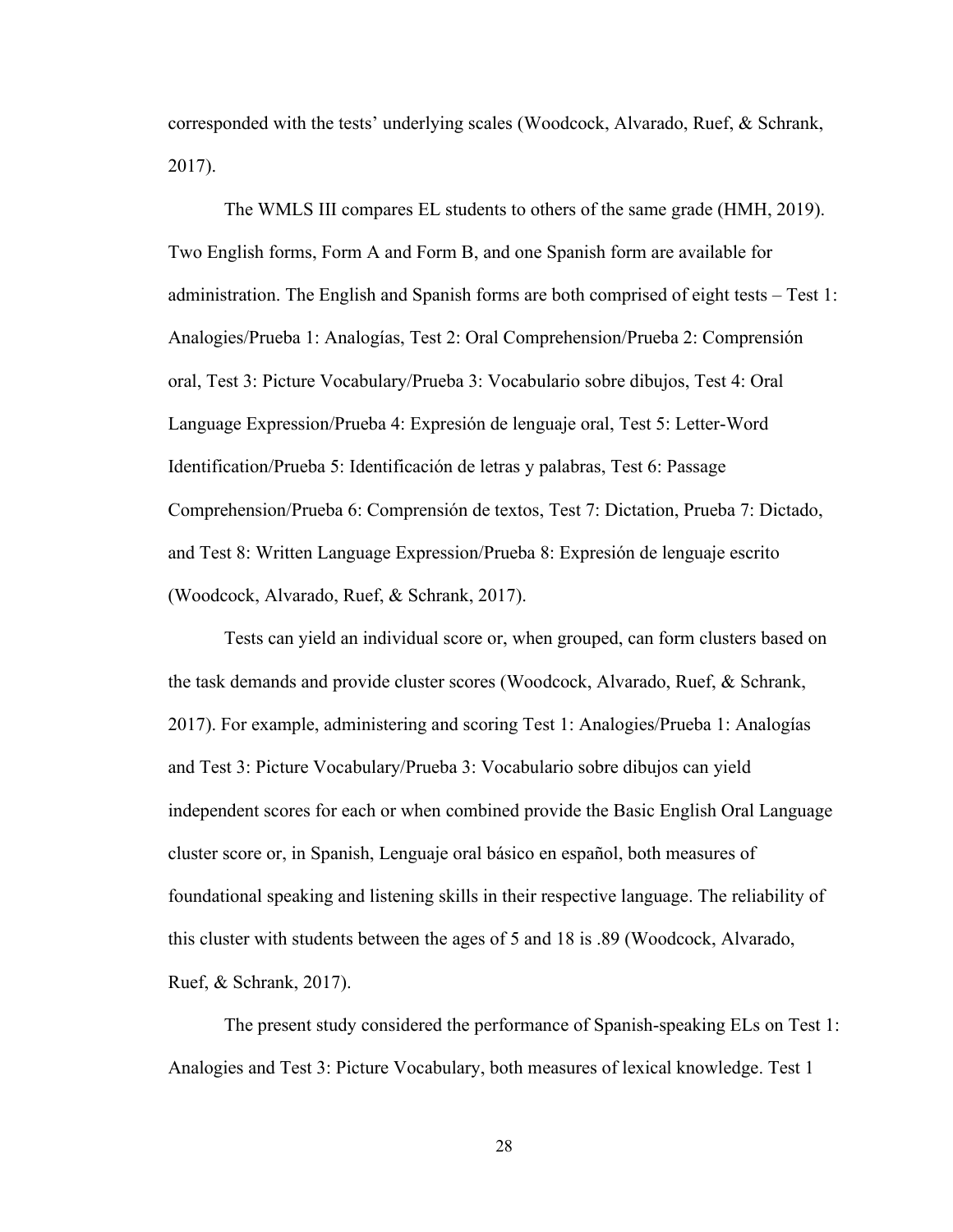corresponded with the tests' underlying scales (Woodcock, Alvarado, Ruef, & Schrank, 2017).

The WMLS III compares EL students to others of the same grade (HMH, 2019). Two English forms, Form A and Form B, and one Spanish form are available for administration. The English and Spanish forms are both comprised of eight tests – Test 1: Analogies/Prueba 1: Analogías, Test 2: Oral Comprehension/Prueba 2: Comprensión oral, Test 3: Picture Vocabulary/Prueba 3: Vocabulario sobre dibujos, Test 4: Oral Language Expression/Prueba 4: Expresión de lenguaje oral, Test 5: Letter-Word Identification/Prueba 5: Identificación de letras y palabras, Test 6: Passage Comprehension/Prueba 6: Comprensión de textos, Test 7: Dictation, Prueba 7: Dictado, and Test 8: Written Language Expression/Prueba 8: Expresión de lenguaje escrito (Woodcock, Alvarado, Ruef, & Schrank, 2017).

Tests can yield an individual score or, when grouped, can form clusters based on the task demands and provide cluster scores (Woodcock, Alvarado, Ruef, & Schrank, 2017). For example, administering and scoring Test 1: Analogies/Prueba 1: Analogías and Test 3: Picture Vocabulary/Prueba 3: Vocabulario sobre dibujos can yield independent scores for each or when combined provide the Basic English Oral Language cluster score or, in Spanish, Lenguaje oral básico en español, both measures of foundational speaking and listening skills in their respective language. The reliability of this cluster with students between the ages of 5 and 18 is .89 (Woodcock, Alvarado, Ruef, & Schrank, 2017).

The present study considered the performance of Spanish-speaking ELs on Test 1: Analogies and Test 3: Picture Vocabulary, both measures of lexical knowledge. Test 1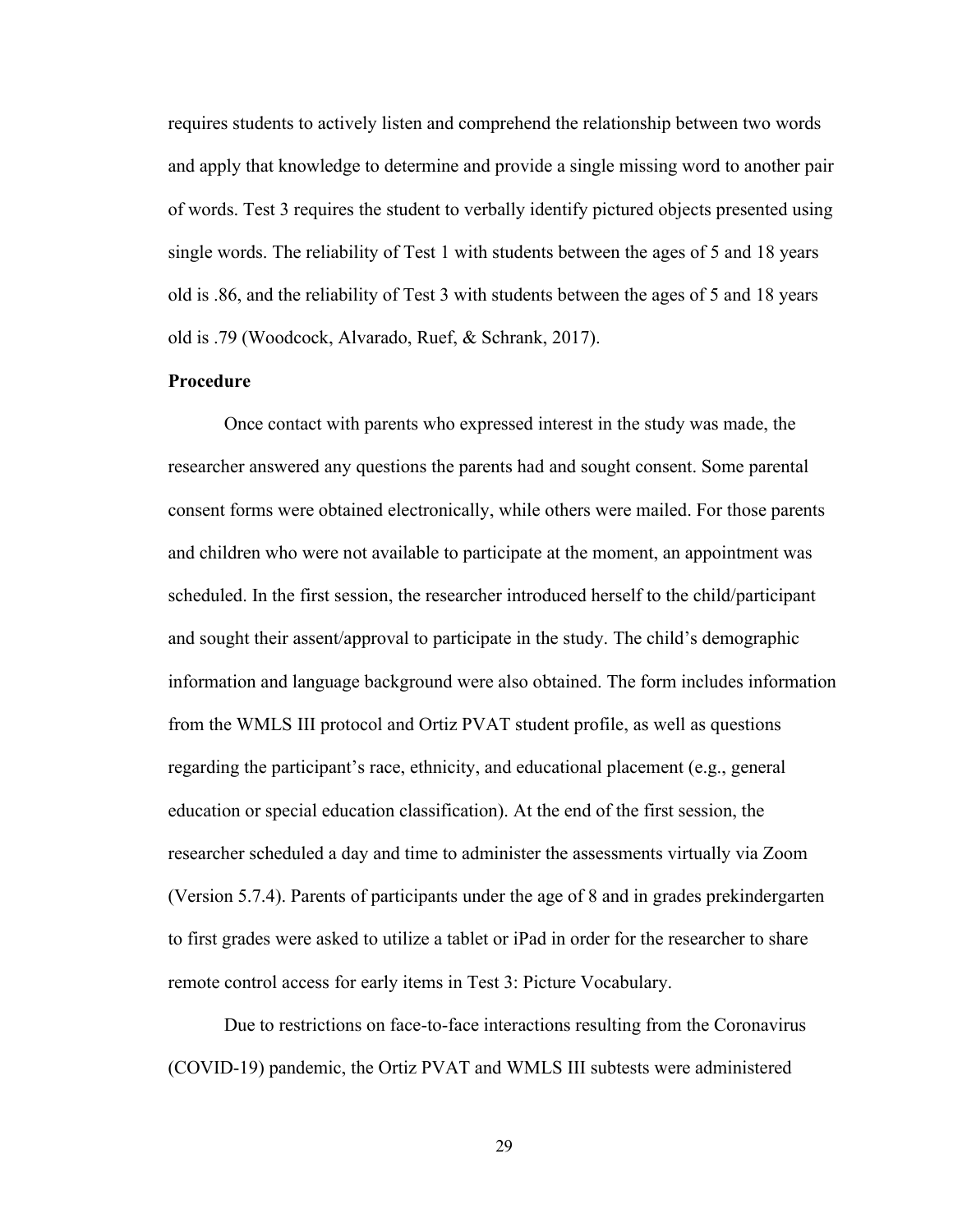requires students to actively listen and comprehend the relationship between two words and apply that knowledge to determine and provide a single missing word to another pair of words. Test 3 requires the student to verbally identify pictured objects presented using single words. The reliability of Test 1 with students between the ages of 5 and 18 years old is .86, and the reliability of Test 3 with students between the ages of 5 and 18 years old is .79 (Woodcock, Alvarado, Ruef, & Schrank, 2017).

**Procedure**

Once contact with parents who expressed interest in the study was made, the researcher answered any questions the parents had and sought consent. Some parental consent forms were obtained electronically, while others were mailed. For those parents and children who were not available to participate at the moment, an appointment was scheduled. In the first session, the researcher introduced herself to the child/participant and sought their assent/approval to participate in the study. The child's demographic information and language background were also obtained. The form includes information from the WMLS III protocol and Ortiz PVAT student profile, as well as questions regarding the participant's race, ethnicity, and educational placement (e.g., general education or special education classification). At the end of the first session, the researcher scheduled a day and time to administer the assessments virtually via Zoom (Version 5.7.4). Parents of participants under the age of 8 and in grades prekindergarten to first grades were asked to utilize a tablet or iPad in order for the researcher to share remote control access for early items in Test 3: Picture Vocabulary.

Due to restrictions on face-to-face interactions resulting from the Coronavirus (COVID-19) pandemic, the Ortiz PVAT and WMLS III subtests were administered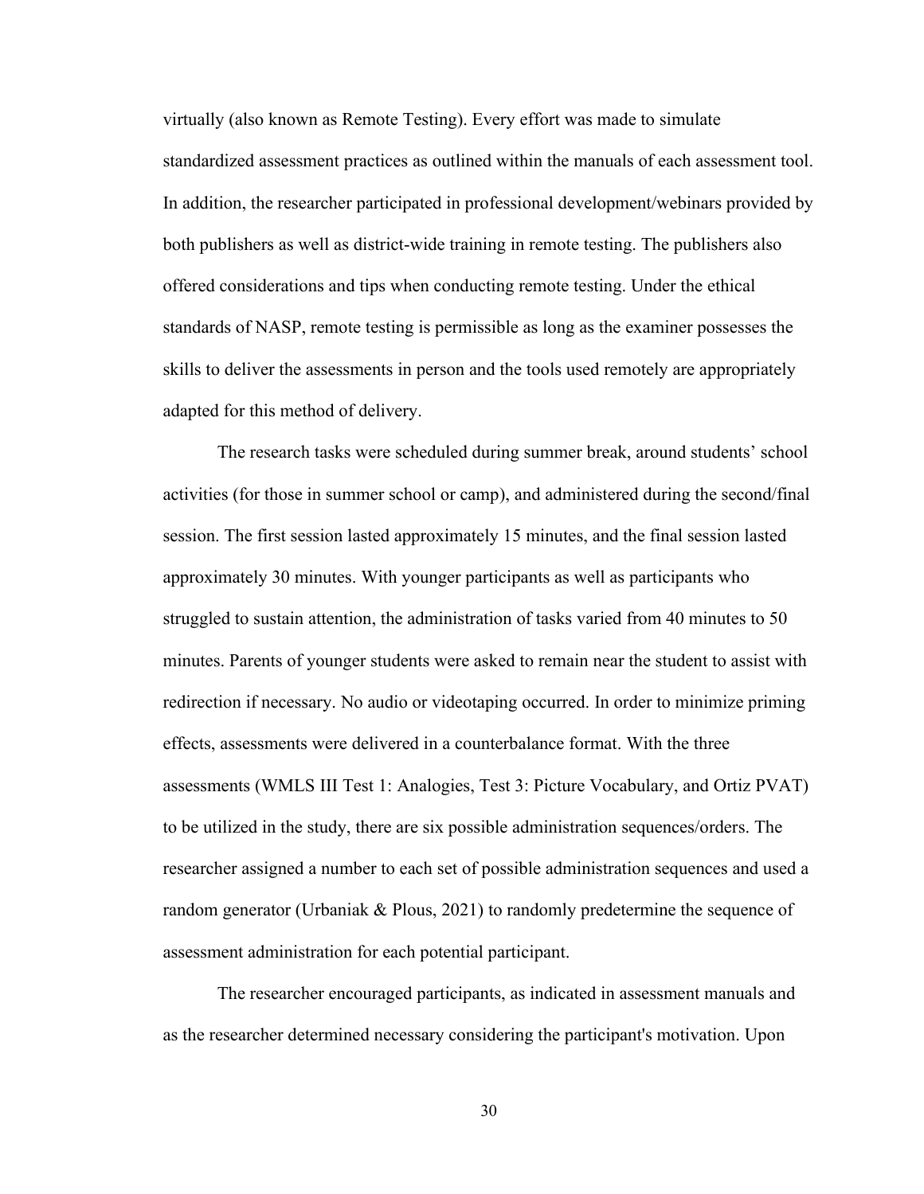virtually (also known as Remote Testing). Every effort was made to simulate standardized assessment practices as outlined within the manuals of each assessment tool. In addition, the researcher participated in professional development/webinars provided by both publishers as well as district-wide training in remote testing. The publishers also offered considerations and tips when conducting remote testing. Under the ethical standards of NASP, remote testing is permissible as long as the examiner possesses the skills to deliver the assessments in person and the tools used remotely are appropriately adapted for this method of delivery.

The research tasks were scheduled during summer break, around students' school activities (for those in summer school or camp), and administered during the second/final session. The first session lasted approximately 15 minutes, and the final session lasted approximately 30 minutes. With younger participants as well as participants who struggled to sustain attention, the administration of tasks varied from 40 minutes to 50 minutes. Parents of younger students were asked to remain near the student to assist with redirection if necessary. No audio or videotaping occurred. In order to minimize priming effects, assessments were delivered in a counterbalance format. With the three assessments (WMLS III Test 1: Analogies, Test 3: Picture Vocabulary, and Ortiz PVAT) to be utilized in the study, there are six possible administration sequences/orders. The researcher assigned a number to each set of possible administration sequences and used a random generator (Urbaniak & Plous, 2021) to randomly predetermine the sequence of assessment administration for each potential participant.

The researcher encouraged participants, as indicated in assessment manuals and as the researcher determined necessary considering the participant's motivation. Upon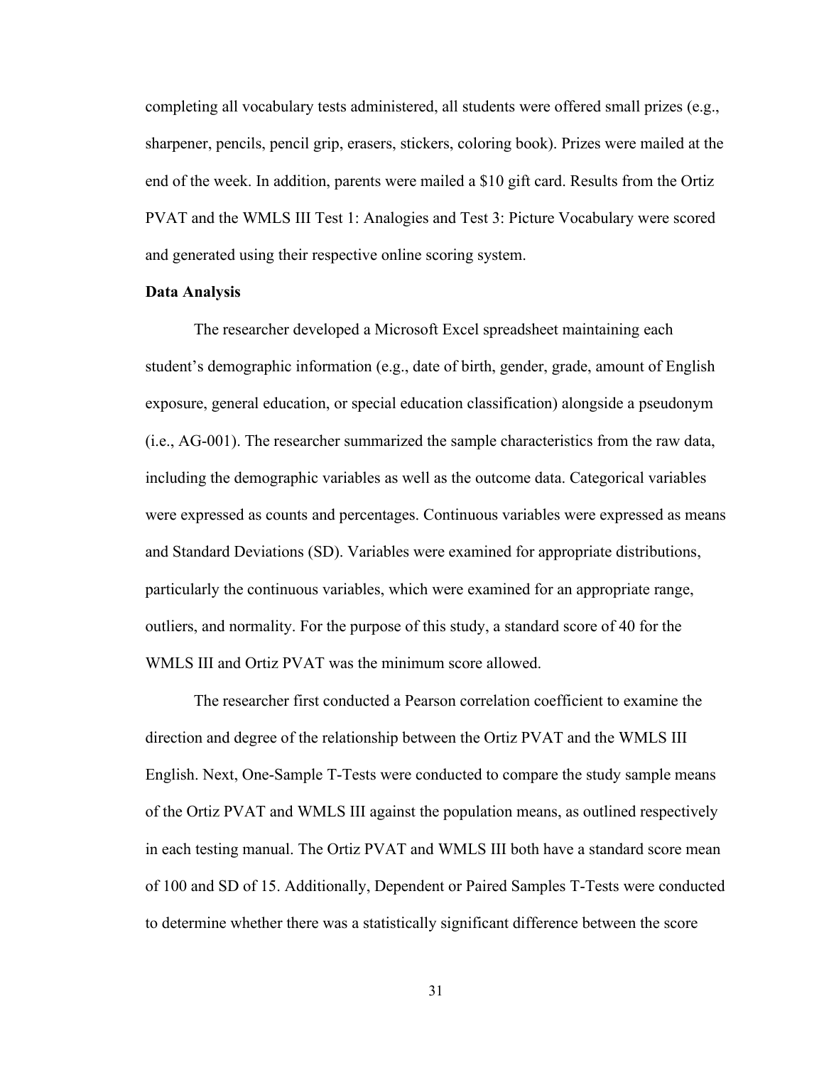completing all vocabulary tests administered, all students were offered small prizes (e.g., sharpener, pencils, pencil grip, erasers, stickers, coloring book). Prizes were mailed at the end of the week. In addition, parents were mailed a $10 gift card. Results from the Ortiz PVAT and the WMLS III Test 1: Analogies and Test 3: Picture Vocabulary were scored and generated using their respective online scoring system.

**Data Analysis**

The researcher developed a Microsoft Excel spreadsheet maintaining each student's demographic information (e.g., date of birth, gender, grade, amount of English exposure, general education, or special education classification) alongside a pseudonym (i.e., AG-001). The researcher summarized the sample characteristics from the raw data, including the demographic variables as well as the outcome data. Categorical variables were expressed as counts and percentages. Continuous variables were expressed as means and Standard Deviations (SD). Variables were examined for appropriate distributions, particularly the continuous variables, which were examined for an appropriate range, outliers, and normality. For the purpose of this study, a standard score of 40 for the WMLS III and Ortiz PVAT was the minimum score allowed.

The researcher first conducted a Pearson correlation coefficient to examine the direction and degree of the relationship between the Ortiz PVAT and the WMLS III English. Next, One-Sample T-Tests were conducted to compare the study sample means of the Ortiz PVAT and WMLS III against the population means, as outlined respectively in each testing manual. The Ortiz PVAT and WMLS III both have a standard score mean of 100 and SD of 15. Additionally, Dependent or Paired Samples T-Tests were conducted to determine whether there was a statistically significant difference between the score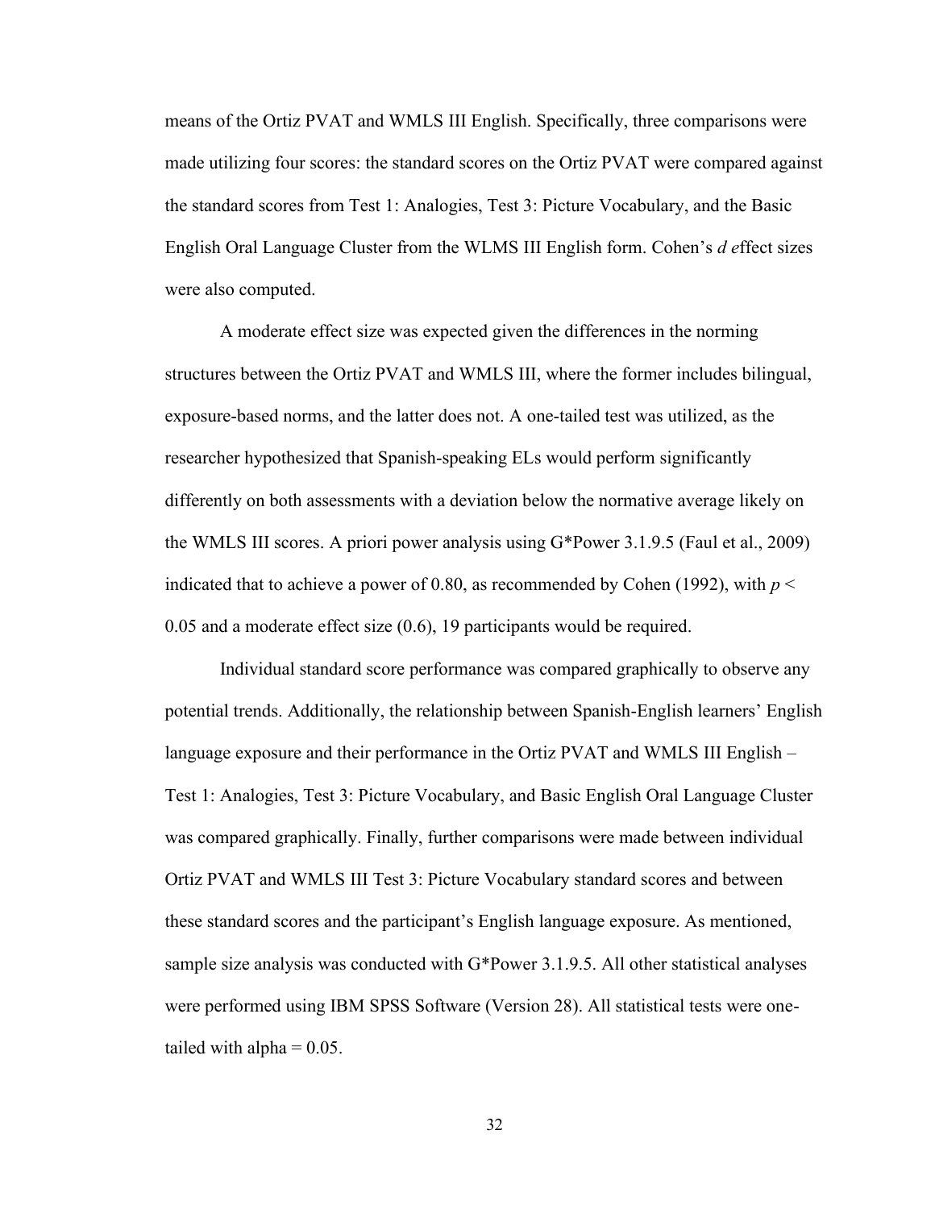means of the Ortiz PVAT and WMLS III English. Specifically, three comparisons were made utilizing four scores: the standard scores on the Ortiz PVAT were compared against the standard scores from Test 1: Analogies, Test 3: Picture Vocabulary, and the Basic English Oral Language Cluster from the WLMS III English form. Cohen's *d e*ffect sizes were also computed.

A moderate effect size was expected given the differences in the norming structures between the Ortiz PVAT and WMLS III, where the former includes bilingual, exposure-based norms, and the latter does not. A one-tailed test was utilized, as the researcher hypothesized that Spanish-speaking ELs would perform significantly differently on both assessments with a deviation below the normative average likely on the WMLS III scores. A priori power analysis using G*Power 3.1.9.5 (Faul et al., 2009) indicated that to achieve a power of 0.80, as recommended by Cohen (1992), with $p <$ 0.05 and a moderate effect size (0.6), 19 participants would be required.

Individual standard score performance was compared graphically to observe any potential trends. Additionally, the relationship between Spanish-English learners' English language exposure and their performance in the Ortiz PVAT and WMLS III English – Test 1: Analogies, Test 3: Picture Vocabulary, and Basic English Oral Language Cluster was compared graphically. Finally, further comparisons were made between individual Ortiz PVAT and WMLS III Test 3: Picture Vocabulary standard scores and between these standard scores and the participant's English language exposure. As mentioned, sample size analysis was conducted with G*Power 3.1.9.5. All other statistical analyses were performed using IBM SPSS Software (Version 28). All statistical tests were one-tailed with alpha = 0.05.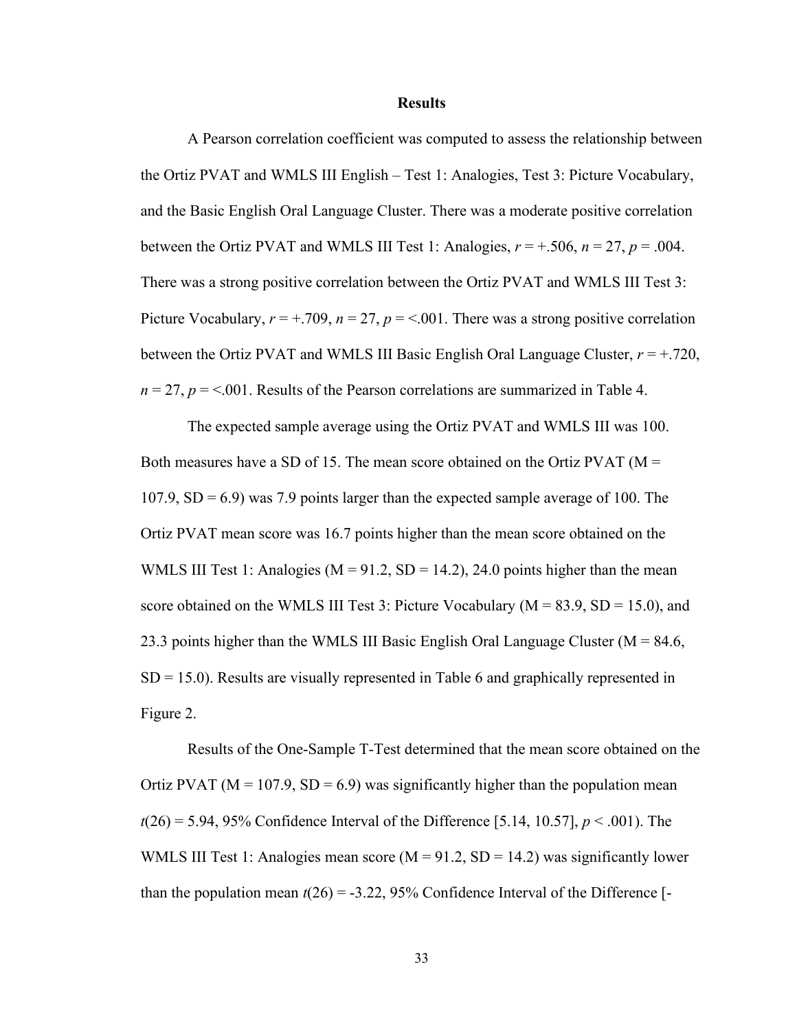# Results

A Pearson correlation coefficient was computed to assess the relationship between the Ortiz PVAT and WMLS III English – Test 1: Analogies, Test 3: Picture Vocabulary, and the Basic English Oral Language Cluster. There was a moderate positive correlation between the Ortiz PVAT and WMLS III Test 1: Analogies, $r = +.506$, $n = 27$, $p = .004$. There was a strong positive correlation between the Ortiz PVAT and WMLS III Test 3: Picture Vocabulary, $r = +.709$, $n = 27$, $p = <.001$. There was a strong positive correlation between the Ortiz PVAT and WMLS III Basic English Oral Language Cluster, $r = +.720$, $n = 27$, $p = <.001$. Results of the Pearson correlations are summarized in Table 4.

The expected sample average using the Ortiz PVAT and WMLS III was 100. Both measures have a SD of 15. The mean score obtained on the Ortiz PVAT (M = 107.9, SD = 6.9) was 7.9 points larger than the expected sample average of 100. The Ortiz PVAT mean score was 16.7 points higher than the mean score obtained on the WMLS III Test 1: Analogies (M = 91.2, SD = 14.2), 24.0 points higher than the mean score obtained on the WMLS III Test 3: Picture Vocabulary (M = 83.9, SD = 15.0), and 23.3 points higher than the WMLS III Basic English Oral Language Cluster (M = 84.6, SD = 15.0). Results are visually represented in Table 6 and graphically represented in Figure 2.

Results of the One-Sample T-Test determined that the mean score obtained on the Ortiz PVAT (M = 107.9, SD = 6.9) was significantly higher than the population mean $t(26) = 5.94$, 95% Confidence Interval of the Difference [5.14, 10.57], $p < .001$). The WMLS III Test 1: Analogies mean score (M = 91.2, SD = 14.2) was significantly lower than the population mean $t(26) = -3.22$, 95% Confidence Interval of the Difference [-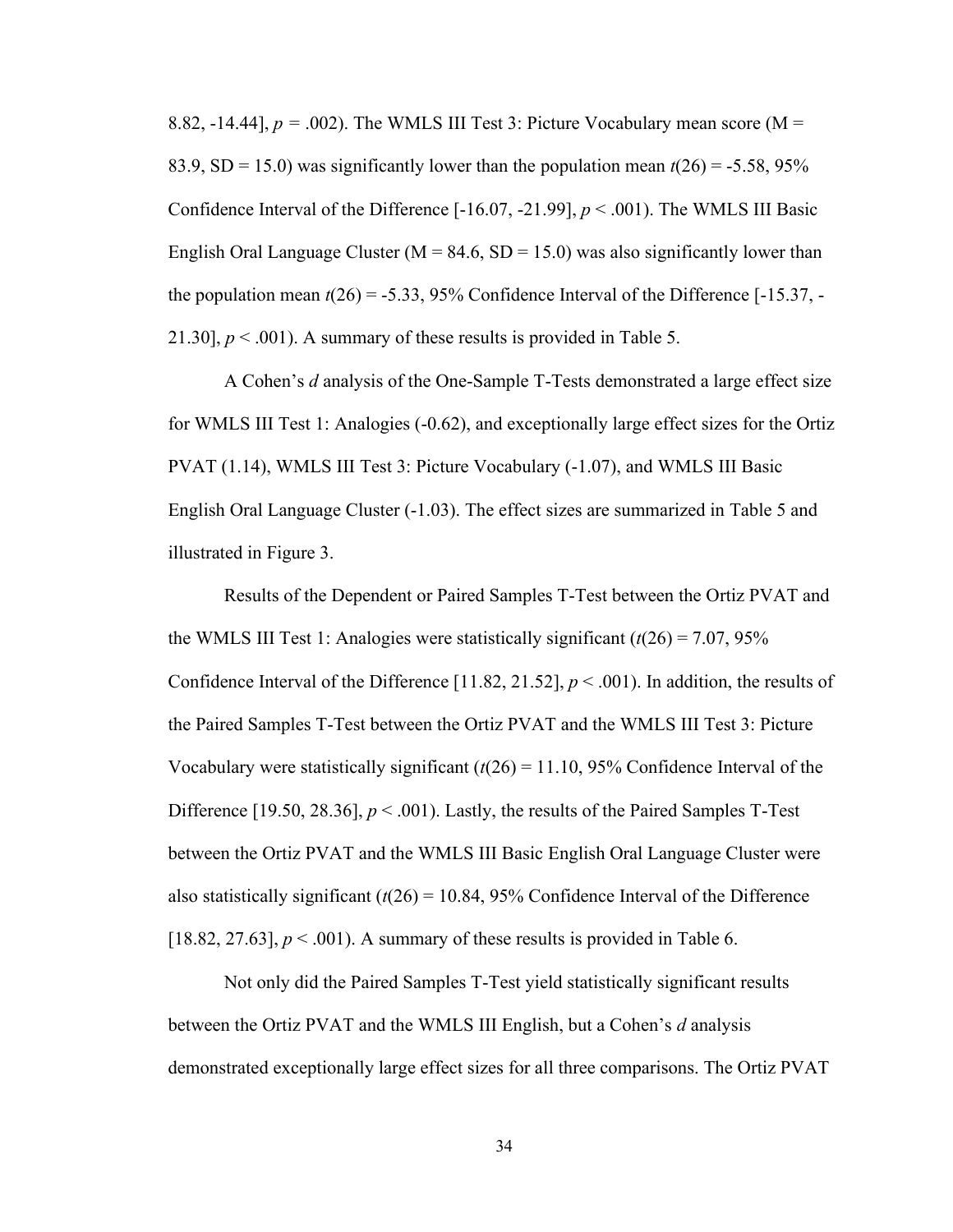8.82, -14.44], $p$ = .002). The WMLS III Test 3: Picture Vocabulary mean score (M = 83.9, SD = 15.0) was significantly lower than the population mean $t(26) = -5.58$, 95% Confidence Interval of the Difference [-16.07, -21.99], $p < .001$). The WMLS III Basic English Oral Language Cluster (M = 84.6, SD = 15.0) was also significantly lower than the population mean $t(26) = -5.33$, 95% Confidence Interval of the Difference [-15.37, -21.30], $p < .001$). A summary of these results is provided in Table 5.

A Cohen's *d* analysis of the One-Sample T-Tests demonstrated a large effect size for WMLS III Test 1: Analogies (-0.62), and exceptionally large effect sizes for the Ortiz PVAT (1.14), WMLS III Test 3: Picture Vocabulary (-1.07), and WMLS III Basic English Oral Language Cluster (-1.03). The effect sizes are summarized in Table 5 and illustrated in Figure 3.

Results of the Dependent or Paired Samples T-Test between the Ortiz PVAT and the WMLS III Test 1: Analogies were statistically significant ($t(26) = 7.07$, 95% Confidence Interval of the Difference [11.82, 21.52], $p < .001$). In addition, the results of the Paired Samples T-Test between the Ortiz PVAT and the WMLS III Test 3: Picture Vocabulary were statistically significant ($t(26) = 11.10$, 95% Confidence Interval of the Difference [19.50, 28.36], $p < .001$). Lastly, the results of the Paired Samples T-Test between the Ortiz PVAT and the WMLS III Basic English Oral Language Cluster were also statistically significant ($t(26) = 10.84$, 95% Confidence Interval of the Difference [18.82, 27.63], $p < .001$). A summary of these results is provided in Table 6.

Not only did the Paired Samples T-Test yield statistically significant results between the Ortiz PVAT and the WMLS III English, but a Cohen's *d* analysis demonstrated exceptionally large effect sizes for all three comparisons. The Ortiz PVAT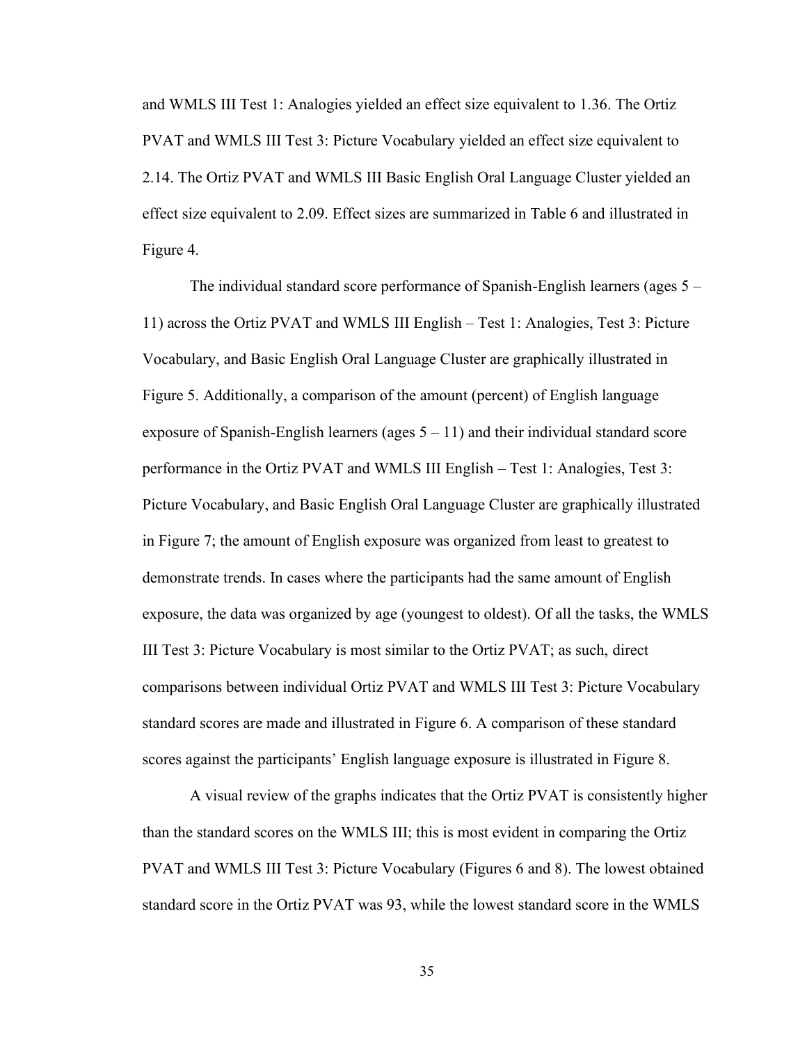and WMLS III Test 1: Analogies yielded an effect size equivalent to 1.36. The Ortiz PVAT and WMLS III Test 3: Picture Vocabulary yielded an effect size equivalent to 2.14. The Ortiz PVAT and WMLS III Basic English Oral Language Cluster yielded an effect size equivalent to 2.09. Effect sizes are summarized in Table 6 and illustrated in Figure 4.

The individual standard score performance of Spanish-English learners (ages 5 – 11) across the Ortiz PVAT and WMLS III English – Test 1: Analogies, Test 3: Picture Vocabulary, and Basic English Oral Language Cluster are graphically illustrated in Figure 5. Additionally, a comparison of the amount (percent) of English language exposure of Spanish-English learners (ages 5 – 11) and their individual standard score performance in the Ortiz PVAT and WMLS III English – Test 1: Analogies, Test 3: Picture Vocabulary, and Basic English Oral Language Cluster are graphically illustrated in Figure 7; the amount of English exposure was organized from least to greatest to demonstrate trends. In cases where the participants had the same amount of English exposure, the data was organized by age (youngest to oldest). Of all the tasks, the WMLS III Test 3: Picture Vocabulary is most similar to the Ortiz PVAT; as such, direct comparisons between individual Ortiz PVAT and WMLS III Test 3: Picture Vocabulary standard scores are made and illustrated in Figure 6. A comparison of these standard scores against the participants' English language exposure is illustrated in Figure 8.

A visual review of the graphs indicates that the Ortiz PVAT is consistently higher than the standard scores on the WMLS III; this is most evident in comparing the Ortiz PVAT and WMLS III Test 3: Picture Vocabulary (Figures 6 and 8). The lowest obtained standard score in the Ortiz PVAT was 93, while the lowest standard score in the WMLS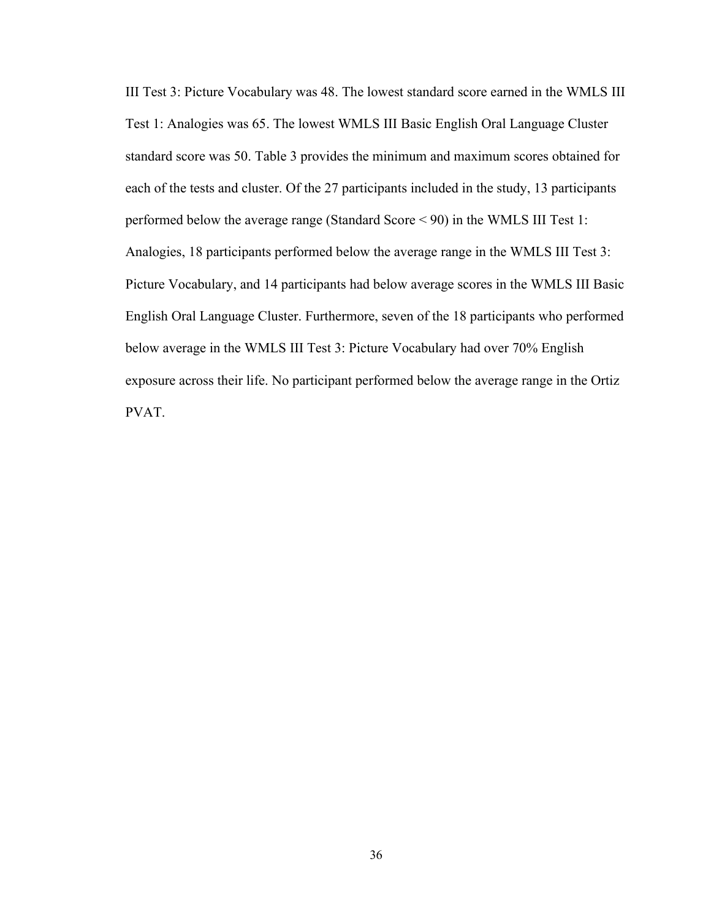III Test 3: Picture Vocabulary was 48. The lowest standard score earned in the WMLS III Test 1: Analogies was 65. The lowest WMLS III Basic English Oral Language Cluster standard score was 50. Table 3 provides the minimum and maximum scores obtained for each of the tests and cluster. Of the 27 participants included in the study, 13 participants performed below the average range (Standard Score < 90) in the WMLS III Test 1: Analogies, 18 participants performed below the average range in the WMLS III Test 3: Picture Vocabulary, and 14 participants had below average scores in the WMLS III Basic English Oral Language Cluster. Furthermore, seven of the 18 participants who performed below average in the WMLS III Test 3: Picture Vocabulary had over 70% English exposure across their life. No participant performed below the average range in the Ortiz PVAT.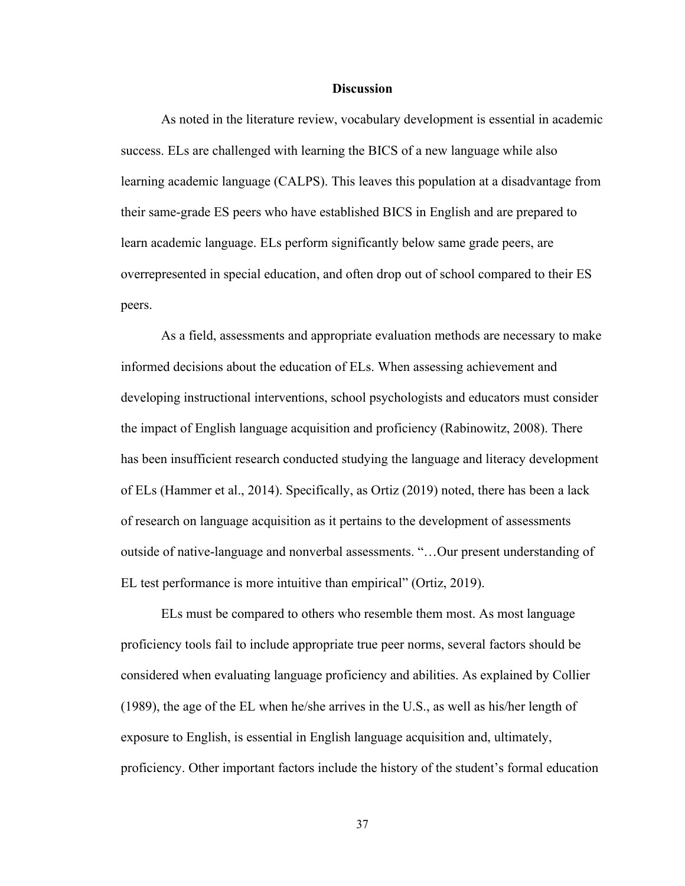## Discussion

As noted in the literature review, vocabulary development is essential in academic success. ELs are challenged with learning the BICS of a new language while also learning academic language (CALPS). This leaves this population at a disadvantage from their same-grade ES peers who have established BICS in English and are prepared to learn academic language. ELs perform significantly below same grade peers, are overrepresented in special education, and often drop out of school compared to their ES peers.

As a field, assessments and appropriate evaluation methods are necessary to make informed decisions about the education of ELs. When assessing achievement and developing instructional interventions, school psychologists and educators must consider the impact of English language acquisition and proficiency (Rabinowitz, 2008). There has been insufficient research conducted studying the language and literacy development of ELs (Hammer et al., 2014). Specifically, as Ortiz (2019) noted, there has been a lack of research on language acquisition as it pertains to the development of assessments outside of native-language and nonverbal assessments. "…Our present understanding of EL test performance is more intuitive than empirical" (Ortiz, 2019).

ELs must be compared to others who resemble them most. As most language proficiency tools fail to include appropriate true peer norms, several factors should be considered when evaluating language proficiency and abilities. As explained by Collier (1989), the age of the EL when he/she arrives in the U.S., as well as his/her length of exposure to English, is essential in English language acquisition and, ultimately, proficiency. Other important factors include the history of the student's formal education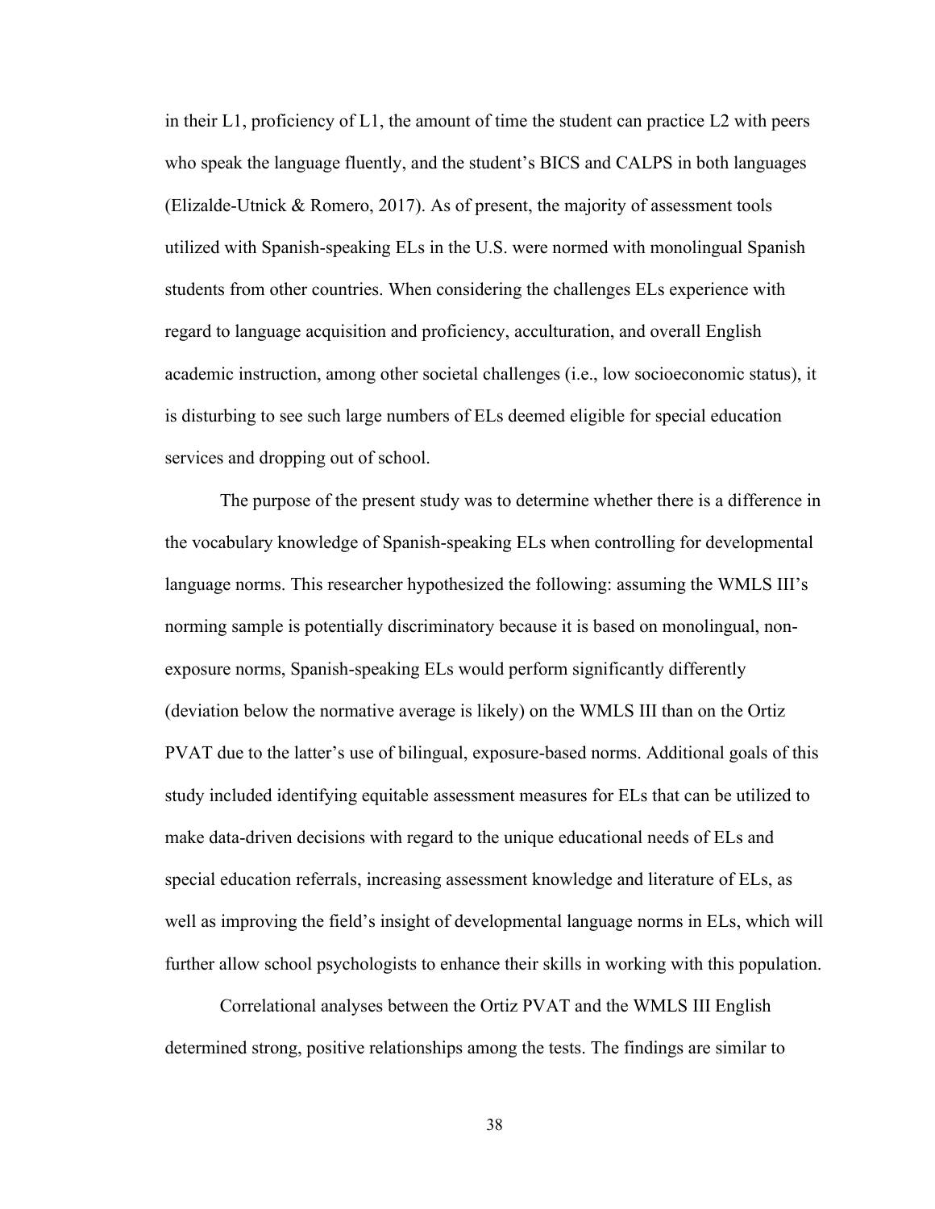in their L1, proficiency of L1, the amount of time the student can practice L2 with peers who speak the language fluently, and the student's BICS and CALPS in both languages (Elizalde-Utnick & Romero, 2017). As of present, the majority of assessment tools utilized with Spanish-speaking ELs in the U.S. were normed with monolingual Spanish students from other countries. When considering the challenges ELs experience with regard to language acquisition and proficiency, acculturation, and overall English academic instruction, among other societal challenges (i.e., low socioeconomic status), it is disturbing to see such large numbers of ELs deemed eligible for special education services and dropping out of school.

The purpose of the present study was to determine whether there is a difference in the vocabulary knowledge of Spanish-speaking ELs when controlling for developmental language norms. This researcher hypothesized the following: assuming the WMLS III's norming sample is potentially discriminatory because it is based on monolingual, non-exposure norms, Spanish-speaking ELs would perform significantly differently (deviation below the normative average is likely) on the WMLS III than on the Ortiz PVAT due to the latter's use of bilingual, exposure-based norms. Additional goals of this study included identifying equitable assessment measures for ELs that can be utilized to make data-driven decisions with regard to the unique educational needs of ELs and special education referrals, increasing assessment knowledge and literature of ELs, as well as improving the field's insight of developmental language norms in ELs, which will further allow school psychologists to enhance their skills in working with this population.

Correlational analyses between the Ortiz PVAT and the WMLS III English determined strong, positive relationships among the tests. The findings are similar to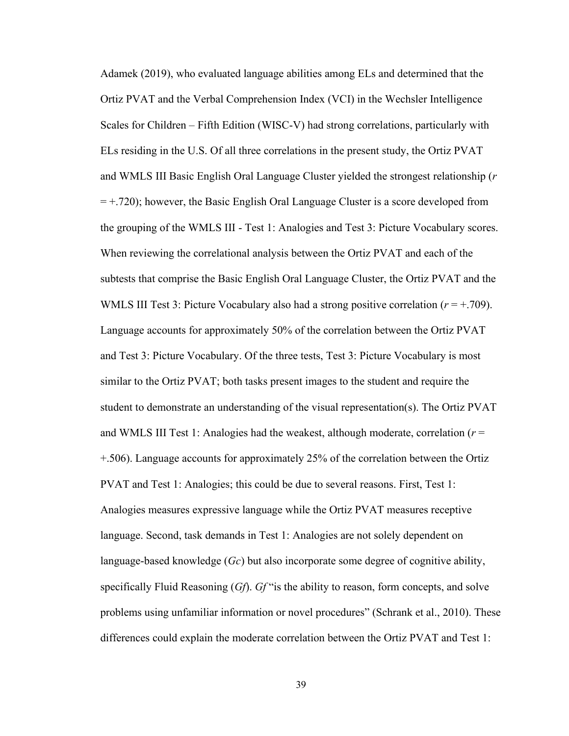Adamek (2019), who evaluated language abilities among ELs and determined that the Ortiz PVAT and the Verbal Comprehension Index (VCI) in the Wechsler Intelligence Scales for Children – Fifth Edition (WISC-V) had strong correlations, particularly with ELs residing in the U.S. Of all three correlations in the present study, the Ortiz PVAT and WMLS III Basic English Oral Language Cluster yielded the strongest relationship ($r = +.720$); however, the Basic English Oral Language Cluster is a score developed from the grouping of the WMLS III - Test 1: Analogies and Test 3: Picture Vocabulary scores. When reviewing the correlational analysis between the Ortiz PVAT and each of the subtests that comprise the Basic English Oral Language Cluster, the Ortiz PVAT and the WMLS III Test 3: Picture Vocabulary also had a strong positive correlation ($r = +.709$). Language accounts for approximately 50% of the correlation between the Ortiz PVAT and Test 3: Picture Vocabulary. Of the three tests, Test 3: Picture Vocabulary is most similar to the Ortiz PVAT; both tasks present images to the student and require the student to demonstrate an understanding of the visual representation(s). The Ortiz PVAT and WMLS III Test 1: Analogies had the weakest, although moderate, correlation ($r = +.506$). Language accounts for approximately 25% of the correlation between the Ortiz PVAT and Test 1: Analogies; this could be due to several reasons. First, Test 1: Analogies measures expressive language while the Ortiz PVAT measures receptive language. Second, task demands in Test 1: Analogies are not solely dependent on language-based knowledge (*Gc*) but also incorporate some degree of cognitive ability, specifically Fluid Reasoning (*Gf*). *Gf* "is the ability to reason, form concepts, and solve problems using unfamiliar information or novel procedures" (Schrank et al., 2010). These differences could explain the moderate correlation between the Ortiz PVAT and Test 1: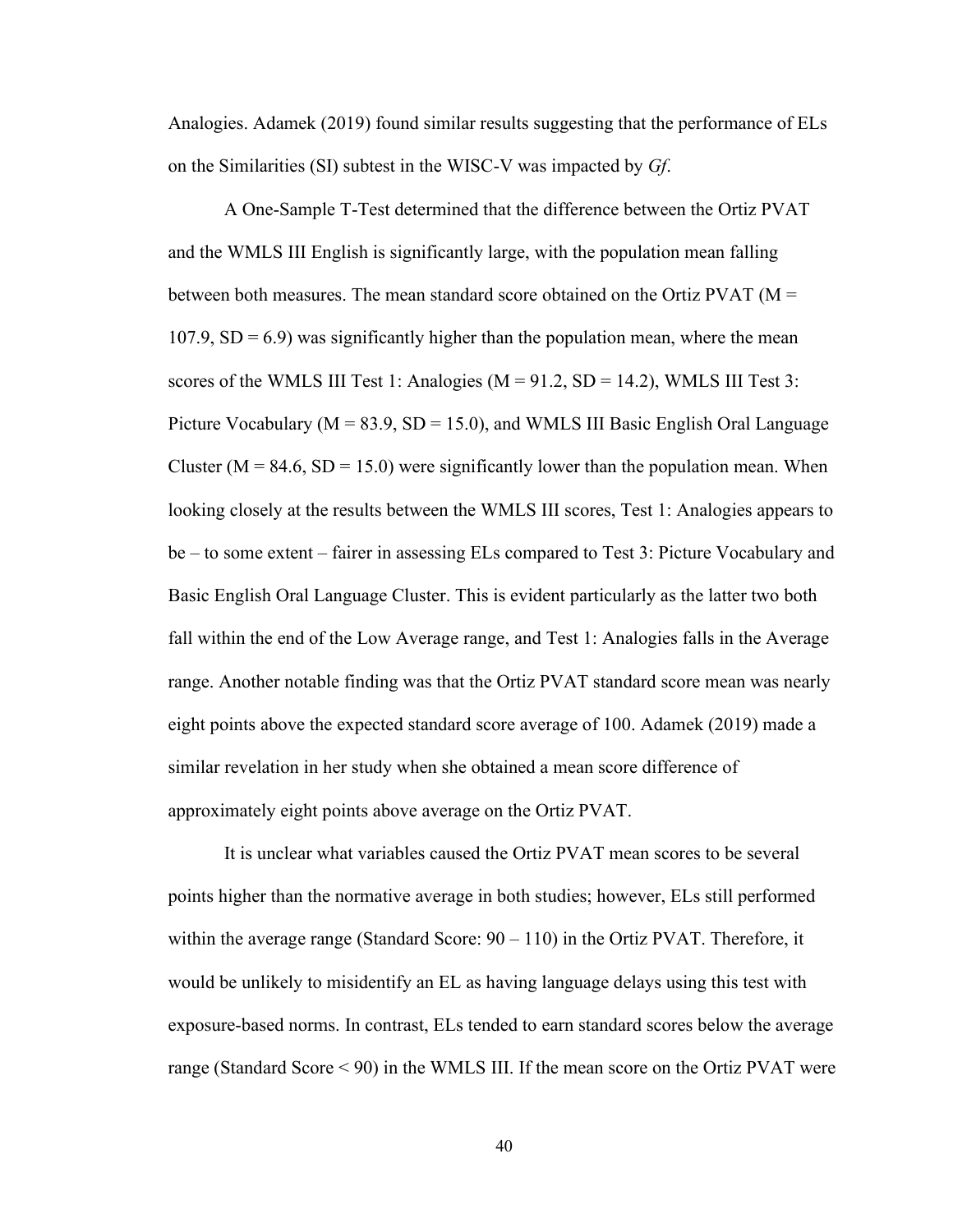Analogies. Adamek (2019) found similar results suggesting that the performance of ELs on the Similarities (SI) subtest in the WISC-V was impacted by *Gf*.

A One-Sample T-Test determined that the difference between the Ortiz PVAT and the WMLS III English is significantly large, with the population mean falling between both measures. The mean standard score obtained on the Ortiz PVAT (M = 107.9, SD = 6.9) was significantly higher than the population mean, where the mean scores of the WMLS III Test 1: Analogies (M = 91.2, SD = 14.2), WMLS III Test 3: Picture Vocabulary (M = 83.9, SD = 15.0), and WMLS III Basic English Oral Language Cluster (M = 84.6, SD = 15.0) were significantly lower than the population mean. When looking closely at the results between the WMLS III scores, Test 1: Analogies appears to be – to some extent – fairer in assessing ELs compared to Test 3: Picture Vocabulary and Basic English Oral Language Cluster. This is evident particularly as the latter two both fall within the end of the Low Average range, and Test 1: Analogies falls in the Average range. Another notable finding was that the Ortiz PVAT standard score mean was nearly eight points above the expected standard score average of 100. Adamek (2019) made a similar revelation in her study when she obtained a mean score difference of approximately eight points above average on the Ortiz PVAT.

It is unclear what variables caused the Ortiz PVAT mean scores to be several points higher than the normative average in both studies; however, ELs still performed within the average range (Standard Score: 90 – 110) in the Ortiz PVAT. Therefore, it would be unlikely to misidentify an EL as having language delays using this test with exposure-based norms. In contrast, ELs tended to earn standard scores below the average range (Standard Score < 90) in the WMLS III. If the mean score on the Ortiz PVAT were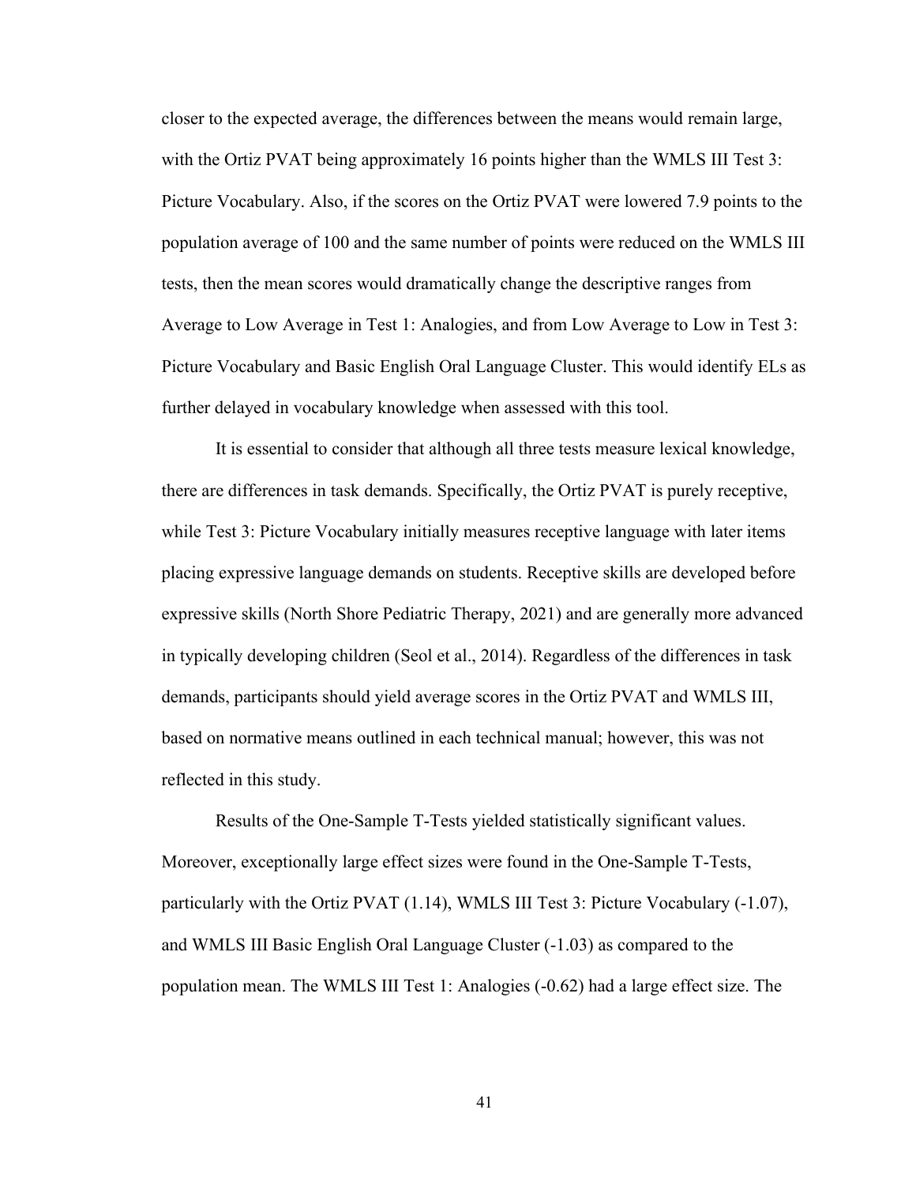closer to the expected average, the differences between the means would remain large, with the Ortiz PVAT being approximately 16 points higher than the WMLS III Test 3: Picture Vocabulary. Also, if the scores on the Ortiz PVAT were lowered 7.9 points to the population average of 100 and the same number of points were reduced on the WMLS III tests, then the mean scores would dramatically change the descriptive ranges from Average to Low Average in Test 1: Analogies, and from Low Average to Low in Test 3: Picture Vocabulary and Basic English Oral Language Cluster. This would identify ELs as further delayed in vocabulary knowledge when assessed with this tool.

It is essential to consider that although all three tests measure lexical knowledge, there are differences in task demands. Specifically, the Ortiz PVAT is purely receptive, while Test 3: Picture Vocabulary initially measures receptive language with later items placing expressive language demands on students. Receptive skills are developed before expressive skills (North Shore Pediatric Therapy, 2021) and are generally more advanced in typically developing children (Seol et al., 2014). Regardless of the differences in task demands, participants should yield average scores in the Ortiz PVAT and WMLS III, based on normative means outlined in each technical manual; however, this was not reflected in this study.

Results of the One-Sample T-Tests yielded statistically significant values. Moreover, exceptionally large effect sizes were found in the One-Sample T-Tests, particularly with the Ortiz PVAT (1.14), WMLS III Test 3: Picture Vocabulary (-1.07), and WMLS III Basic English Oral Language Cluster (-1.03) as compared to the population mean. The WMLS III Test 1: Analogies (-0.62) had a large effect size. The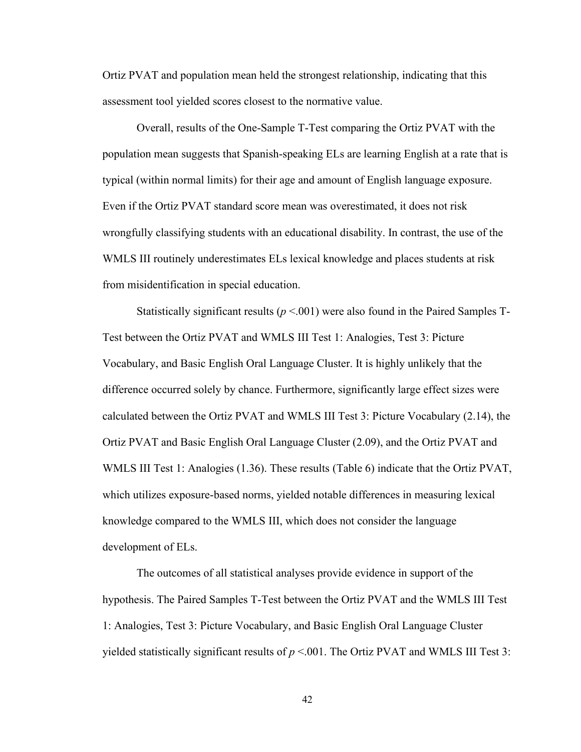Ortiz PVAT and population mean held the strongest relationship, indicating that this assessment tool yielded scores closest to the normative value.

Overall, results of the One-Sample T-Test comparing the Ortiz PVAT with the population mean suggests that Spanish-speaking ELs are learning English at a rate that is typical (within normal limits) for their age and amount of English language exposure. Even if the Ortiz PVAT standard score mean was overestimated, it does not risk wrongfully classifying students with an educational disability. In contrast, the use of the WMLS III routinely underestimates ELs lexical knowledge and places students at risk from misidentification in special education.

Statistically significant results ($p < .001$) were also found in the Paired Samples T-Test between the Ortiz PVAT and WMLS III Test 1: Analogies, Test 3: Picture Vocabulary, and Basic English Oral Language Cluster. It is highly unlikely that the difference occurred solely by chance. Furthermore, significantly large effect sizes were calculated between the Ortiz PVAT and WMLS III Test 3: Picture Vocabulary (2.14), the Ortiz PVAT and Basic English Oral Language Cluster (2.09), and the Ortiz PVAT and WMLS III Test 1: Analogies (1.36). These results (Table 6) indicate that the Ortiz PVAT, which utilizes exposure-based norms, yielded notable differences in measuring lexical knowledge compared to the WMLS III, which does not consider the language development of ELs.

The outcomes of all statistical analyses provide evidence in support of the hypothesis. The Paired Samples T-Test between the Ortiz PVAT and the WMLS III Test 1: Analogies, Test 3: Picture Vocabulary, and Basic English Oral Language Cluster yielded statistically significant results of $p < .001$. The Ortiz PVAT and WMLS III Test 3: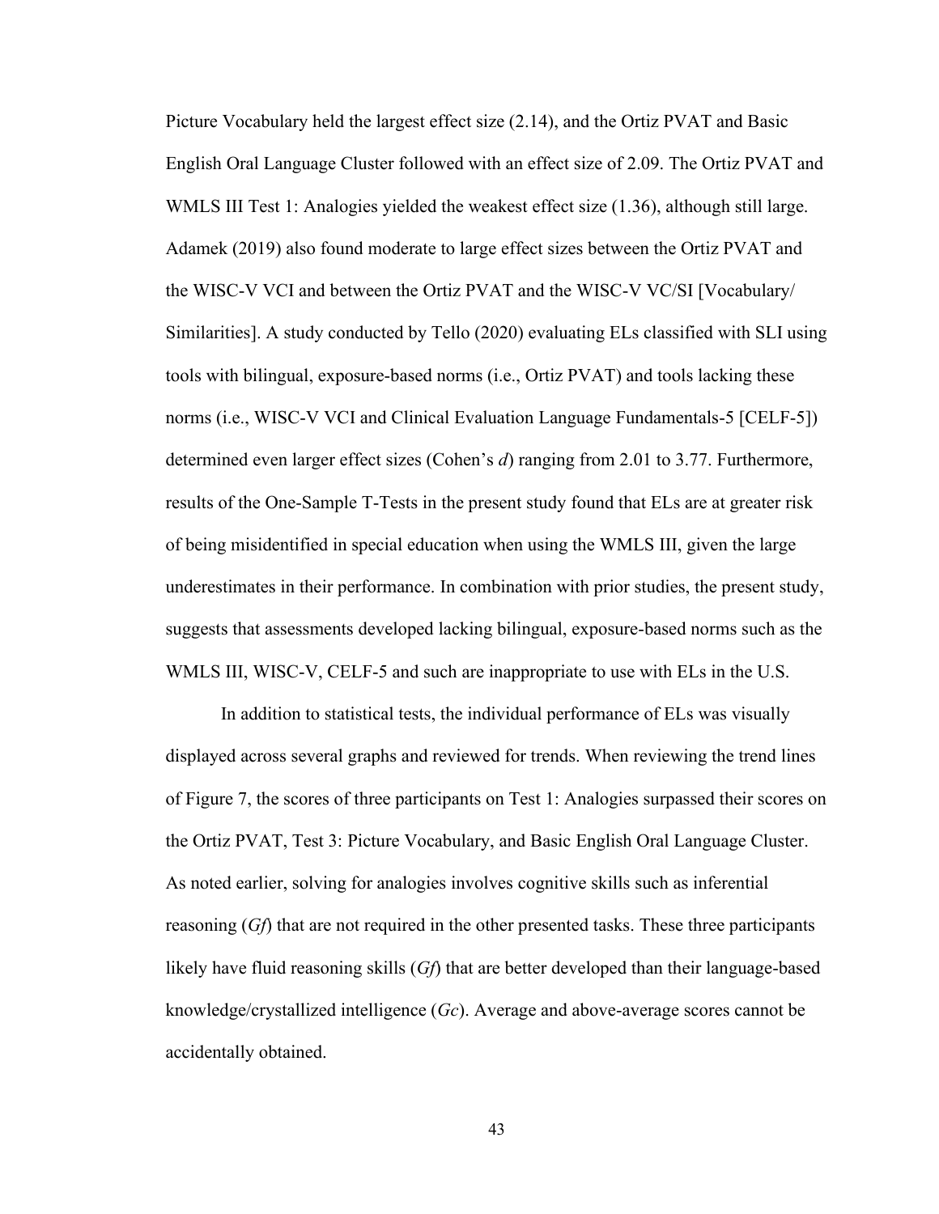Picture Vocabulary held the largest effect size (2.14), and the Ortiz PVAT and Basic English Oral Language Cluster followed with an effect size of 2.09. The Ortiz PVAT and WMLS III Test 1: Analogies yielded the weakest effect size (1.36), although still large. Adamek (2019) also found moderate to large effect sizes between the Ortiz PVAT and the WISC-V VCI and between the Ortiz PVAT and the WISC-V VC/SI [Vocabulary/ Similarities]. A study conducted by Tello (2020) evaluating ELs classified with SLI using tools with bilingual, exposure-based norms (i.e., Ortiz PVAT) and tools lacking these norms (i.e., WISC-V VCI and Clinical Evaluation Language Fundamentals-5 [CELF-5]) determined even larger effect sizes (Cohen's *d*) ranging from 2.01 to 3.77. Furthermore, results of the One-Sample T-Tests in the present study found that ELs are at greater risk of being misidentified in special education when using the WMLS III, given the large underestimates in their performance. In combination with prior studies, the present study, suggests that assessments developed lacking bilingual, exposure-based norms such as the WMLS III, WISC-V, CELF-5 and such are inappropriate to use with ELs in the U.S.

In addition to statistical tests, the individual performance of ELs was visually displayed across several graphs and reviewed for trends. When reviewing the trend lines of Figure 7, the scores of three participants on Test 1: Analogies surpassed their scores on the Ortiz PVAT, Test 3: Picture Vocabulary, and Basic English Oral Language Cluster. As noted earlier, solving for analogies involves cognitive skills such as inferential reasoning (*Gf*) that are not required in the other presented tasks. These three participants likely have fluid reasoning skills (*Gf*) that are better developed than their language-based knowledge/crystallized intelligence (*Gc*). Average and above-average scores cannot be accidentally obtained.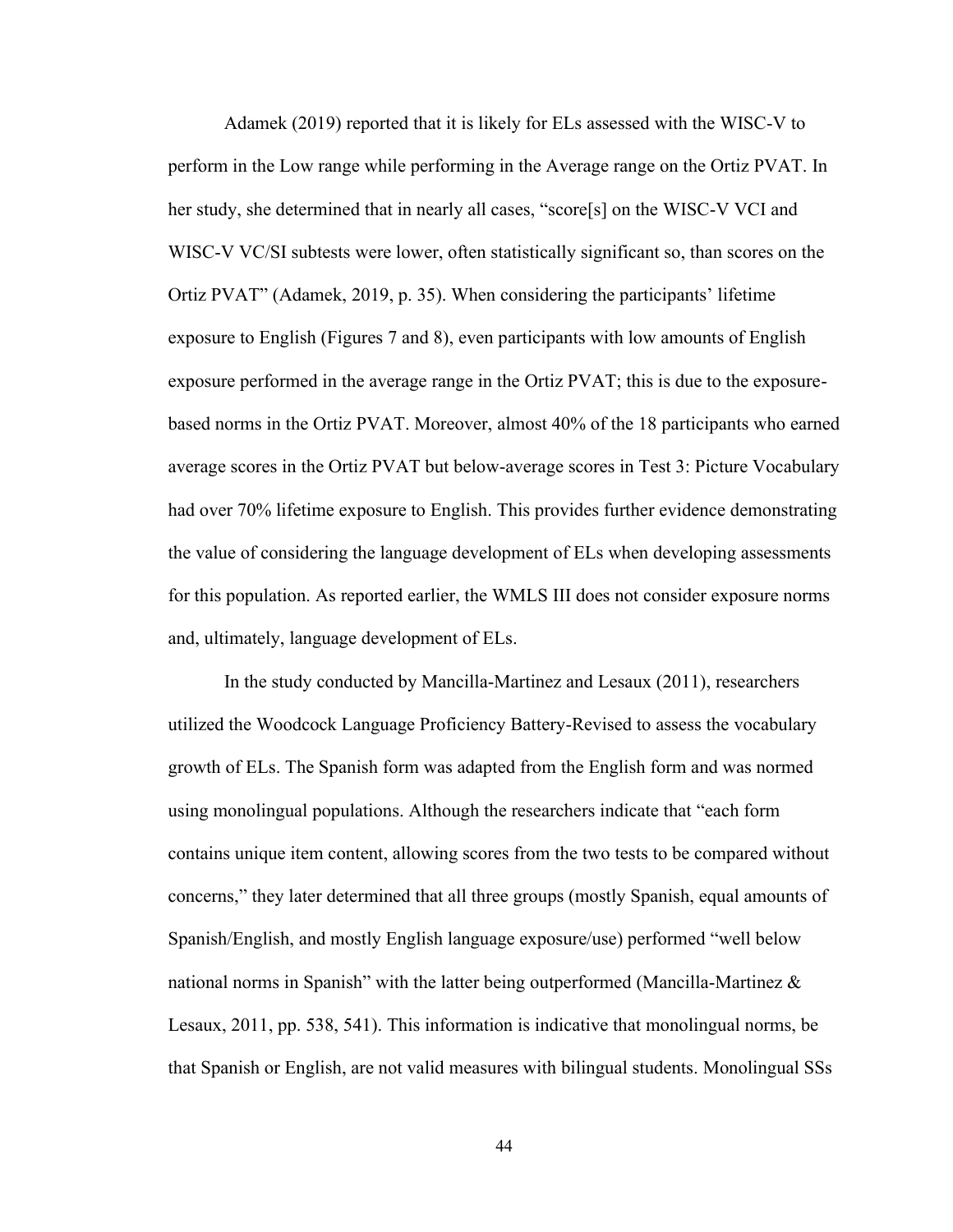Adamek (2019) reported that it is likely for ELs assessed with the WISC-V to perform in the Low range while performing in the Average range on the Ortiz PVAT. In her study, she determined that in nearly all cases, "score[s] on the WISC-V VCI and WISC-V VC/SI subtests were lower, often statistically significant so, than scores on the Ortiz PVAT" (Adamek, 2019, p. 35). When considering the participants' lifetime exposure to English (Figures 7 and 8), even participants with low amounts of English exposure performed in the average range in the Ortiz PVAT; this is due to the exposure-based norms in the Ortiz PVAT. Moreover, almost 40% of the 18 participants who earned average scores in the Ortiz PVAT but below-average scores in Test 3: Picture Vocabulary had over 70% lifetime exposure to English. This provides further evidence demonstrating the value of considering the language development of ELs when developing assessments for this population. As reported earlier, the WMLS III does not consider exposure norms and, ultimately, language development of ELs.

In the study conducted by Mancilla-Martinez and Lesaux (2011), researchers utilized the Woodcock Language Proficiency Battery-Revised to assess the vocabulary growth of ELs. The Spanish form was adapted from the English form and was normed using monolingual populations. Although the researchers indicate that "each form contains unique item content, allowing scores from the two tests to be compared without concerns," they later determined that all three groups (mostly Spanish, equal amounts of Spanish/English, and mostly English language exposure/use) performed "well below national norms in Spanish" with the latter being outperformed (Mancilla-Martinez & Lesaux, 2011, pp. 538, 541). This information is indicative that monolingual norms, be that Spanish or English, are not valid measures with bilingual students. Monolingual SSs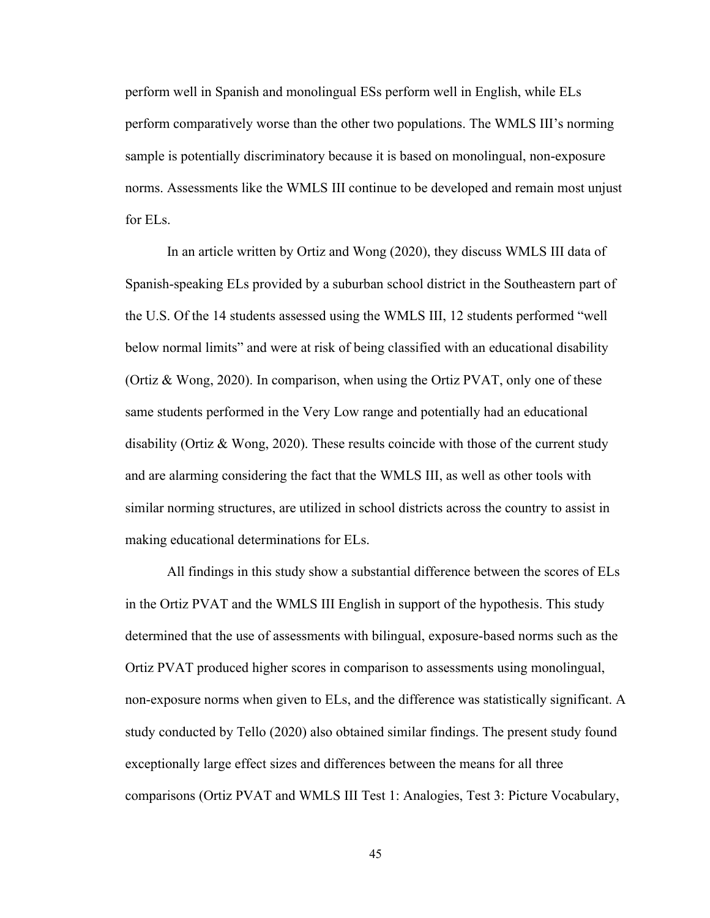perform well in Spanish and monolingual ESs perform well in English, while ELs perform comparatively worse than the other two populations. The WMLS III's norming sample is potentially discriminatory because it is based on monolingual, non-exposure norms. Assessments like the WMLS III continue to be developed and remain most unjust for ELs.

In an article written by Ortiz and Wong (2020), they discuss WMLS III data of Spanish-speaking ELs provided by a suburban school district in the Southeastern part of the U.S. Of the 14 students assessed using the WMLS III, 12 students performed "well below normal limits" and were at risk of being classified with an educational disability (Ortiz & Wong, 2020). In comparison, when using the Ortiz PVAT, only one of these same students performed in the Very Low range and potentially had an educational disability (Ortiz & Wong, 2020). These results coincide with those of the current study and are alarming considering the fact that the WMLS III, as well as other tools with similar norming structures, are utilized in school districts across the country to assist in making educational determinations for ELs.

All findings in this study show a substantial difference between the scores of ELs in the Ortiz PVAT and the WMLS III English in support of the hypothesis. This study determined that the use of assessments with bilingual, exposure-based norms such as the Ortiz PVAT produced higher scores in comparison to assessments using monolingual, non-exposure norms when given to ELs, and the difference was statistically significant. A study conducted by Tello (2020) also obtained similar findings. The present study found exceptionally large effect sizes and differences between the means for all three comparisons (Ortiz PVAT and WMLS III Test 1: Analogies, Test 3: Picture Vocabulary,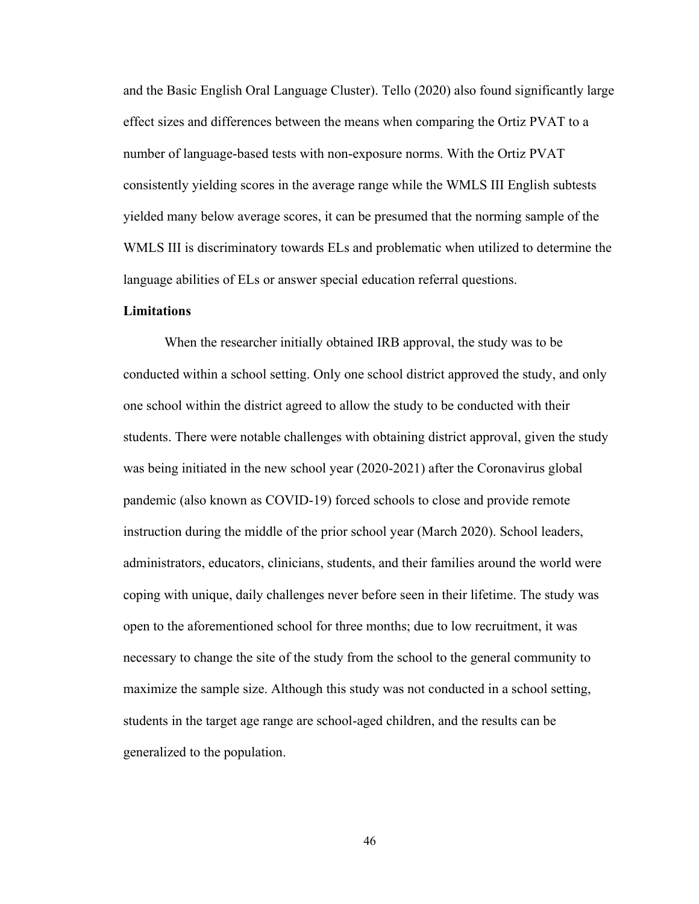and the Basic English Oral Language Cluster). Tello (2020) also found significantly large effect sizes and differences between the means when comparing the Ortiz PVAT to a number of language-based tests with non-exposure norms. With the Ortiz PVAT consistently yielding scores in the average range while the WMLS III English subtests yielded many below average scores, it can be presumed that the norming sample of the WMLS III is discriminatory towards ELs and problematic when utilized to determine the language abilities of ELs or answer special education referral questions.

## Limitations

When the researcher initially obtained IRB approval, the study was to be conducted within a school setting. Only one school district approved the study, and only one school within the district agreed to allow the study to be conducted with their students. There were notable challenges with obtaining district approval, given the study was being initiated in the new school year (2020-2021) after the Coronavirus global pandemic (also known as COVID-19) forced schools to close and provide remote instruction during the middle of the prior school year (March 2020). School leaders, administrators, educators, clinicians, students, and their families around the world were coping with unique, daily challenges never before seen in their lifetime. The study was open to the aforementioned school for three months; due to low recruitment, it was necessary to change the site of the study from the school to the general community to maximize the sample size. Although this study was not conducted in a school setting, students in the target age range are school-aged children, and the results can be generalized to the population.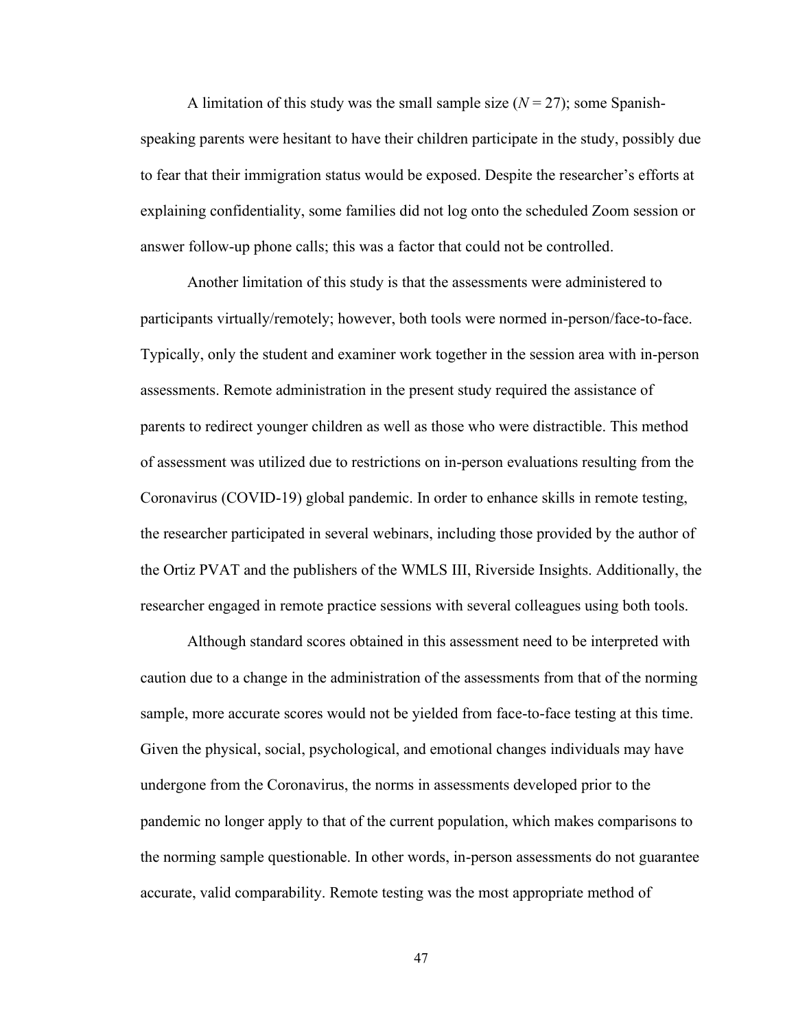A limitation of this study was the small sample size ($N = 27$); some Spanish-speaking parents were hesitant to have their children participate in the study, possibly due to fear that their immigration status would be exposed. Despite the researcher's efforts at explaining confidentiality, some families did not log onto the scheduled Zoom session or answer follow-up phone calls; this was a factor that could not be controlled.

Another limitation of this study is that the assessments were administered to participants virtually/remotely; however, both tools were normed in-person/face-to-face. Typically, only the student and examiner work together in the session area with in-person assessments. Remote administration in the present study required the assistance of parents to redirect younger children as well as those who were distractible. This method of assessment was utilized due to restrictions on in-person evaluations resulting from the Coronavirus (COVID-19) global pandemic. In order to enhance skills in remote testing, the researcher participated in several webinars, including those provided by the author of the Ortiz PVAT and the publishers of the WMLS III, Riverside Insights. Additionally, the researcher engaged in remote practice sessions with several colleagues using both tools.

Although standard scores obtained in this assessment need to be interpreted with caution due to a change in the administration of the assessments from that of the norming sample, more accurate scores would not be yielded from face-to-face testing at this time. Given the physical, social, psychological, and emotional changes individuals may have undergone from the Coronavirus, the norms in assessments developed prior to the pandemic no longer apply to that of the current population, which makes comparisons to the norming sample questionable. In other words, in-person assessments do not guarantee accurate, valid comparability. Remote testing was the most appropriate method of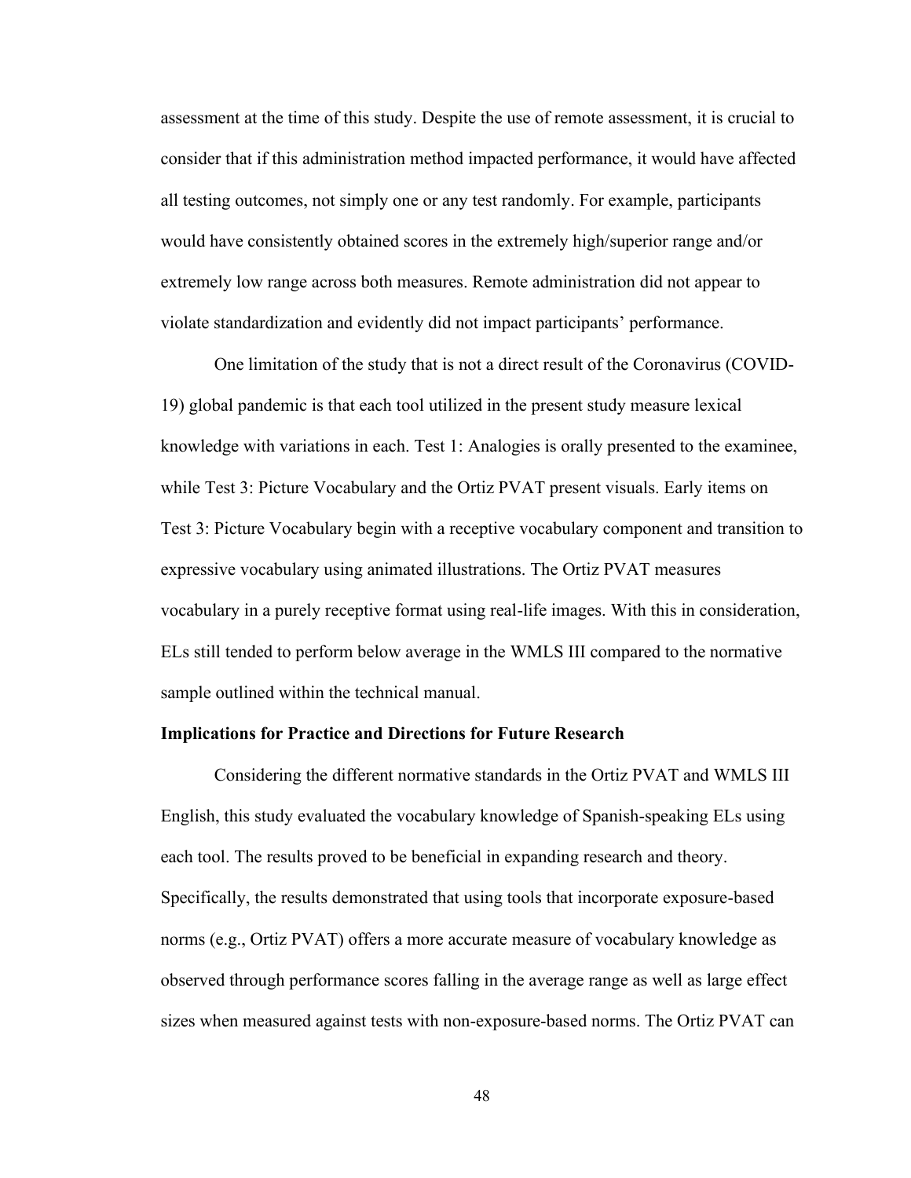assessment at the time of this study. Despite the use of remote assessment, it is crucial to consider that if this administration method impacted performance, it would have affected all testing outcomes, not simply one or any test randomly. For example, participants would have consistently obtained scores in the extremely high/superior range and/or extremely low range across both measures. Remote administration did not appear to violate standardization and evidently did not impact participants' performance.

One limitation of the study that is not a direct result of the Coronavirus (COVID-19) global pandemic is that each tool utilized in the present study measure lexical knowledge with variations in each. Test 1: Analogies is orally presented to the examinee, while Test 3: Picture Vocabulary and the Ortiz PVAT present visuals. Early items on Test 3: Picture Vocabulary begin with a receptive vocabulary component and transition to expressive vocabulary using animated illustrations. The Ortiz PVAT measures vocabulary in a purely receptive format using real-life images. With this in consideration, ELs still tended to perform below average in the WMLS III compared to the normative sample outlined within the technical manual.

**Implications for Practice and Directions for Future Research**

Considering the different normative standards in the Ortiz PVAT and WMLS III English, this study evaluated the vocabulary knowledge of Spanish-speaking ELs using each tool. The results proved to be beneficial in expanding research and theory. Specifically, the results demonstrated that using tools that incorporate exposure-based norms (e.g., Ortiz PVAT) offers a more accurate measure of vocabulary knowledge as observed through performance scores falling in the average range as well as large effect sizes when measured against tests with non-exposure-based norms. The Ortiz PVAT can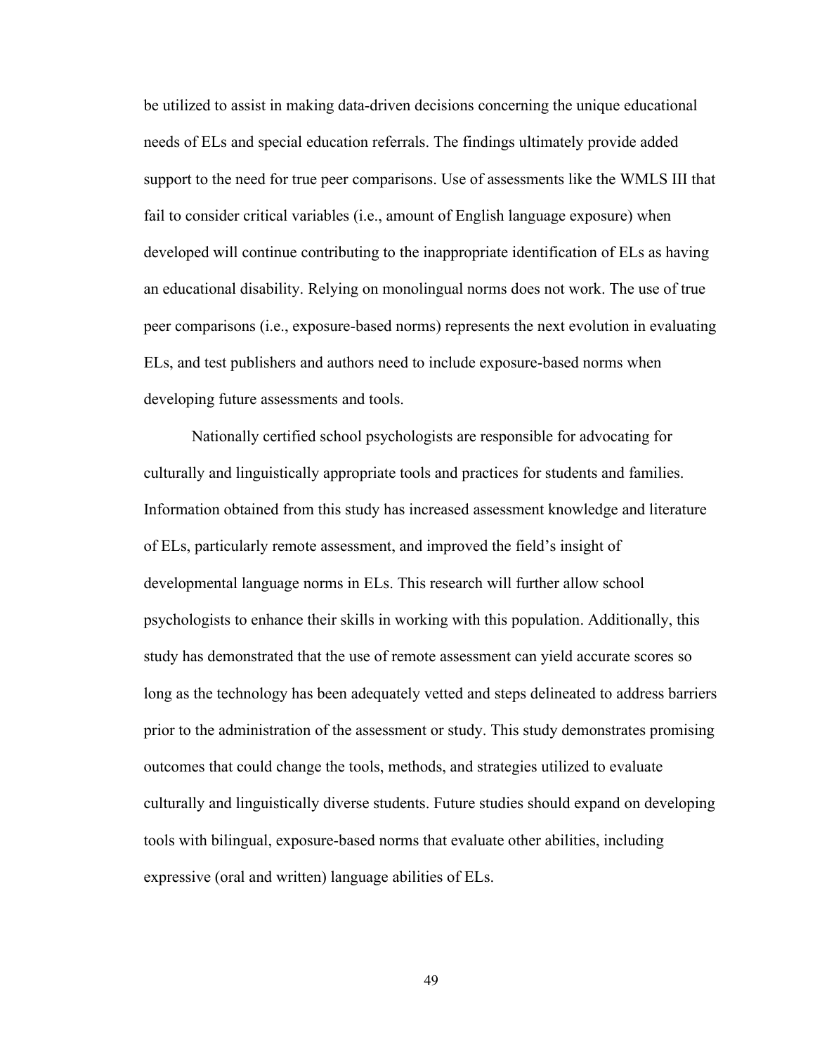be utilized to assist in making data-driven decisions concerning the unique educational needs of ELs and special education referrals. The findings ultimately provide added support to the need for true peer comparisons. Use of assessments like the WMLS III that fail to consider critical variables (i.e., amount of English language exposure) when developed will continue contributing to the inappropriate identification of ELs as having an educational disability. Relying on monolingual norms does not work. The use of true peer comparisons (i.e., exposure-based norms) represents the next evolution in evaluating ELs, and test publishers and authors need to include exposure-based norms when developing future assessments and tools.

Nationally certified school psychologists are responsible for advocating for culturally and linguistically appropriate tools and practices for students and families. Information obtained from this study has increased assessment knowledge and literature of ELs, particularly remote assessment, and improved the field's insight of developmental language norms in ELs. This research will further allow school psychologists to enhance their skills in working with this population. Additionally, this study has demonstrated that the use of remote assessment can yield accurate scores so long as the technology has been adequately vetted and steps delineated to address barriers prior to the administration of the assessment or study. This study demonstrates promising outcomes that could change the tools, methods, and strategies utilized to evaluate culturally and linguistically diverse students. Future studies should expand on developing tools with bilingual, exposure-based norms that evaluate other abilities, including expressive (oral and written) language abilities of ELs.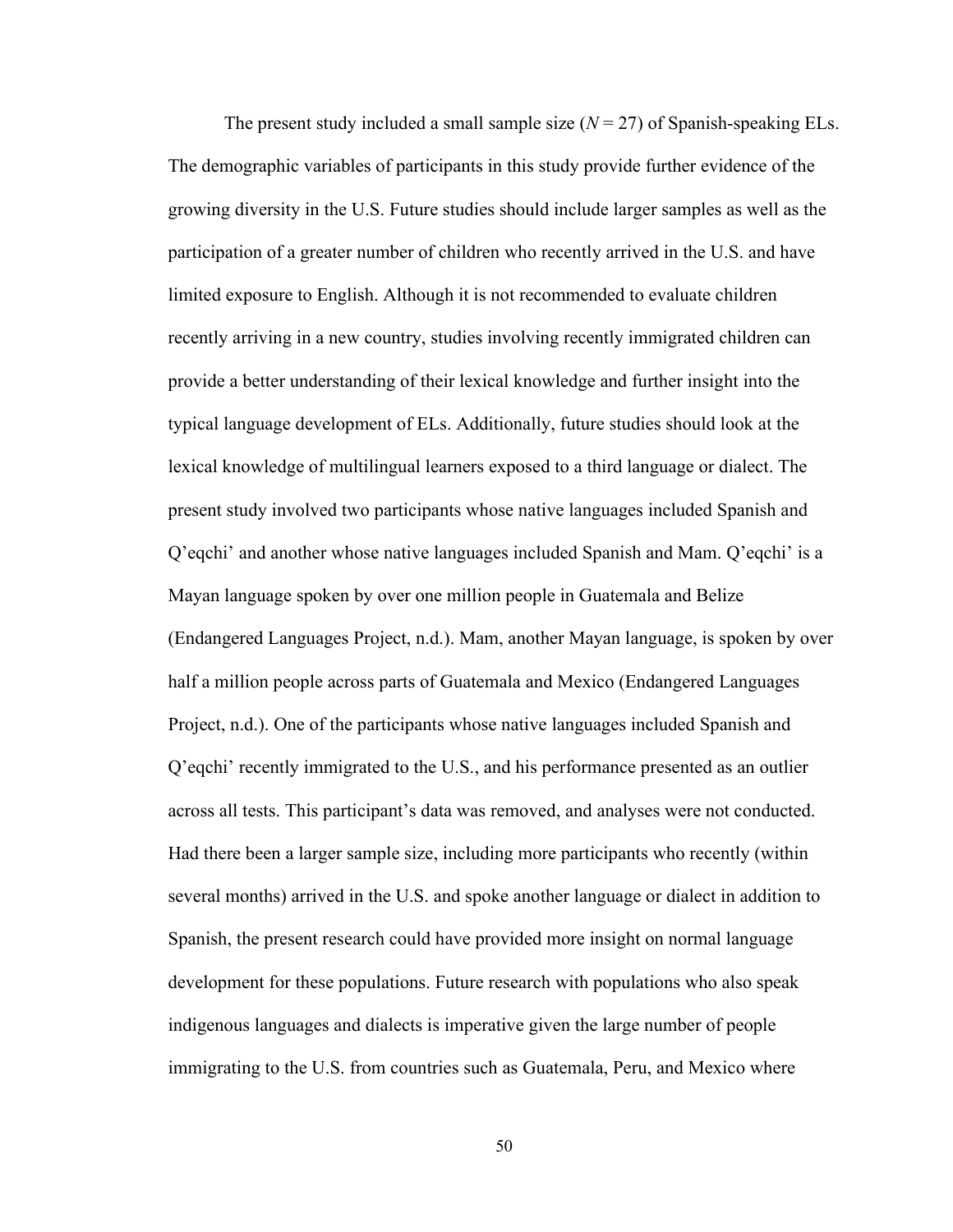The present study included a small sample size (*N* = 27) of Spanish-speaking ELs. The demographic variables of participants in this study provide further evidence of the growing diversity in the U.S. Future studies should include larger samples as well as the participation of a greater number of children who recently arrived in the U.S. and have limited exposure to English. Although it is not recommended to evaluate children recently arriving in a new country, studies involving recently immigrated children can provide a better understanding of their lexical knowledge and further insight into the typical language development of ELs. Additionally, future studies should look at the lexical knowledge of multilingual learners exposed to a third language or dialect. The present study involved two participants whose native languages included Spanish and Q'eqchi' and another whose native languages included Spanish and Mam. Q'eqchi' is a Mayan language spoken by over one million people in Guatemala and Belize (Endangered Languages Project, n.d.). Mam, another Mayan language, is spoken by over half a million people across parts of Guatemala and Mexico (Endangered Languages Project, n.d.). One of the participants whose native languages included Spanish and Q'eqchi' recently immigrated to the U.S., and his performance presented as an outlier across all tests. This participant's data was removed, and analyses were not conducted. Had there been a larger sample size, including more participants who recently (within several months) arrived in the U.S. and spoke another language or dialect in addition to Spanish, the present research could have provided more insight on normal language development for these populations. Future research with populations who also speak indigenous languages and dialects is imperative given the large number of people immigrating to the U.S. from countries such as Guatemala, Peru, and Mexico where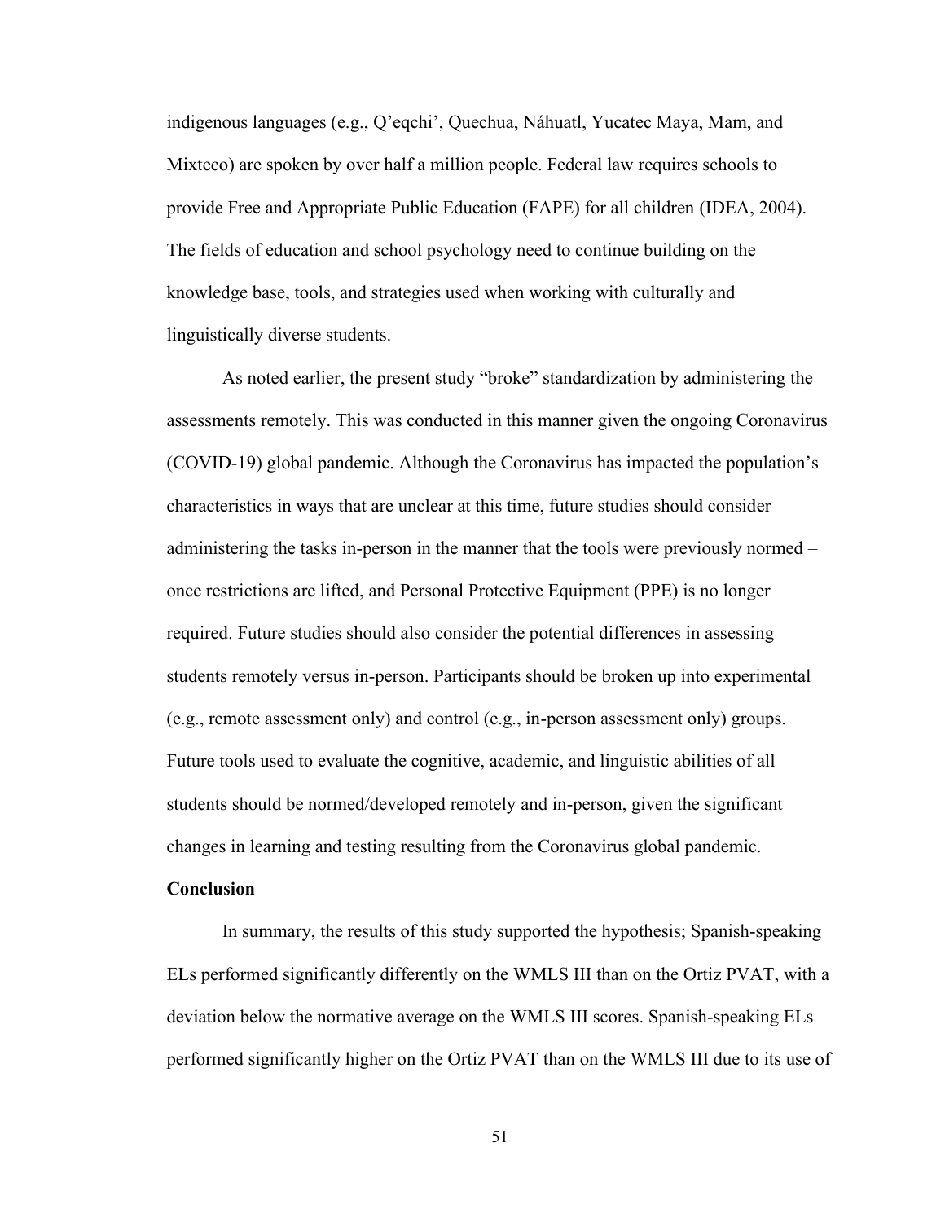indigenous languages (e.g., Q'eqchi', Quechua, Náhuatl, Yucatec Maya, Mam, and Mixteco) are spoken by over half a million people. Federal law requires schools to provide Free and Appropriate Public Education (FAPE) for all children (IDEA, 2004). The fields of education and school psychology need to continue building on the knowledge base, tools, and strategies used when working with culturally and linguistically diverse students.

As noted earlier, the present study "broke" standardization by administering the assessments remotely. This was conducted in this manner given the ongoing Coronavirus (COVID-19) global pandemic. Although the Coronavirus has impacted the population's characteristics in ways that are unclear at this time, future studies should consider administering the tasks in-person in the manner that the tools were previously normed – once restrictions are lifted, and Personal Protective Equipment (PPE) is no longer required. Future studies should also consider the potential differences in assessing students remotely versus in-person. Participants should be broken up into experimental (e.g., remote assessment only) and control (e.g., in-person assessment only) groups. Future tools used to evaluate the cognitive, academic, and linguistic abilities of all students should be normed/developed remotely and in-person, given the significant changes in learning and testing resulting from the Coronavirus global pandemic.

## Conclusion

In summary, the results of this study supported the hypothesis; Spanish-speaking ELs performed significantly differently on the WMLS III than on the Ortiz PVAT, with a deviation below the normative average on the WMLS III scores. Spanish-speaking ELs performed significantly higher on the Ortiz PVAT than on the WMLS III due to its use of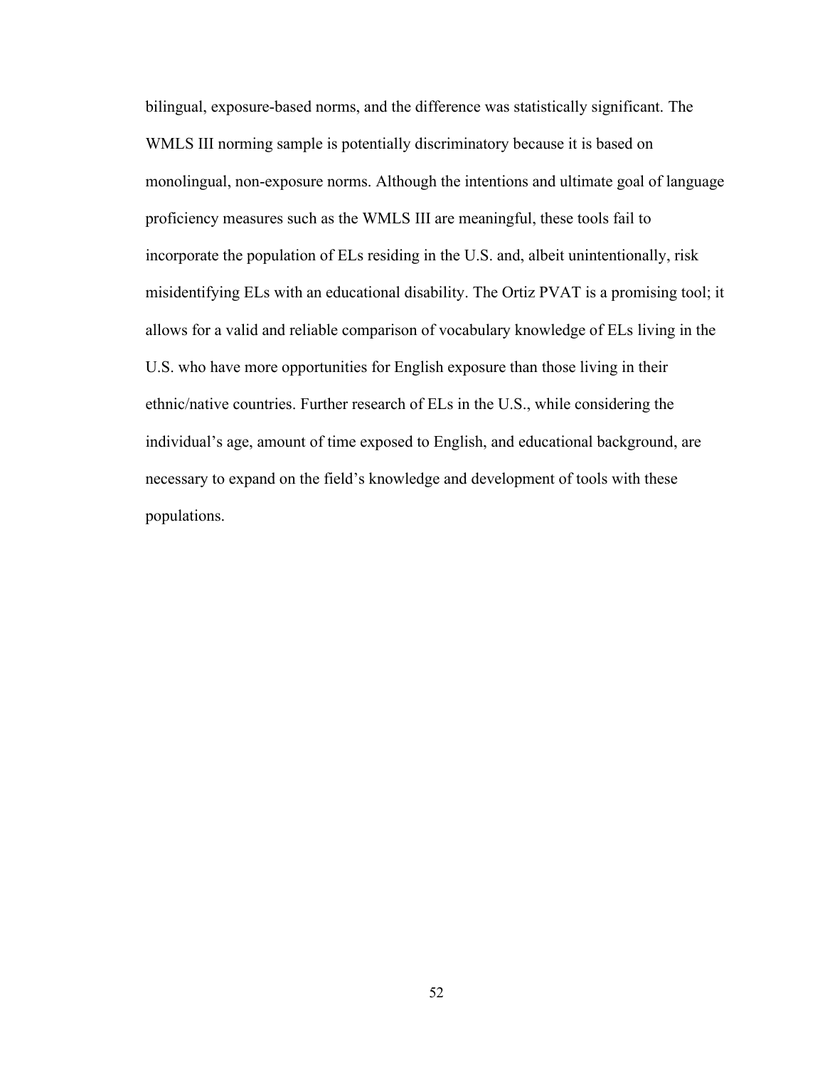bilingual, exposure-based norms, and the difference was statistically significant. The WMLS III norming sample is potentially discriminatory because it is based on monolingual, non-exposure norms. Although the intentions and ultimate goal of language proficiency measures such as the WMLS III are meaningful, these tools fail to incorporate the population of ELs residing in the U.S. and, albeit unintentionally, risk misidentifying ELs with an educational disability. The Ortiz PVAT is a promising tool; it allows for a valid and reliable comparison of vocabulary knowledge of ELs living in the U.S. who have more opportunities for English exposure than those living in their ethnic/native countries. Further research of ELs in the U.S., while considering the individual's age, amount of time exposed to English, and educational background, are necessary to expand on the field's knowledge and development of tools with these populations.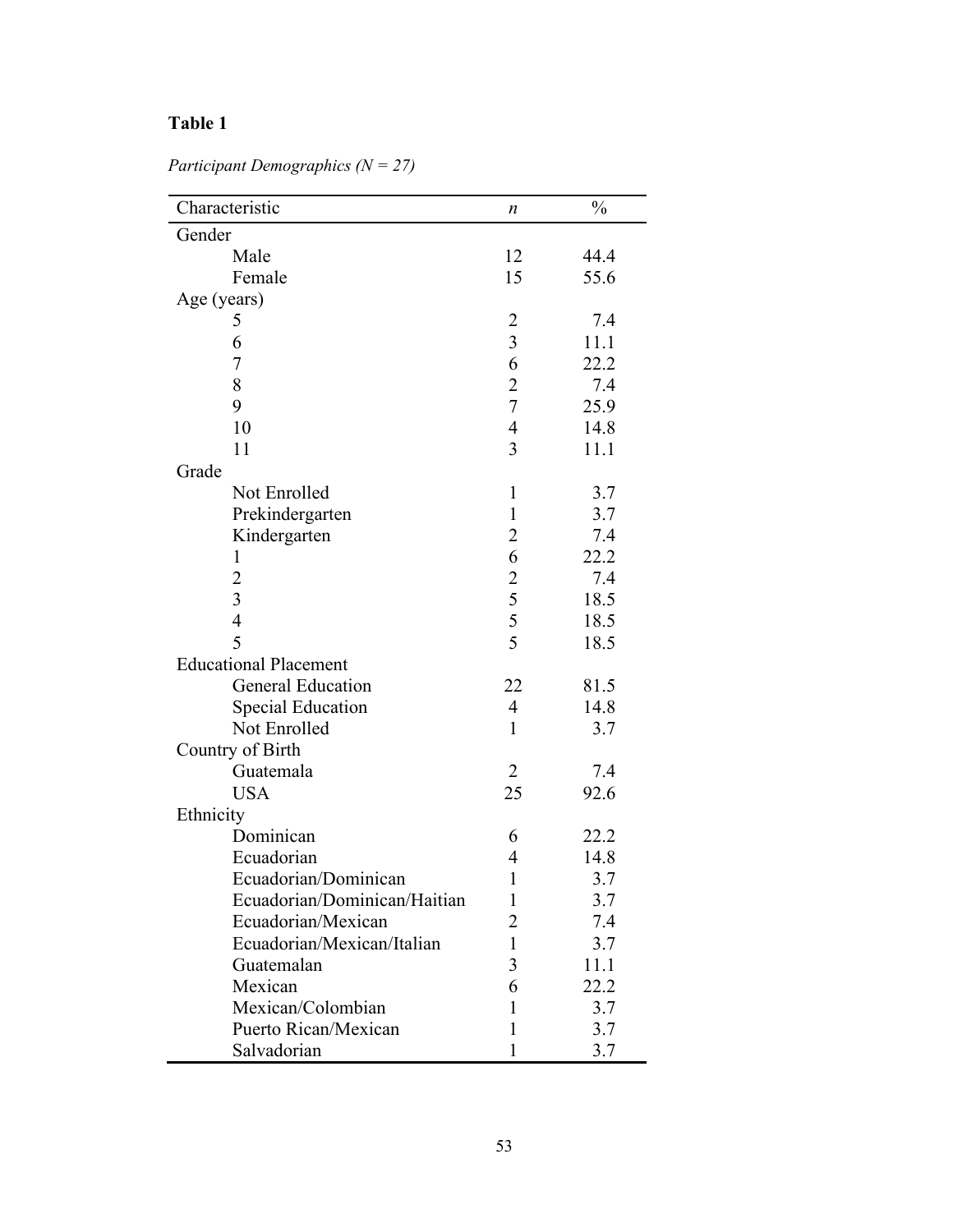**Table 1**

*Participant Demographics (N = 27)*

| Characteristic | *n* | % |
|---|---|---|
| Gender | | |
| Male | 12 | 44.4 |
| Female | 15 | 55.6 |
| Age (years) | | |
| 5 | 2 | 7.4 |
| 6 | 3 | 11.1 |
| 7 | 6 | 22.2 |
| 8 | 2 | 7.4 |
| 9 | 7 | 25.9 |
| 10 | 4 | 14.8 |
| 11 | 3 | 11.1 |
| Grade | | |
| Not Enrolled | 1 | 3.7 |
| Prekindergarten | 1 | 3.7 |
| Kindergarten | 2 | 7.4 |
| 1 | 6 | 22.2 |
| 2 | 2 | 7.4 |
| 3 | 5 | 18.5 |
| 4 | 5 | 18.5 |
| 5 | 5 | 18.5 |
| Educational Placement | | |
| General Education | 22 | 81.5 |
| Special Education | 4 | 14.8 |
| Not Enrolled | 1 | 3.7 |
| Country of Birth | | |
| Guatemala | 2 | 7.4 |
| USA | 25 | 92.6 |
| Ethnicity | | |
| Dominican | 6 | 22.2 |
| Ecuadorian | 4 | 14.8 |
| Ecuadorian/Dominican | 1 | 3.7 |
| Ecuadorian/Dominican/Haitian | 1 | 3.7 |
| Ecuadorian/Mexican | 2 | 7.4 |
| Ecuadorian/Mexican/Italian | 1 | 3.7 |
| Guatemalan | 3 | 11.1 |
| Mexican | 6 | 22.2 |
| Mexican/Colombian | 1 | 3.7 |
| Puerto Rican/Mexican | 1 | 3.7 |
| Salvadorian | 1 | 3.7 |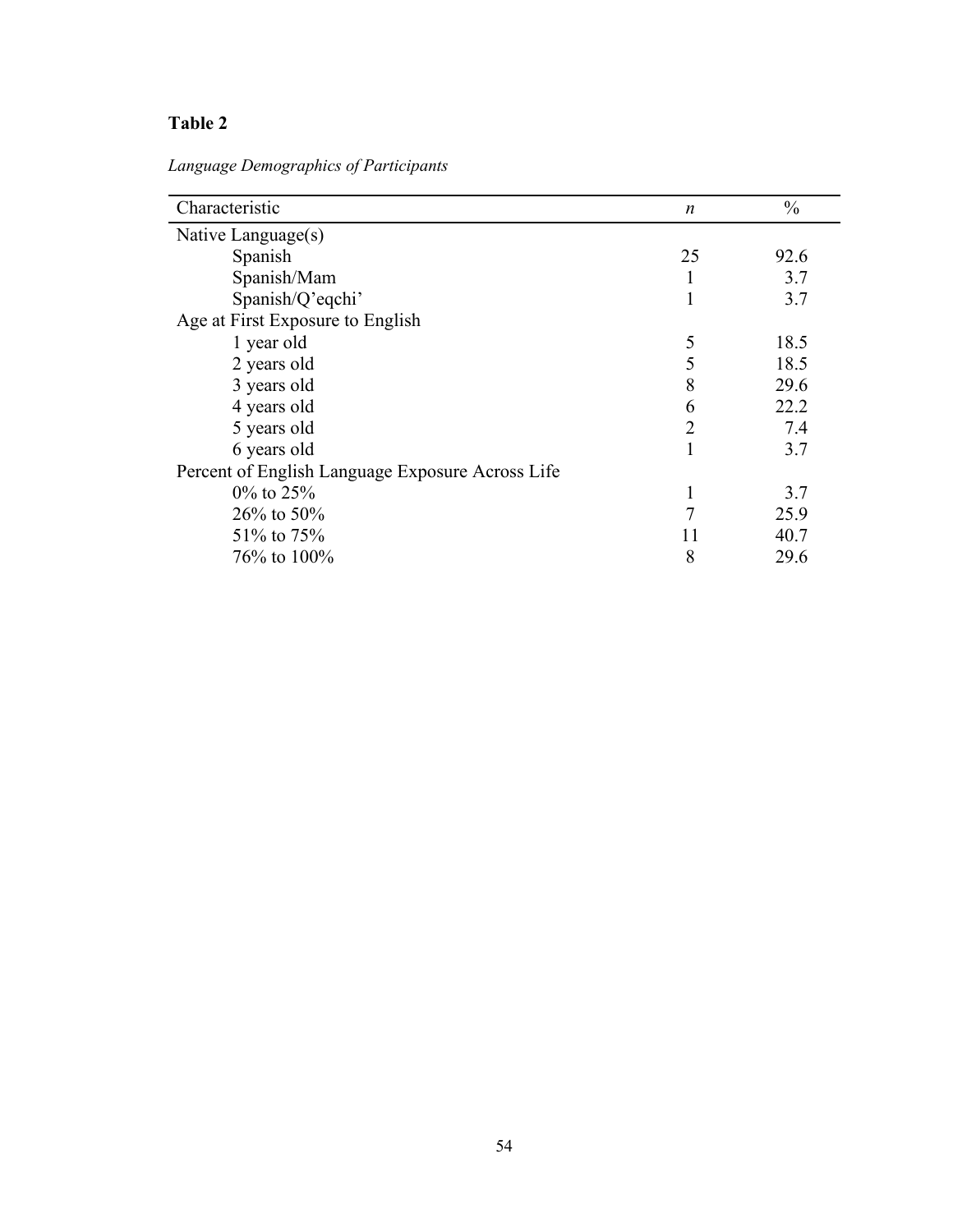**Table 2**

*Language Demographics of Participants*

| Characteristic | *n* | % |
|---|---|---|
| Native Language(s) | | |
| Spanish | 25 | 92.6 |
| Spanish/Mam | 1 | 3.7 |
| Spanish/Q'eqchi' | 1 | 3.7 |
| Age at First Exposure to English | | |
| 1 year old | 5 | 18.5 |
| 2 years old | 5 | 18.5 |
| 3 years old | 8 | 29.6 |
| 4 years old | 6 | 22.2 |
| 5 years old | 2 | 7.4 |
| 6 years old | 1 | 3.7 |
| Percent of English Language Exposure Across Life | | |
| 0% to 25% | 1 | 3.7 |
| 26% to 50% | 7 | 25.9 |
| 51% to 75% | 11 | 40.7 |
| 76% to 100% | 8 | 29.6 |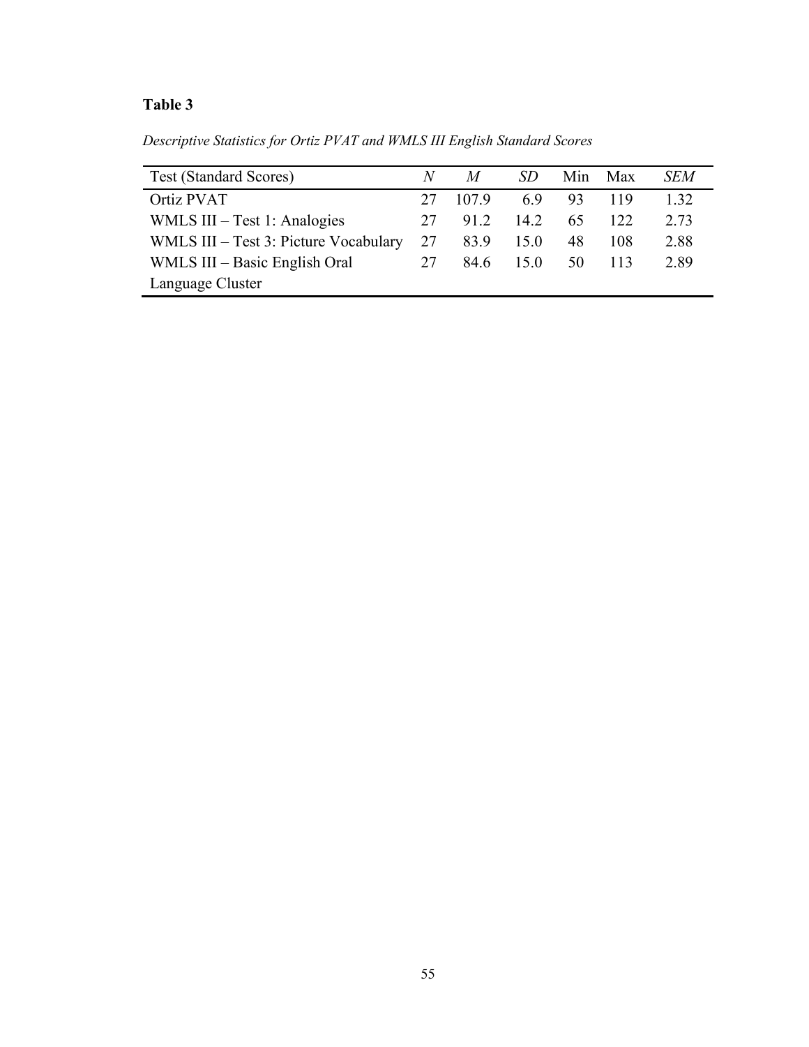**Table 3**

*Descriptive Statistics for Ortiz PVAT and WMLS III English Standard Scores*

| Test (Standard Scores) | *N* | *M* | *SD* | Min | Max | *SEM* |
|---|---|---|---|---|---|---|
| Ortiz PVAT | 27 | 107.9 | 6.9 | 93 | 119 | 1.32 |
| WMLS III – Test 1: Analogies | 27 | 91.2 | 14.2 | 65 | 122 | 2.73 |
| WMLS III – Test 3: Picture Vocabulary | 27 | 83.9 | 15.0 | 48 | 108 | 2.88 |
| WMLS III – Basic English Oral Language Cluster | 27 | 84.6 | 15.0 | 50 | 113 | 2.89 |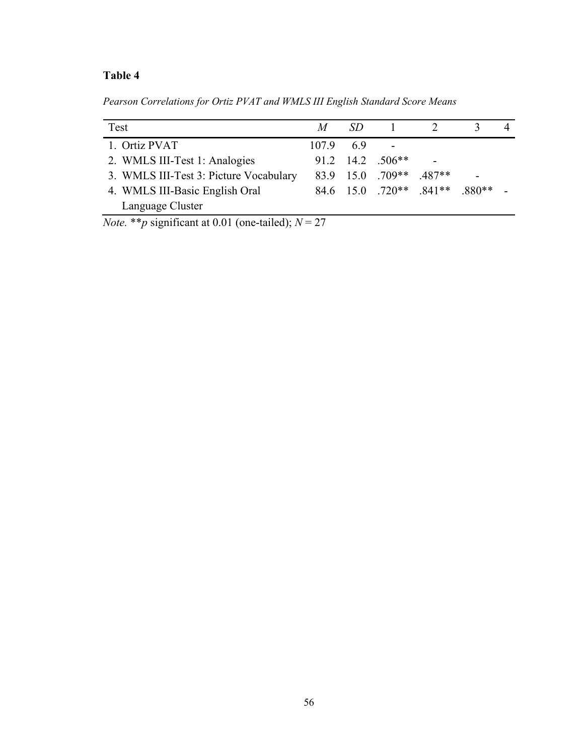**Table 4**

*Pearson Correlations for Ortiz PVAT and WMLS III English Standard Score Means*

| Test | *M* | *SD* | 1 | 2 | 3 | 4 |
|---|---|---|---|---|---|---|
| 1. Ortiz PVAT | 107.9 | 6.9 | - | | | |
| 2. WMLS III-Test 1: Analogies | 91.2 | 14.2 | .506** | - | | |
| 3. WMLS III-Test 3: Picture Vocabulary | 83.9 | 15.0 | .709** | .487** | - | |
| 4. WMLS III-Basic English Oral Language Cluster | 84.6 | 15.0 | .720** | .841** | .880** | - |

*Note.* ***p* significant at 0.01 (one-tailed); $N = 27$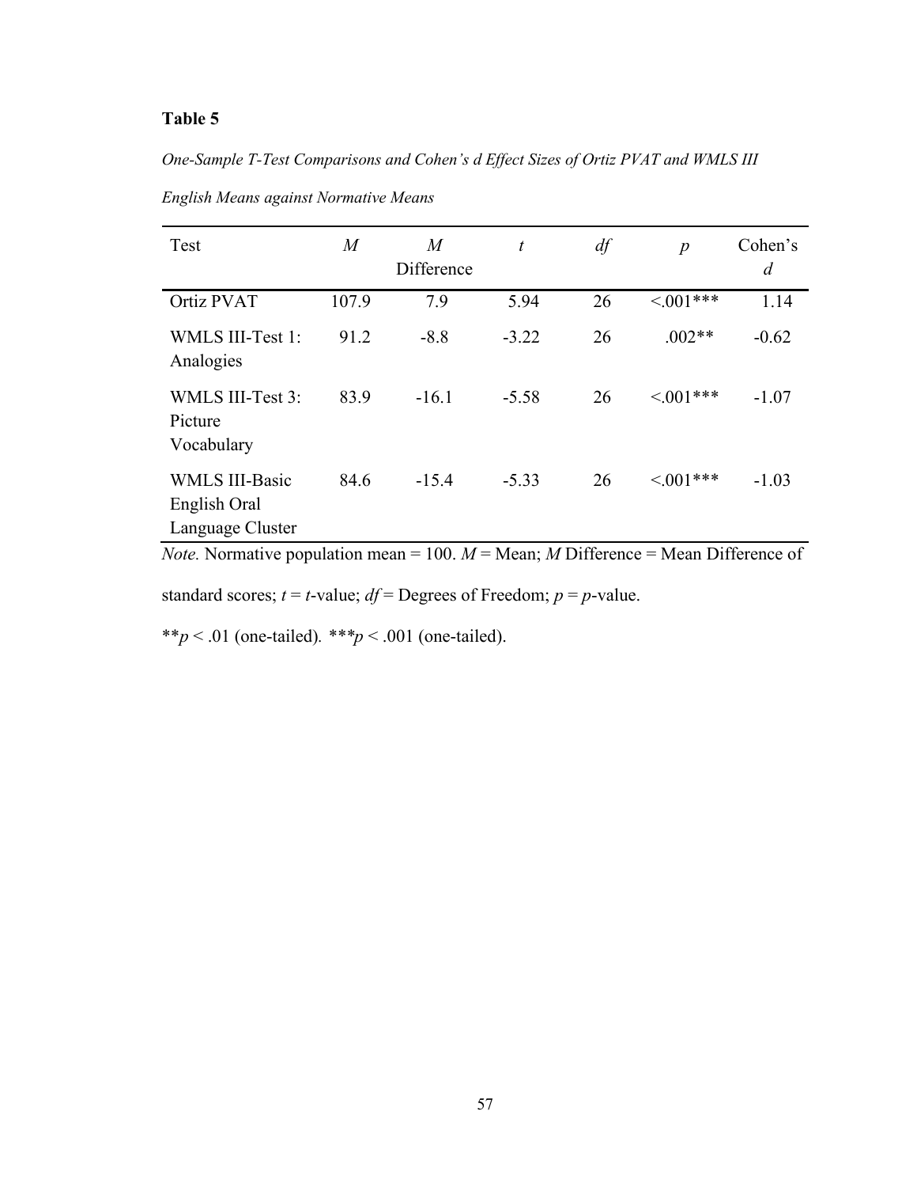**Table 5**

*One-Sample T-Test Comparisons and Cohen's d Effect Sizes of Ortiz PVAT and WMLS III English Means against Normative Means*

| Test | *M* | *M* Difference | *t* | *df* | *p* | Cohen's *d* |
|---|---|---|---|---|---|---|
| Ortiz PVAT | 107.9 | 7.9 | 5.94 | 26 | <.001*** | 1.14 |
| WMLS III-Test 1: Analogies | 91.2 | -8.8 | -3.22 | 26 | .002** | -0.62 |
| WMLS III-Test 3: Picture Vocabulary | 83.9 | -16.1 | -5.58 | 26 | <.001*** | -1.07 |
| WMLS III-Basic English Oral Language Cluster | 84.6 | -15.4 | -5.33 | 26 | <.001*** | -1.03 |

*Note.* Normative population mean = 100. *M* = Mean; *M* Difference = Mean Difference of standard scores; *t* = *t*-value; *df* = Degrees of Freedom; *p* = *p*-value.

**$p < .01$ (one-tailed). ***$p < .001$ (one-tailed).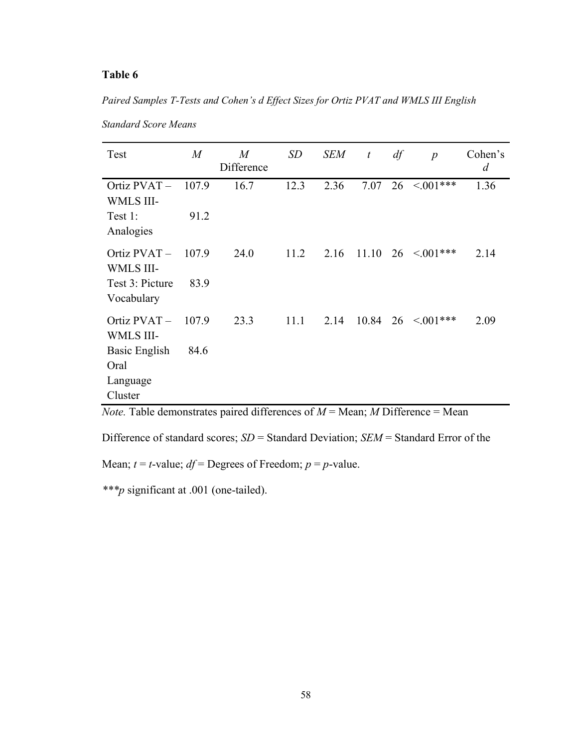**Table 6**

*Paired Samples T-Tests and Cohen's d Effect Sizes for Ortiz PVAT and WMLS III English Standard Score Means*

| Test | *M* | *M* Difference | *SD* | *SEM* | *t* | *df* | *p* | Cohen's *d* |
|---|---|---|---|---|---|---|---|---|
| Ortiz PVAT – WMLS III- Test 1: Analogies | 107.9<br>91.2 | 16.7 | 12.3 | 2.36 | 7.07 | 26 | <.001*** | 1.36 |
| Ortiz PVAT – WMLS III- Test 3: Picture Vocabulary | 107.9<br>83.9 | 24.0 | 11.2 | 2.16 | 11.10 | 26 | <.001*** | 2.14 |
| Ortiz PVAT – WMLS III- Basic English Oral Language Cluster | 107.9<br>84.6 | 23.3 | 11.1 | 2.14 | 10.84 | 26 | <.001*** | 2.09 |

*Note.* Table demonstrates paired differences of *M* = Mean; *M* Difference = Mean Difference of standard scores; *SD* = Standard Deviation; *SEM* = Standard Error of the Mean; *t* = *t*-value; *df* = Degrees of Freedom; *p* = *p*-value.

****p* significant at .001 (one-tailed).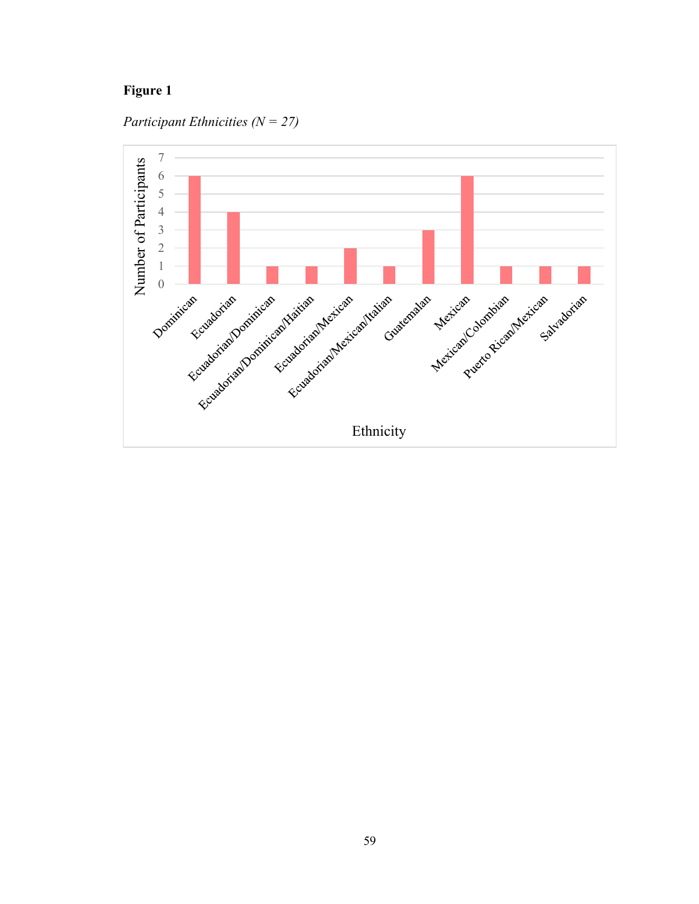**Figure 1**

*Participant Ethnicities (N = 27)*

| Ethnicity | Number of Participants |
|---|---|
| Dominican | 6 |
| Ecuadorian | 4 |
| Ecuadorian/Dominican | 1 |
| Ecuadorian/Dominican/Haitian | 1 |
| Ecuadorian/Mexican | 2 |
| Ecuadorian/Mexican/Italian | 1 |
| Guatemalan | 3 |
| Mexican | 6 |
| Mexican/Colombian | 1 |
| Puerto Rican/Mexican | 1 |
| Salvadorian | 1 |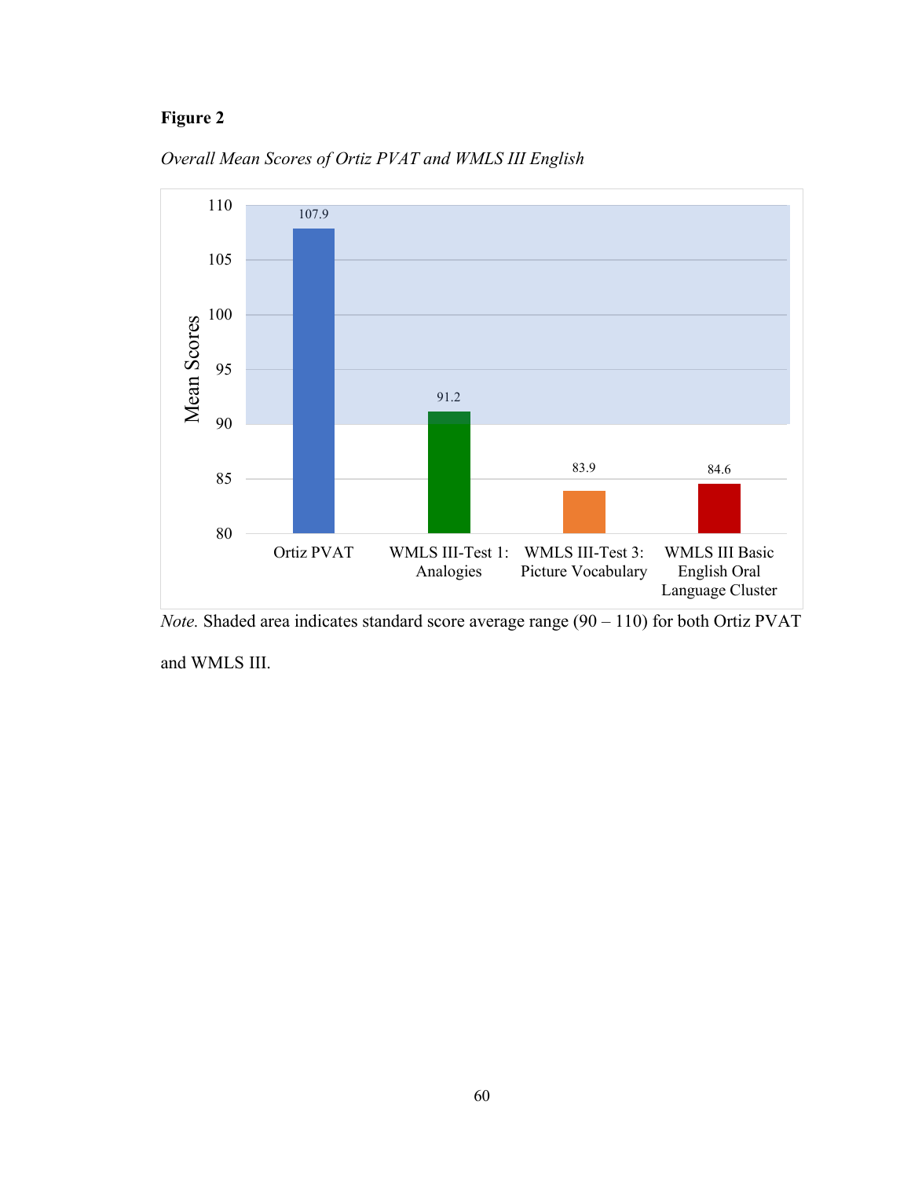**Figure 2**

*Overall Mean Scores of Ortiz PVAT and WMLS III English*

| | Mean Scores |
|---|---|
| Ortiz PVAT | 107.9 |
| WMLS III-Test 1: Analogies | 91.2 |
| WMLS III-Test 3: Picture Vocabulary | 83.9 |
| WMLS III Basic English Oral Language Cluster | 84.6 |

*Note.* Shaded area indicates standard score average range (90 – 110) for both Ortiz PVAT and WMLS III.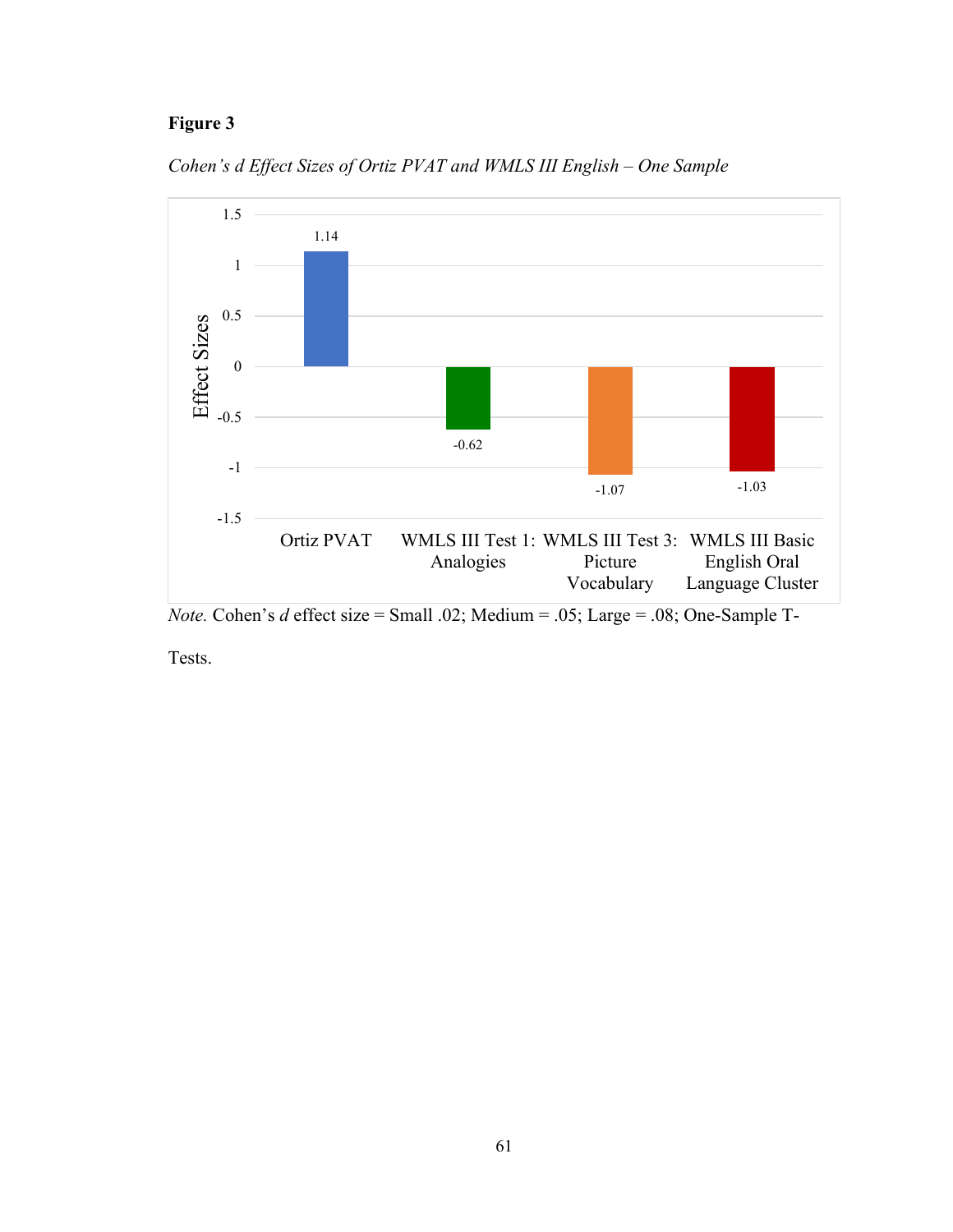**Figure 3**

*Cohen's d Effect Sizes of Ortiz PVAT and WMLS III English – One Sample*

| Measure | Effect Size |
|---|---|
| Ortiz PVAT | 1.14 |
| WMLS III Test 1: Analogies | -0.62 |
| WMLS III Test 3: Picture Vocabulary | -1.07 |
| WMLS III Basic English Oral Language Cluster | -1.03 |

*Note.* Cohen's *d* effect size = Small .02; Medium = .05; Large = .08; One-Sample T-Tests.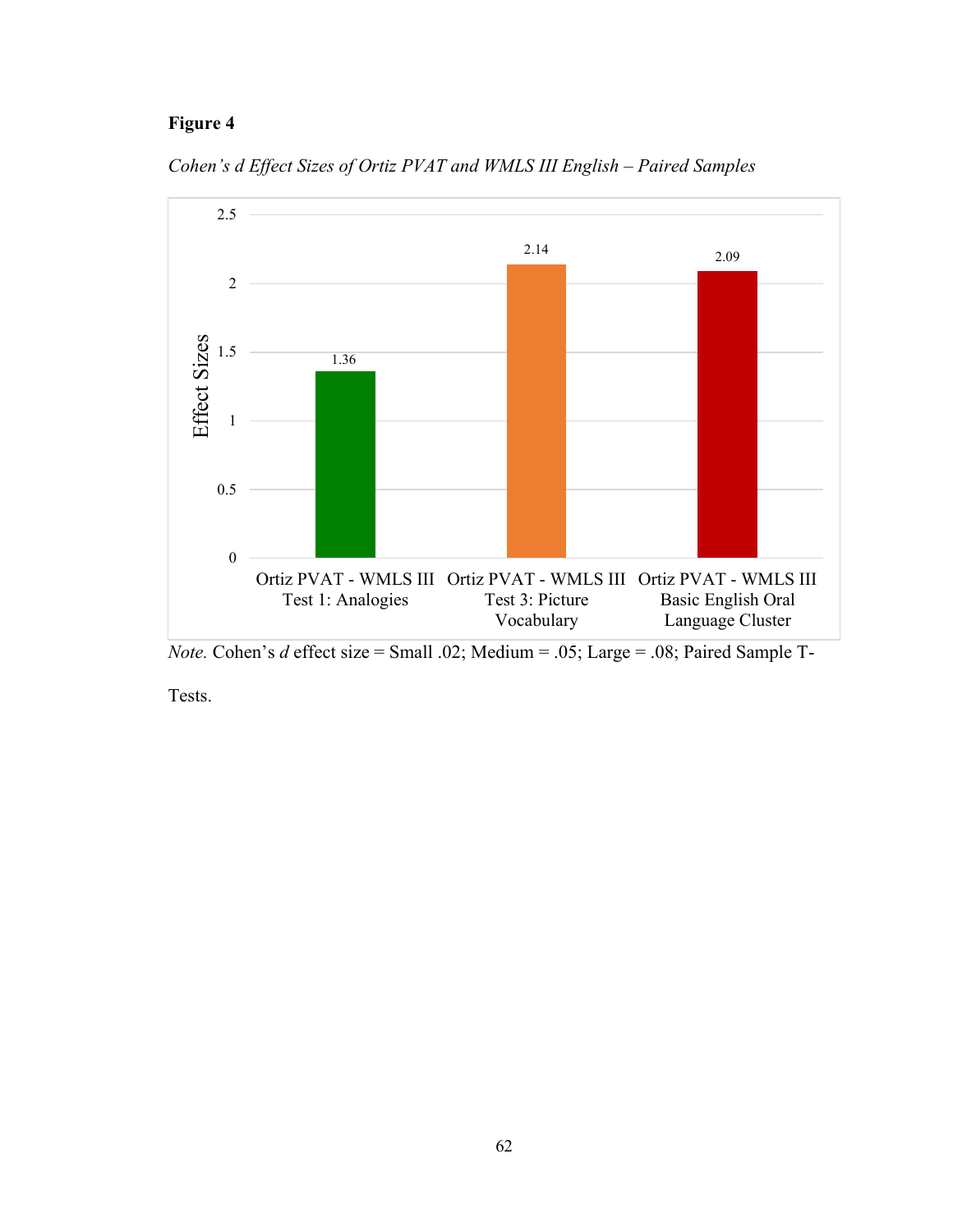**Figure 4**

*Cohen's d Effect Sizes of Ortiz PVAT and WMLS III English – Paired Samples*

| | Effect Sizes |
|---|---|
| Ortiz PVAT - WMLS III Test 1: Analogies | 1.36 |
| Ortiz PVAT - WMLS III Test 3: Picture Vocabulary | 2.14 |
| Ortiz PVAT - WMLS III Basic English Oral Language Cluster | 2.09 |

*Note.* Cohen's *d* effect size = Small .02; Medium = .05; Large = .08; Paired Sample T-Tests.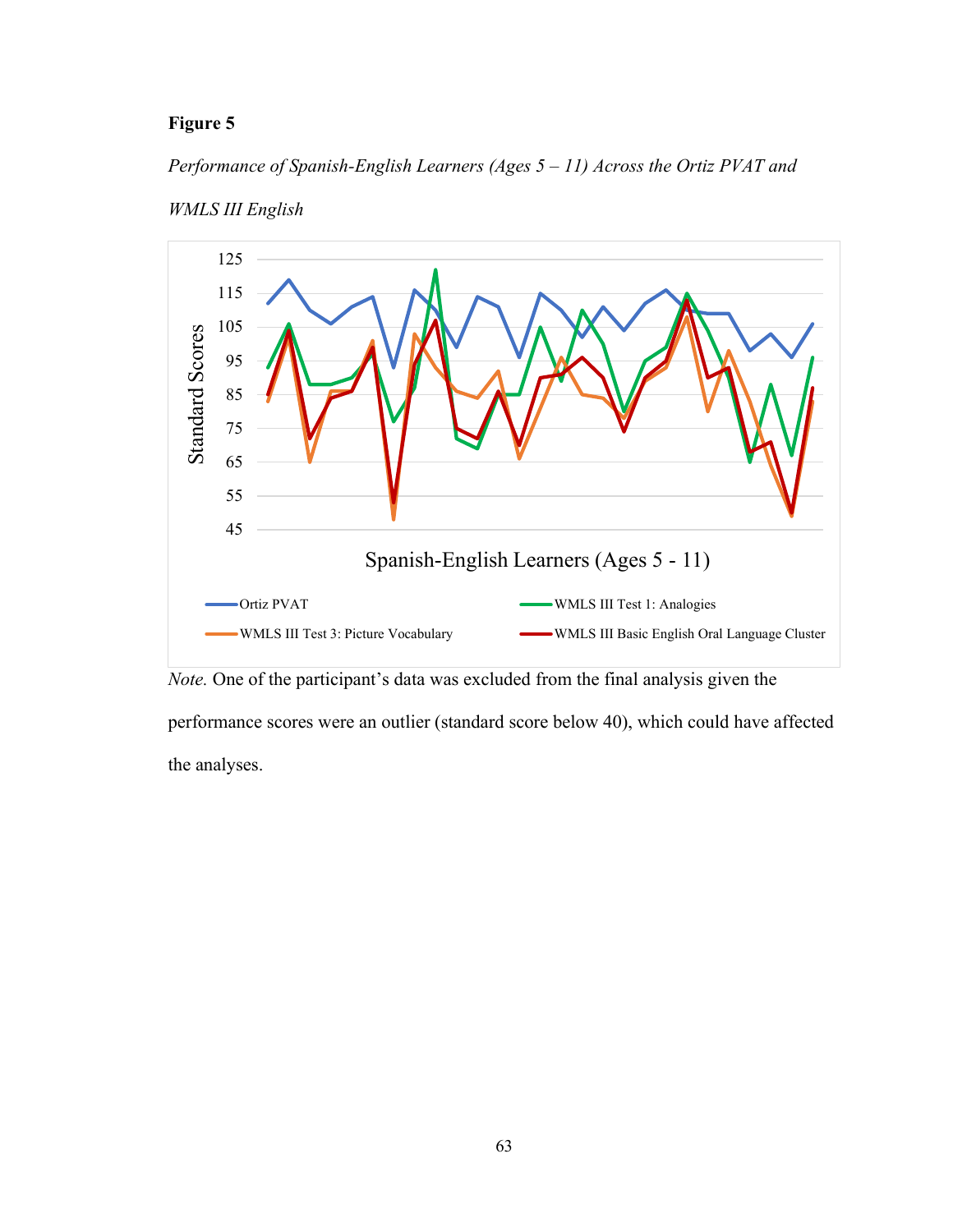**Figure 5**

*Performance of Spanish-English Learners (Ages 5 – 11) Across the Ortiz PVAT and WMLS III English*

*Note.* One of the participant's data was excluded from the final analysis given the performance scores were an outlier (standard score below 40), which could have affected the analyses.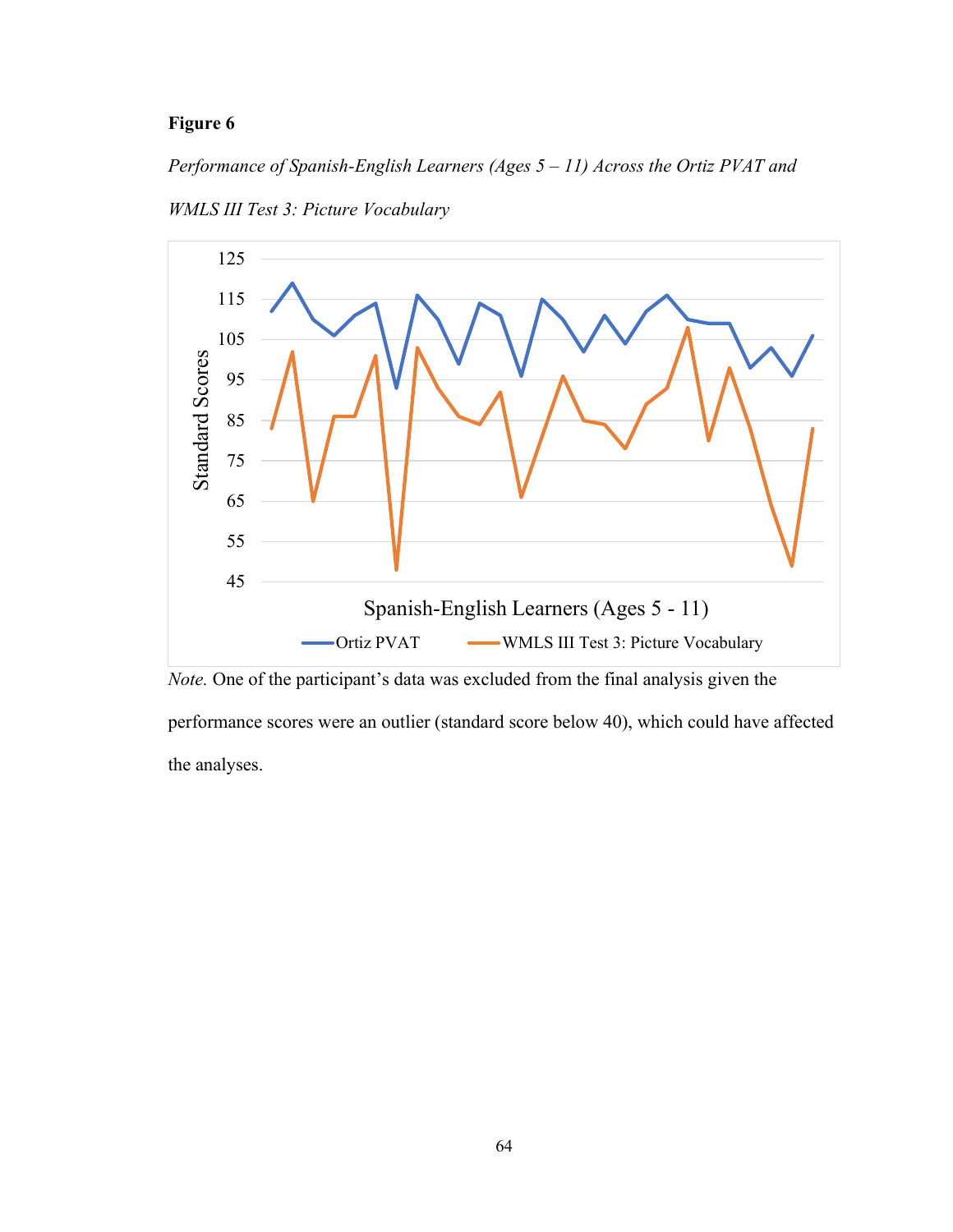**Figure 6**

*Performance of Spanish-English Learners (Ages 5 – 11) Across the Ortiz PVAT and WMLS III Test 3: Picture Vocabulary*

*Note.* One of the participant's data was excluded from the final analysis given the performance scores were an outlier (standard score below 40), which could have affected the analyses.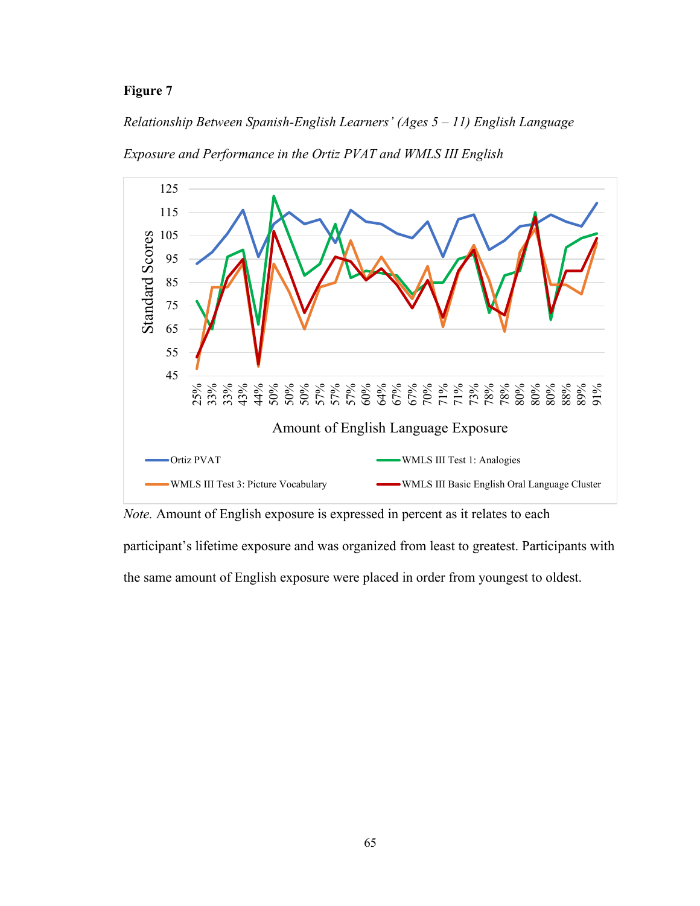**Figure 7**

*Relationship Between Spanish-English Learners' (Ages 5 – 11) English Language Exposure and Performance in the Ortiz PVAT and WMLS III English*

*Note.* Amount of English exposure is expressed in percent as it relates to each participant's lifetime exposure and was organized from least to greatest. Participants with the same amount of English exposure were placed in order from youngest to oldest.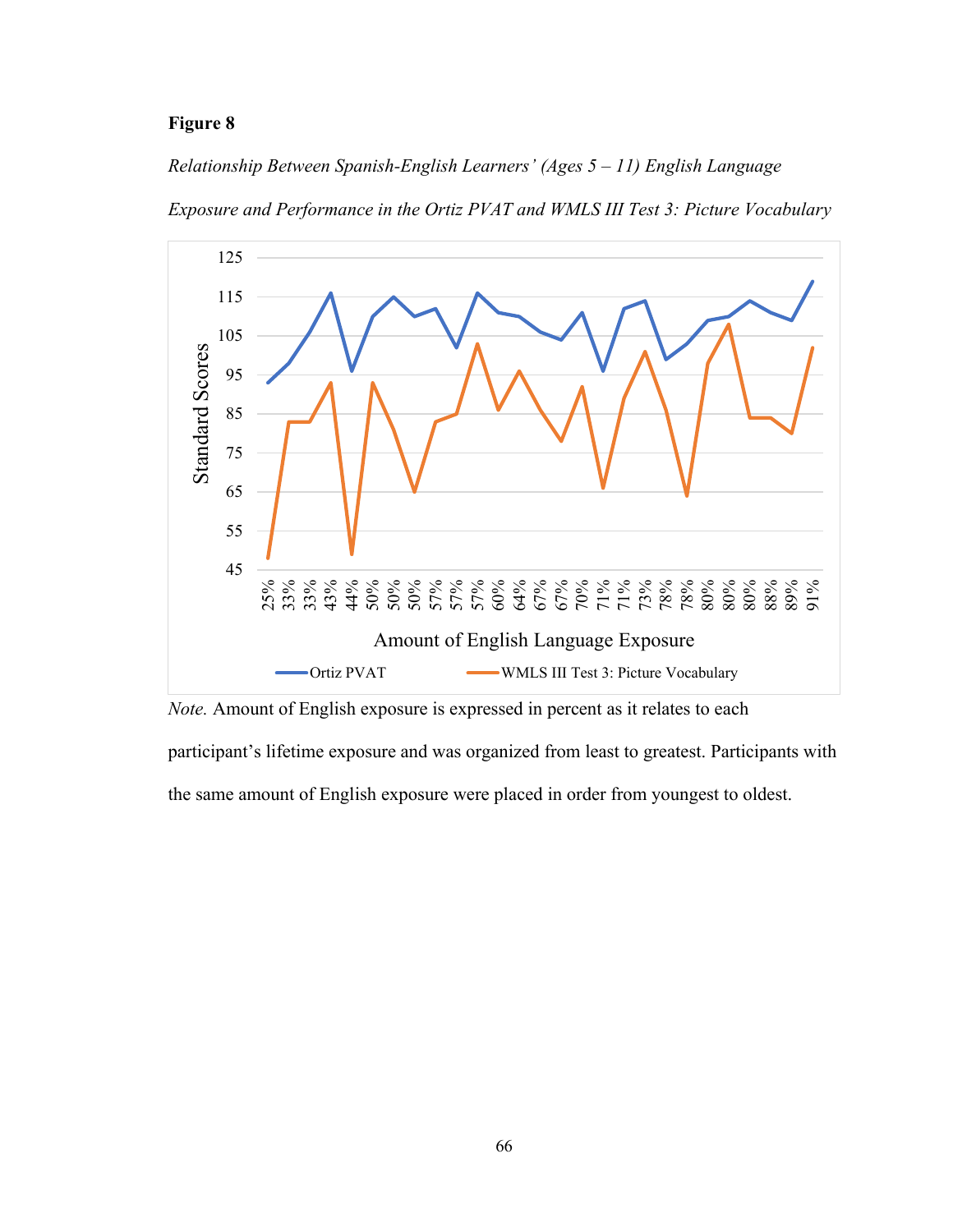**Figure 8**

*Relationship Between Spanish-English Learners' (Ages 5 – 11) English Language Exposure and Performance in the Ortiz PVAT and WMLS III Test 3: Picture Vocabulary*

*Note.* Amount of English exposure is expressed in percent as it relates to each participant's lifetime exposure and was organized from least to greatest. Participants with the same amount of English exposure were placed in order from youngest to oldest.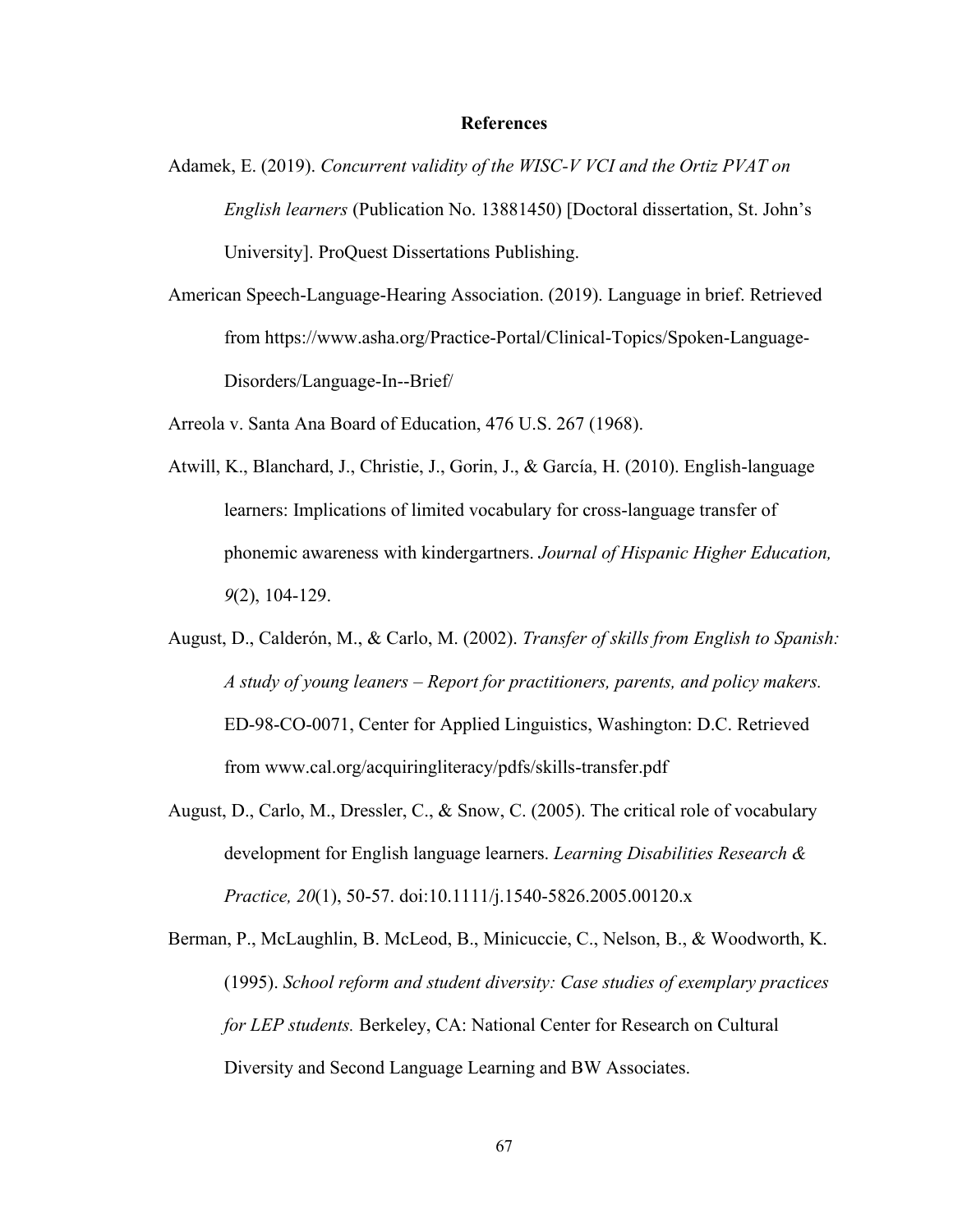# References

Adamek, E. (2019). *Concurrent validity of the WISC-V VCI and the Ortiz PVAT on English learners* (Publication No. 13881450) [Doctoral dissertation, St. John's University]. ProQuest Dissertations Publishing.

American Speech-Language-Hearing Association. (2019). Language in brief. Retrieved from https://www.asha.org/Practice-Portal/Clinical-Topics/Spoken-Language-Disorders/Language-In--Brief/

Arreola v. Santa Ana Board of Education, 476 U.S. 267 (1968).

Atwill, K., Blanchard, J., Christie, J., Gorin, J., & García, H. (2010). English-language learners: Implications of limited vocabulary for cross-language transfer of phonemic awareness with kindergartners. *Journal of Hispanic Higher Education, 9*(2), 104-129.

August, D., Calderón, M., & Carlo, M. (2002). *Transfer of skills from English to Spanish: A study of young leaners – Report for practitioners, parents, and policy makers.* ED-98-CO-0071, Center for Applied Linguistics, Washington: D.C. Retrieved from www.cal.org/acquiringliteracy/pdfs/skills-transfer.pdf

August, D., Carlo, M., Dressler, C., & Snow, C. (2005). The critical role of vocabulary development for English language learners. *Learning Disabilities Research & Practice, 20*(1), 50-57. doi:10.1111/j.1540-5826.2005.00120.x

Berman, P., McLaughlin, B. McLeod, B., Minicuccie, C., Nelson, B., & Woodworth, K. (1995). *School reform and student diversity: Case studies of exemplary practices for LEP students.* Berkeley, CA: National Center for Research on Cultural Diversity and Second Language Learning and BW Associates.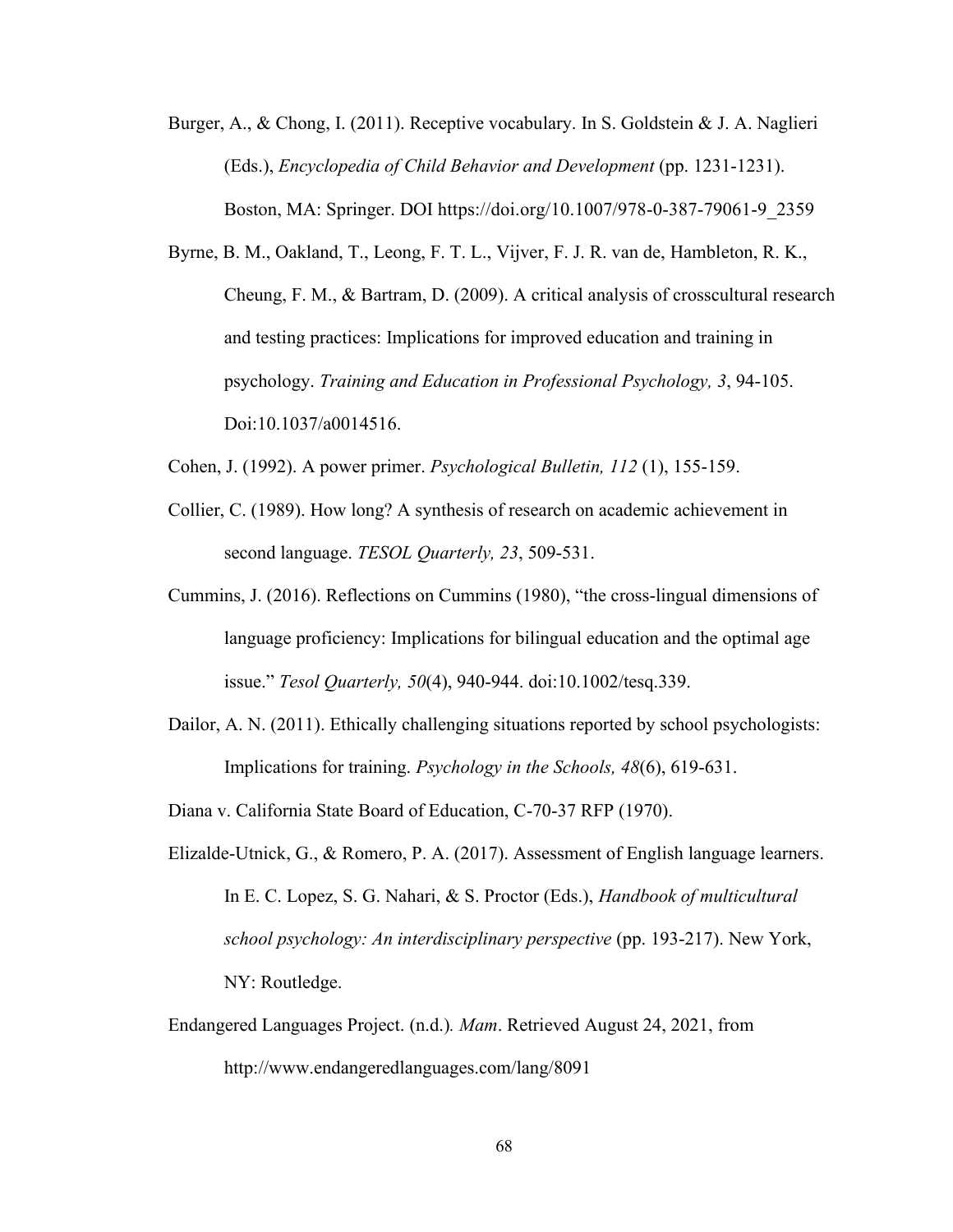Burger, A., & Chong, I. (2011). Receptive vocabulary. In S. Goldstein & J. A. Naglieri (Eds.), *Encyclopedia of Child Behavior and Development* (pp. 1231-1231). Boston, MA: Springer. DOI https://doi.org/10.1007/978-0-387-79061-9_2359

Byrne, B. M., Oakland, T., Leong, F. T. L., Vijver, F. J. R. van de, Hambleton, R. K., Cheung, F. M., & Bartram, D. (2009). A critical analysis of crosscultural research and testing practices: Implications for improved education and training in psychology. *Training and Education in Professional Psychology, 3*, 94-105. Doi:10.1037/a0014516.

Cohen, J. (1992). A power primer. *Psychological Bulletin, 112* (1), 155-159.

Collier, C. (1989). How long? A synthesis of research on academic achievement in second language. *TESOL Quarterly, 23*, 509-531.

Cummins, J. (2016). Reflections on Cummins (1980), "the cross-lingual dimensions of language proficiency: Implications for bilingual education and the optimal age issue." *Tesol Quarterly, 50*(4), 940-944. doi:10.1002/tesq.339.

Dailor, A. N. (2011). Ethically challenging situations reported by school psychologists: Implications for training. *Psychology in the Schools, 48*(6), 619-631.

Diana v. California State Board of Education, C-70-37 RFP (1970).

Elizalde-Utnick, G., & Romero, P. A. (2017). Assessment of English language learners. In E. C. Lopez, S. G. Nahari, & S. Proctor (Eds.), *Handbook of multicultural school psychology: An interdisciplinary perspective* (pp. 193-217). New York, NY: Routledge.

Endangered Languages Project. (n.d.). *Mam*. Retrieved August 24, 2021, from http://www.endangeredlanguages.com/lang/8091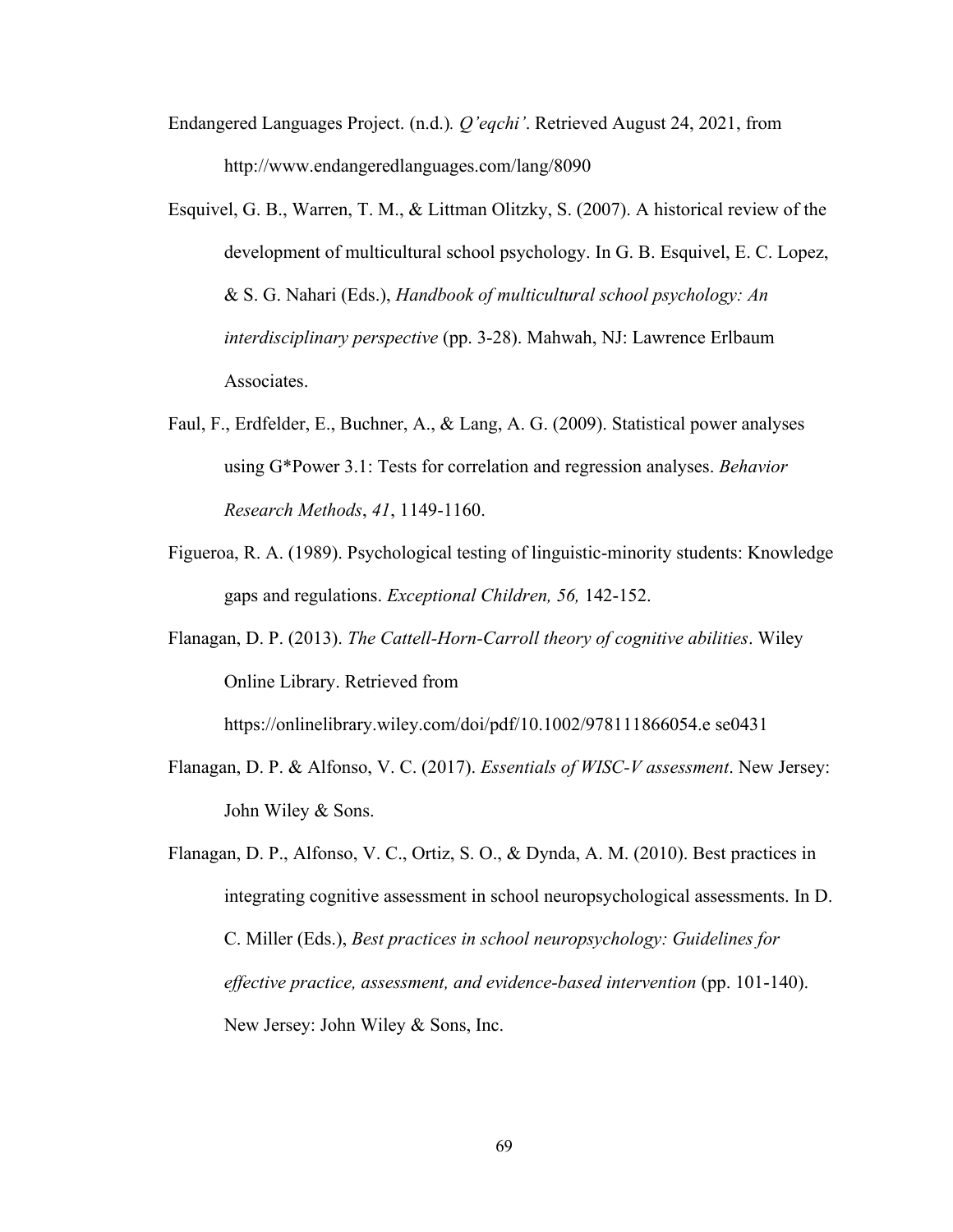Endangered Languages Project. (n.d.). *Q'eqchi'*. Retrieved August 24, 2021, from http://www.endangeredlanguages.com/lang/8090

Esquivel, G. B., Warren, T. M., & Littman Olitzky, S. (2007). A historical review of the development of multicultural school psychology. In G. B. Esquivel, E. C. Lopez, & S. G. Nahari (Eds.), *Handbook of multicultural school psychology: An interdisciplinary perspective* (pp. 3-28). Mahwah, NJ: Lawrence Erlbaum Associates.

Faul, F., Erdfelder, E., Buchner, A., & Lang, A. G. (2009). Statistical power analyses using G*Power 3.1: Tests for correlation and regression analyses. *Behavior Research Methods*, *41*, 1149-1160.

Figueroa, R. A. (1989). Psychological testing of linguistic-minority students: Knowledge gaps and regulations. *Exceptional Children, 56,* 142-152.

Flanagan, D. P. (2013). *The Cattell-Horn-Carroll theory of cognitive abilities*. Wiley Online Library. Retrieved from https://onlinelibrary.wiley.com/doi/pdf/10.1002/978111866054.e se0431

Flanagan, D. P. & Alfonso, V. C. (2017). *Essentials of WISC-V assessment*. New Jersey: John Wiley & Sons.

Flanagan, D. P., Alfonso, V. C., Ortiz, S. O., & Dynda, A. M. (2010). Best practices in integrating cognitive assessment in school neuropsychological assessments. In D. C. Miller (Eds.), *Best practices in school neuropsychology: Guidelines for effective practice, assessment, and evidence-based intervention* (pp. 101-140). New Jersey: John Wiley & Sons, Inc.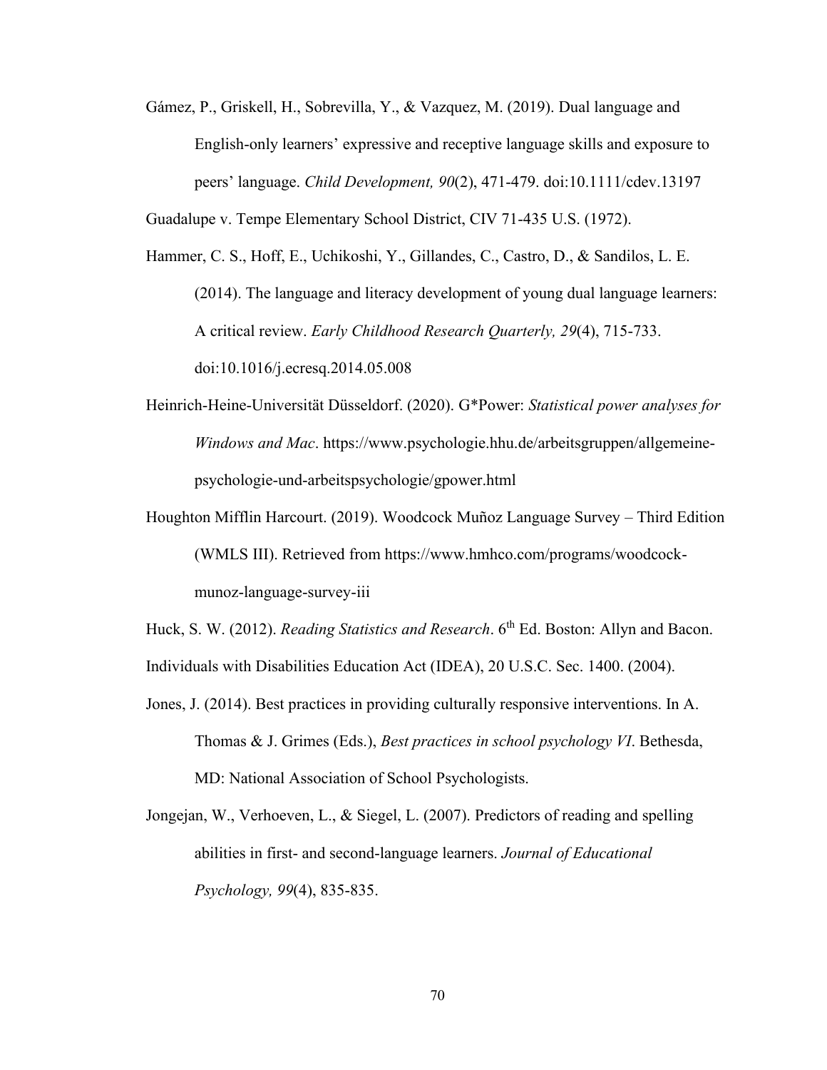Gámez, P., Griskell, H., Sobrevilla, Y., & Vazquez, M. (2019). Dual language and English-only learners' expressive and receptive language skills and exposure to peers' language. *Child Development, 90*(2), 471-479. doi:10.1111/cdev.13197

Guadalupe v. Tempe Elementary School District, CIV 71-435 U.S. (1972).

Hammer, C. S., Hoff, E., Uchikoshi, Y., Gillandes, C., Castro, D., & Sandilos, L. E. (2014). The language and literacy development of young dual language learners: A critical review. *Early Childhood Research Quarterly, 29*(4), 715-733. doi:10.1016/j.ecresq.2014.05.008

Heinrich-Heine-Universität Düsseldorf. (2020). G*Power: *Statistical power analyses for Windows and Mac*. https://www.psychologie.hhu.de/arbeitsgruppen/allgemeine-psychologie-und-arbeitspsychologie/gpower.html

Houghton Mifflin Harcourt. (2019). Woodcock Muñoz Language Survey – Third Edition (WMLS III). Retrieved from https://www.hmhco.com/programs/woodcock-munoz-language-survey-iii

Huck, S. W. (2012). *Reading Statistics and Research*. 6th Ed. Boston: Allyn and Bacon.

Individuals with Disabilities Education Act (IDEA), 20 U.S.C. Sec. 1400. (2004).

Jones, J. (2014). Best practices in providing culturally responsive interventions. In A. Thomas & J. Grimes (Eds.), *Best practices in school psychology VI*. Bethesda, MD: National Association of School Psychologists.

Jongejan, W., Verhoeven, L., & Siegel, L. (2007). Predictors of reading and spelling abilities in first- and second-language learners. *Journal of Educational Psychology, 99*(4), 835-835.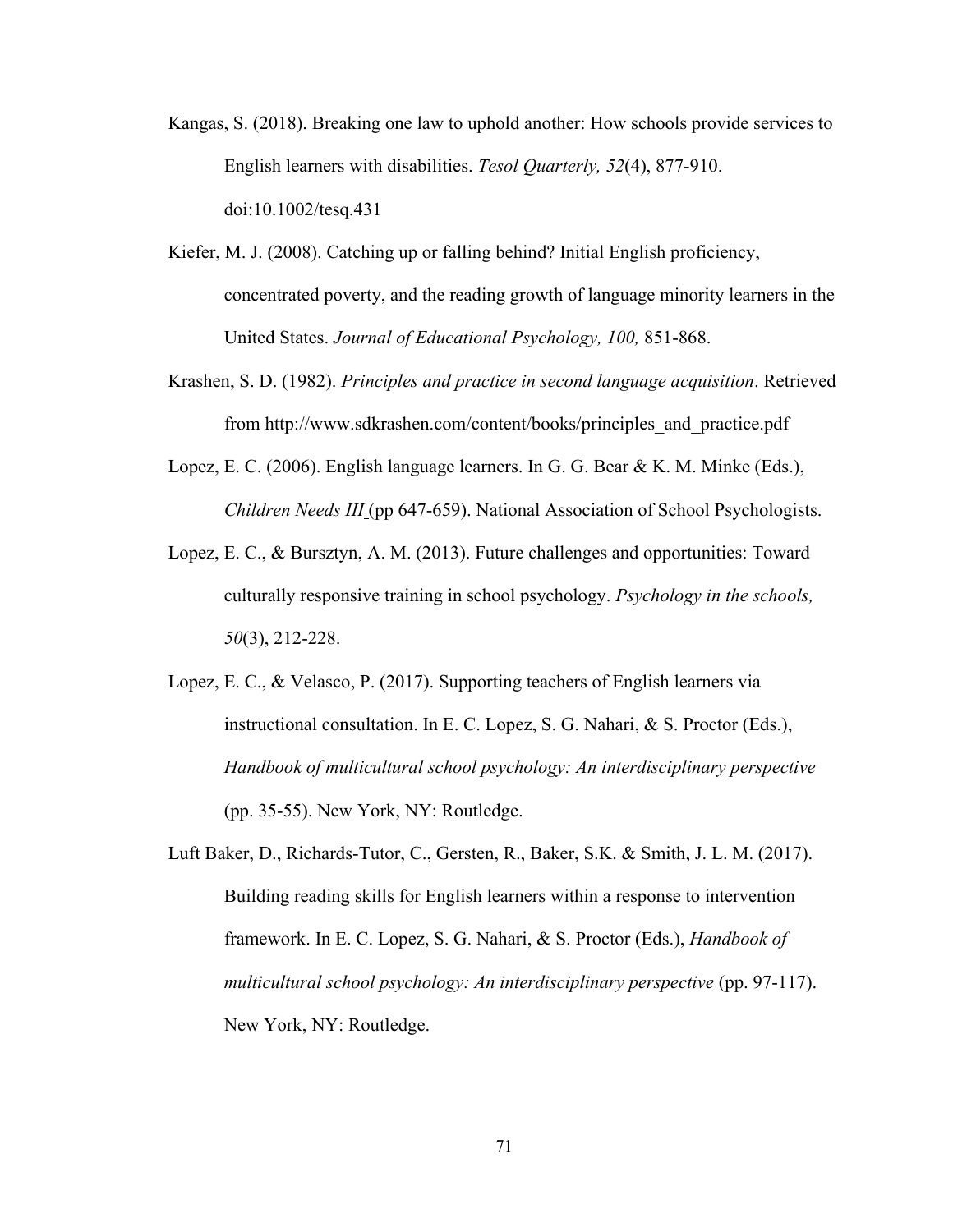Kangas, S. (2018). Breaking one law to uphold another: How schools provide services to English learners with disabilities. *Tesol Quarterly, 52*(4), 877-910. doi:10.1002/tesq.431

Kiefer, M. J. (2008). Catching up or falling behind? Initial English proficiency, concentrated poverty, and the reading growth of language minority learners in the United States. *Journal of Educational Psychology, 100,* 851-868.

Krashen, S. D. (1982). *Principles and practice in second language acquisition*. Retrieved from http://www.sdkrashen.com/content/books/principles_and_practice.pdf

Lopez, E. C. (2006). English language learners. In G. G. Bear & K. M. Minke (Eds.), *Children Needs III* (pp 647-659). National Association of School Psychologists.

Lopez, E. C., & Bursztyn, A. M. (2013). Future challenges and opportunities: Toward culturally responsive training in school psychology. *Psychology in the schools, 50*(3), 212-228.

Lopez, E. C., & Velasco, P. (2017). Supporting teachers of English learners via instructional consultation. In E. C. Lopez, S. G. Nahari, & S. Proctor (Eds.), *Handbook of multicultural school psychology: An interdisciplinary perspective* (pp. 35-55). New York, NY: Routledge.

Luft Baker, D., Richards-Tutor, C., Gersten, R., Baker, S.K. & Smith, J. L. M. (2017). Building reading skills for English learners within a response to intervention framework. In E. C. Lopez, S. G. Nahari, & S. Proctor (Eds.), *Handbook of multicultural school psychology: An interdisciplinary perspective* (pp. 97-117). New York, NY: Routledge.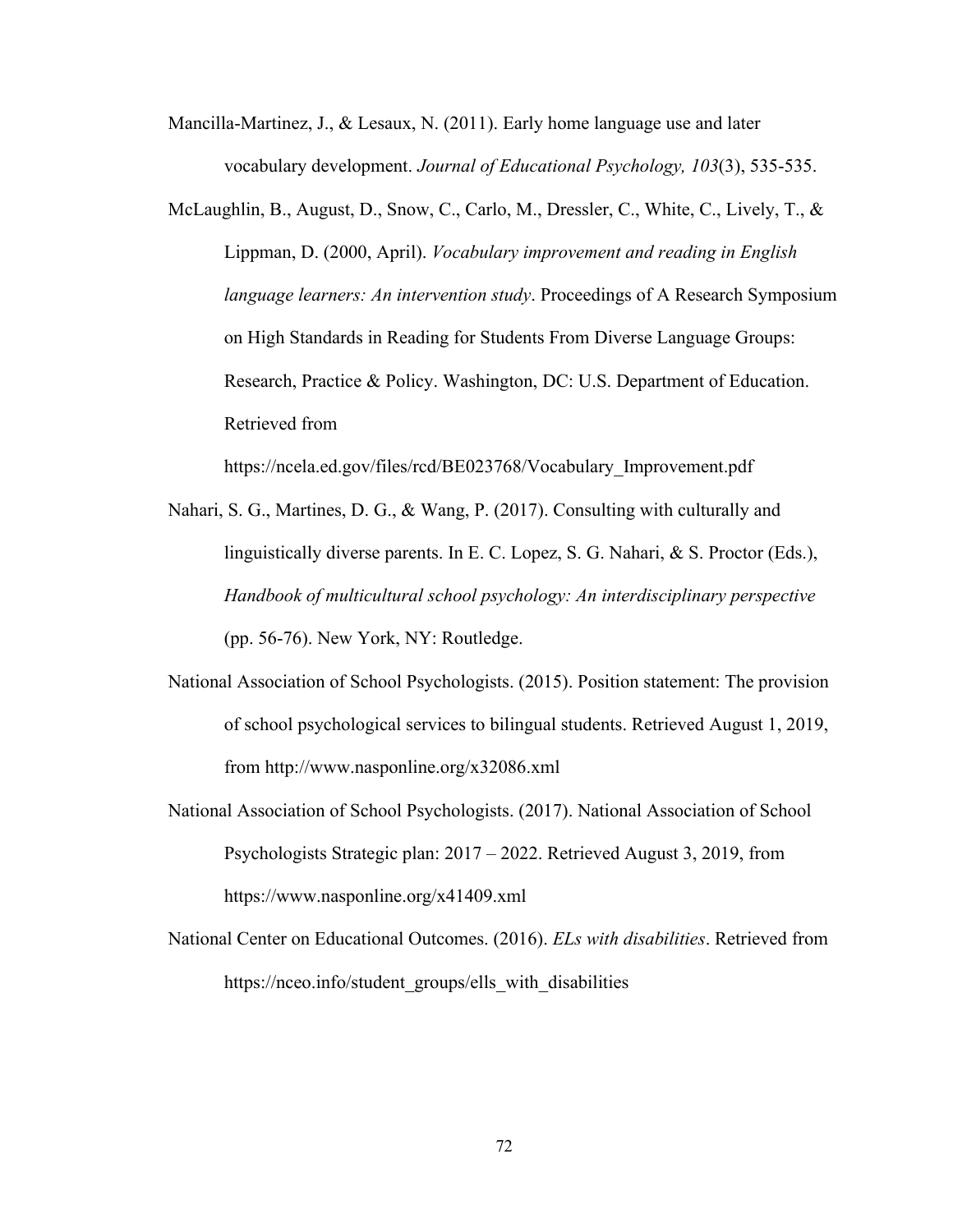Mancilla-Martinez, J., & Lesaux, N. (2011). Early home language use and later vocabulary development. *Journal of Educational Psychology, 103*(3), 535-535.

McLaughlin, B., August, D., Snow, C., Carlo, M., Dressler, C., White, C., Lively, T., & Lippman, D. (2000, April). *Vocabulary improvement and reading in English language learners: An intervention study*. Proceedings of A Research Symposium on High Standards in Reading for Students From Diverse Language Groups: Research, Practice & Policy. Washington, DC: U.S. Department of Education. Retrieved from https://ncela.ed.gov/files/rcd/BE023768/Vocabulary_Improvement.pdf

Nahari, S. G., Martines, D. G., & Wang, P. (2017). Consulting with culturally and linguistically diverse parents. In E. C. Lopez, S. G. Nahari, & S. Proctor (Eds.), *Handbook of multicultural school psychology: An interdisciplinary perspective* (pp. 56-76). New York, NY: Routledge.

National Association of School Psychologists. (2015). Position statement: The provision of school psychological services to bilingual students. Retrieved August 1, 2019, from http://www.nasponline.org/x32086.xml

National Association of School Psychologists. (2017). National Association of School Psychologists Strategic plan: 2017 – 2022. Retrieved August 3, 2019, from https://www.nasponline.org/x41409.xml

National Center on Educational Outcomes. (2016). *ELs with disabilities*. Retrieved from https://nceo.info/student_groups/ells_with_disabilities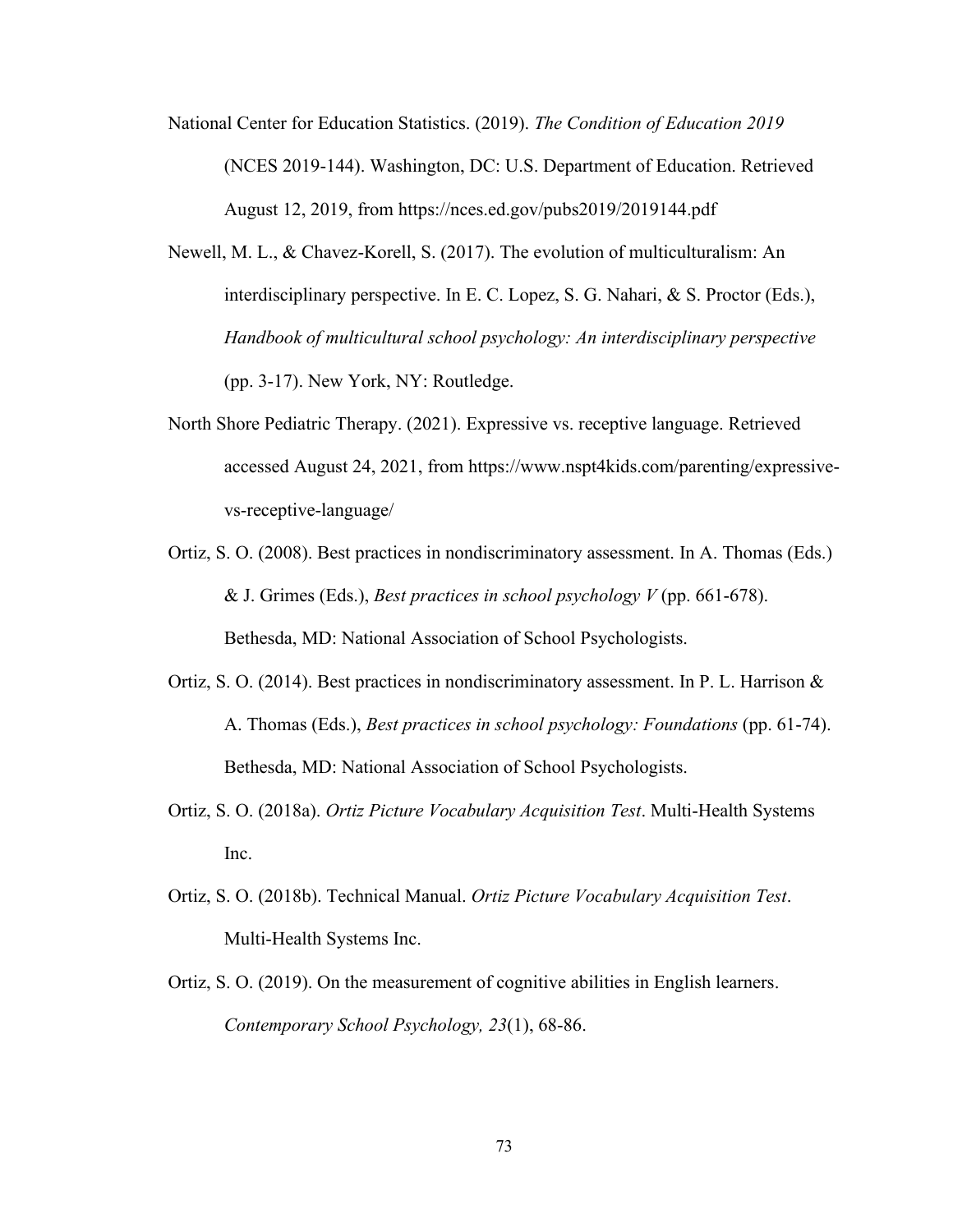National Center for Education Statistics. (2019). *The Condition of Education 2019* (NCES 2019-144). Washington, DC: U.S. Department of Education. Retrieved August 12, 2019, from https://nces.ed.gov/pubs2019/2019144.pdf

Newell, M. L., & Chavez-Korell, S. (2017). The evolution of multiculturalism: An interdisciplinary perspective. In E. C. Lopez, S. G. Nahari, & S. Proctor (Eds.), *Handbook of multicultural school psychology: An interdisciplinary perspective* (pp. 3-17). New York, NY: Routledge.

North Shore Pediatric Therapy. (2021). Expressive vs. receptive language. Retrieved accessed August 24, 2021, from https://www.nspt4kids.com/parenting/expressive-vs-receptive-language/

Ortiz, S. O. (2008). Best practices in nondiscriminatory assessment. In A. Thomas (Eds.) & J. Grimes (Eds.), *Best practices in school psychology V* (pp. 661-678). Bethesda, MD: National Association of School Psychologists.

Ortiz, S. O. (2014). Best practices in nondiscriminatory assessment. In P. L. Harrison & A. Thomas (Eds.), *Best practices in school psychology: Foundations* (pp. 61-74). Bethesda, MD: National Association of School Psychologists.

Ortiz, S. O. (2018a). *Ortiz Picture Vocabulary Acquisition Test*. Multi-Health Systems Inc.

Ortiz, S. O. (2018b). Technical Manual. *Ortiz Picture Vocabulary Acquisition Test*. Multi-Health Systems Inc.

Ortiz, S. O. (2019). On the measurement of cognitive abilities in English learners. *Contemporary School Psychology, 23*(1), 68-86.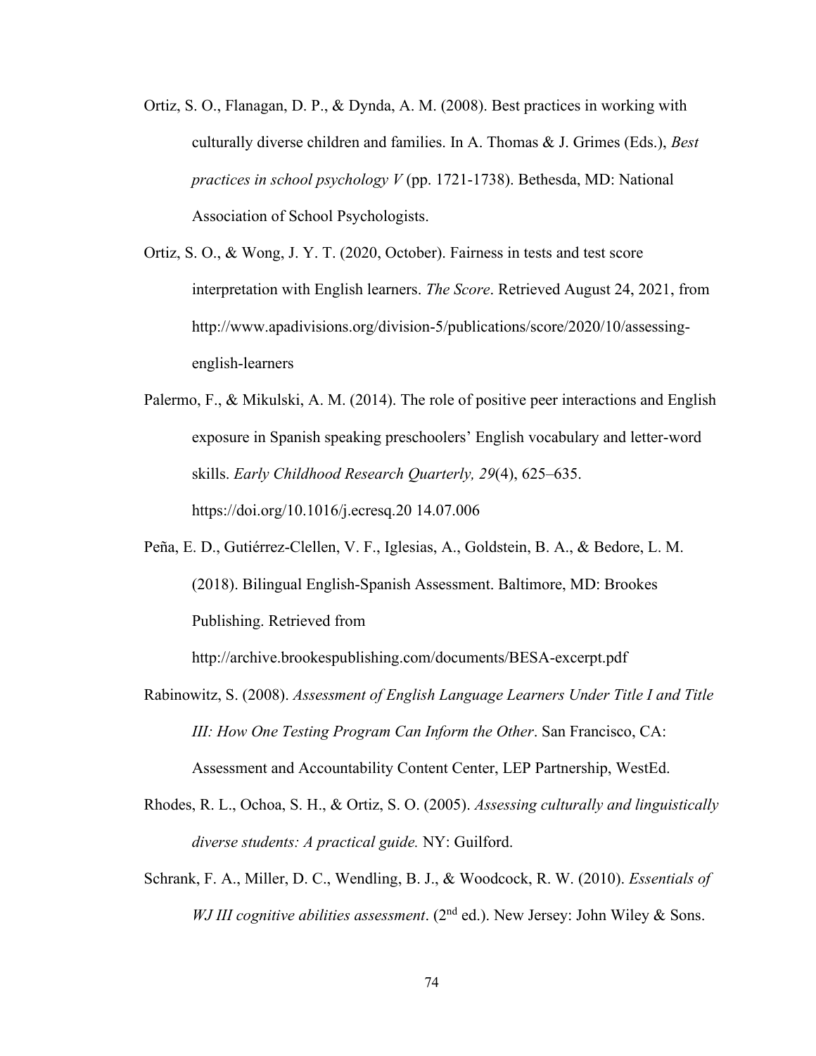Ortiz, S. O., Flanagan, D. P., & Dynda, A. M. (2008). Best practices in working with culturally diverse children and families. In A. Thomas & J. Grimes (Eds.), *Best practices in school psychology V* (pp. 1721-1738). Bethesda, MD: National Association of School Psychologists.

Ortiz, S. O., & Wong, J. Y. T. (2020, October). Fairness in tests and test score interpretation with English learners. *The Score*. Retrieved August 24, 2021, from http://www.apadivisions.org/division-5/publications/score/2020/10/assessing-english-learners

Palermo, F., & Mikulski, A. M. (2014). The role of positive peer interactions and English exposure in Spanish speaking preschoolers' English vocabulary and letter-word skills. *Early Childhood Research Quarterly, 29*(4), 625–635. https://doi.org/10.1016/j.ecresq.20 14.07.006

Peña, E. D., Gutiérrez-Clellen, V. F., Iglesias, A., Goldstein, B. A., & Bedore, L. M. (2018). Bilingual English-Spanish Assessment. Baltimore, MD: Brookes Publishing. Retrieved from http://archive.brookespublishing.com/documents/BESA-excerpt.pdf

Rabinowitz, S. (2008). *Assessment of English Language Learners Under Title I and Title III: How One Testing Program Can Inform the Other*. San Francisco, CA: Assessment and Accountability Content Center, LEP Partnership, WestEd.

Rhodes, R. L., Ochoa, S. H., & Ortiz, S. O. (2005). *Assessing culturally and linguistically diverse students: A practical guide.* NY: Guilford.

Schrank, F. A., Miller, D. C., Wendling, B. J., & Woodcock, R. W. (2010). *Essentials of WJ III cognitive abilities assessment*. (2nd ed.). New Jersey: John Wiley & Sons.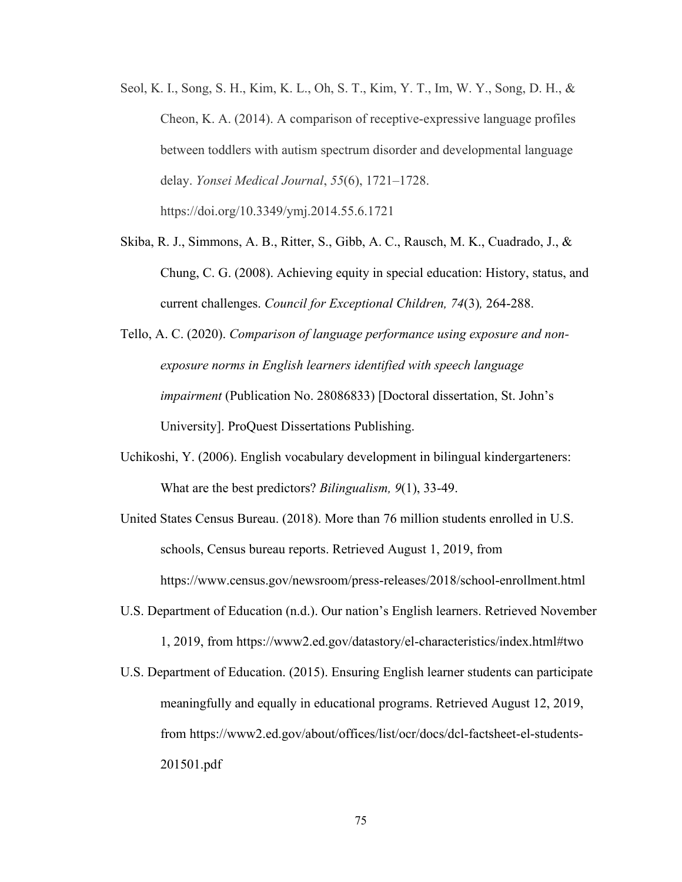Seol, K. I., Song, S. H., Kim, K. L., Oh, S. T., Kim, Y. T., Im, W. Y., Song, D. H., & Cheon, K. A. (2014). A comparison of receptive-expressive language profiles between toddlers with autism spectrum disorder and developmental language delay. *Yonsei Medical Journal*, *55*(6), 1721–1728. https://doi.org/10.3349/ymj.2014.55.6.1721

Skiba, R. J., Simmons, A. B., Ritter, S., Gibb, A. C., Rausch, M. K., Cuadrado, J., & Chung, C. G. (2008). Achieving equity in special education: History, status, and current challenges. *Council for Exceptional Children, 74*(3)*,* 264-288.

Tello, A. C. (2020). *Comparison of language performance using exposure and non-exposure norms in English learners identified with speech language impairment* (Publication No. 28086833) [Doctoral dissertation, St. John's University]. ProQuest Dissertations Publishing.

Uchikoshi, Y. (2006). English vocabulary development in bilingual kindergarteners: What are the best predictors? *Bilingualism, 9*(1), 33-49.

United States Census Bureau. (2018). More than 76 million students enrolled in U.S. schools, Census bureau reports. Retrieved August 1, 2019, from https://www.census.gov/newsroom/press-releases/2018/school-enrollment.html

U.S. Department of Education (n.d.). Our nation's English learners. Retrieved November 1, 2019, from https://www2.ed.gov/datastory/el-characteristics/index.html#two

U.S. Department of Education. (2015). Ensuring English learner students can participate meaningfully and equally in educational programs. Retrieved August 12, 2019, from https://www2.ed.gov/about/offices/list/ocr/docs/dcl-factsheet-el-students-201501.pdf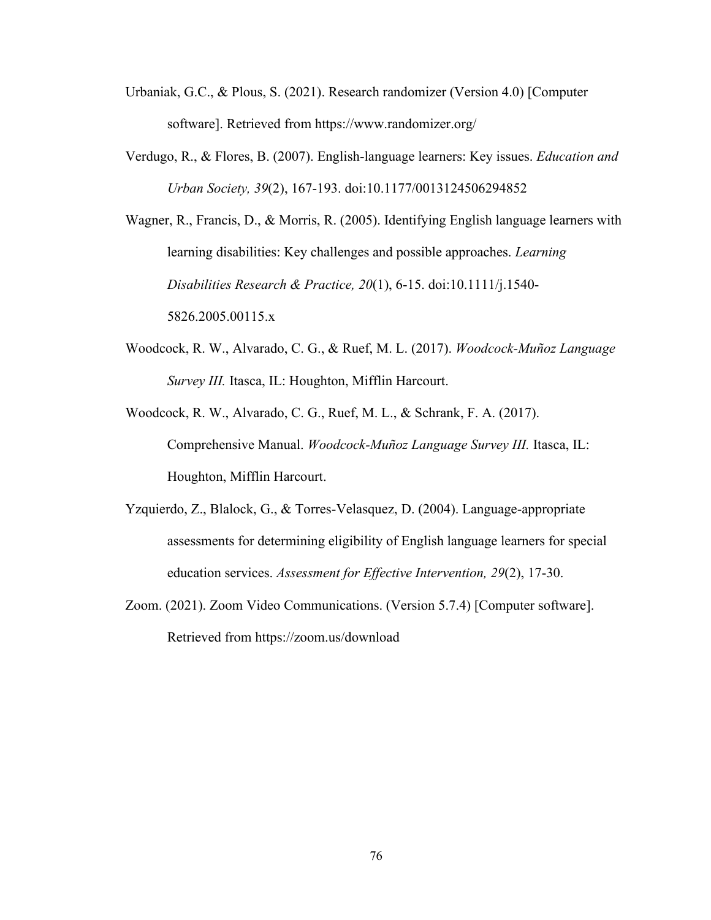Urbaniak, G.C., & Plous, S. (2021). Research randomizer (Version 4.0) [Computer software]. Retrieved from https://www.randomizer.org/

Verdugo, R., & Flores, B. (2007). English-language learners: Key issues. *Education and Urban Society, 39*(2), 167-193. doi:10.1177/0013124506294852

Wagner, R., Francis, D., & Morris, R. (2005). Identifying English language learners with learning disabilities: Key challenges and possible approaches. *Learning Disabilities Research & Practice, 20*(1), 6-15. doi:10.1111/j.1540-5826.2005.00115.x

Woodcock, R. W., Alvarado, C. G., & Ruef, M. L. (2017). *Woodcock-Muñoz Language Survey III.* Itasca, IL: Houghton, Mifflin Harcourt.

Woodcock, R. W., Alvarado, C. G., Ruef, M. L., & Schrank, F. A. (2017). Comprehensive Manual. *Woodcock-Muñoz Language Survey III.* Itasca, IL: Houghton, Mifflin Harcourt.

Yzquierdo, Z., Blalock, G., & Torres-Velasquez, D. (2004). Language-appropriate assessments for determining eligibility of English language learners for special education services. *Assessment for Effective Intervention, 29*(2), 17-30.

Zoom. (2021). Zoom Video Communications. (Version 5.7.4) [Computer software]. Retrieved from https://zoom.us/download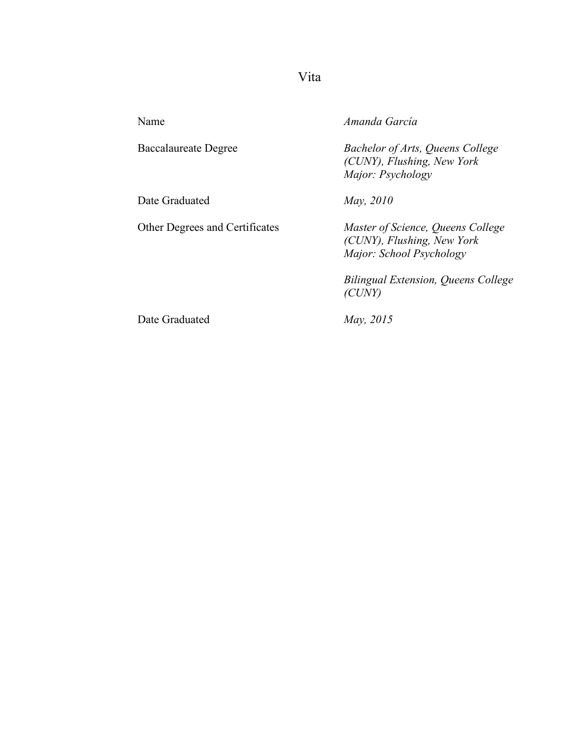# Vita

| | |
|---|---|
| Name | *Amanda García* |
| Baccalaureate Degree | *Bachelor of Arts, Queens College (CUNY), Flushing, New York*<br>*Major: Psychology* |
| Date Graduated | *May, 2010* |
| Other Degrees and Certificates | *Master of Science, Queens College (CUNY), Flushing, New York*<br>*Major: School Psychology*<br><br>*Bilingual Extension, Queens College (CUNY)* |
| Date Graduated | *May, 2015* |